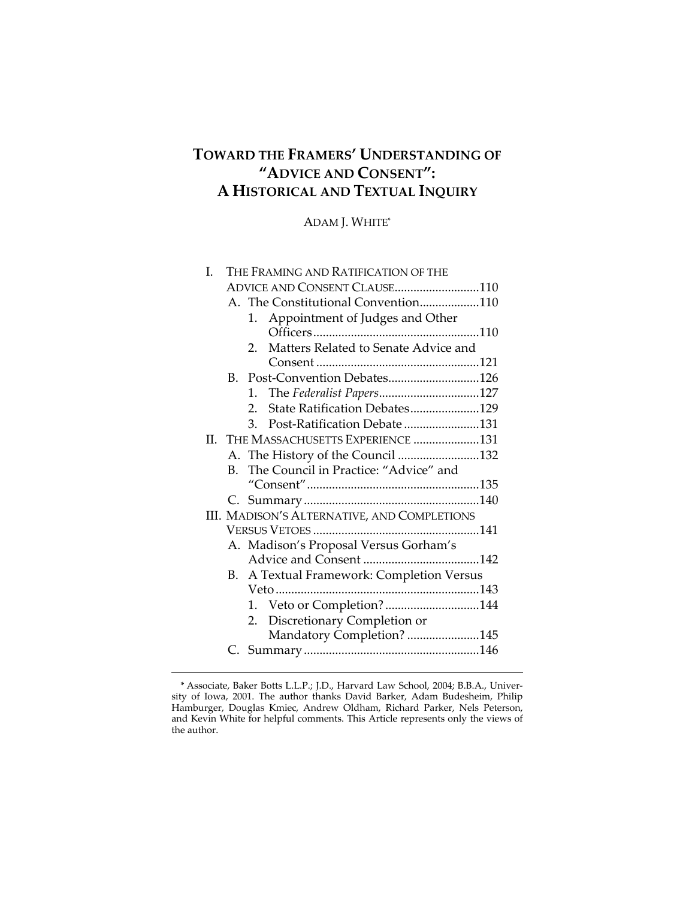# TOWARD THE FRAMERS' UNDERSTANDING OF "ADVICE AND CONSENT": A HISTORICAL AND TEXTUAL INQUIRY

ADAM J. WHITE*

- I. THE FRAMING AND RATIFICATION OF THE ADVICE AND CONSENT CLAUSE ........................... 110
  - A. The Constitutional Convention ................... 110
    - 1. Appointment of Judges and Other Officers ..................................................... 110
    - 2. Matters Related to Senate Advice and Consent .................................................... 121
  - B. Post-Convention Debates ............................. 126
    - 1. The *Federalist Papers* ................................ 127
    - 2. State Ratification Debates ...................... 129
    - 3. Post-Ratification Debate ........................ 131
- II. THE MASSACHUSETTS EXPERIENCE ..................... 131
  - A. The History of the Council .......................... 132
  - B. The Council in Practice: "Advice" and "Consent" ....................................................... 135
  - C. Summary ........................................................ 140
- III. MADISON'S ALTERNATIVE, AND COMPLETIONS VERSUS VETOES ..................................................... 141
  - A. Madison's Proposal Versus Gorham's Advice and Consent ..................................... 142
  - B. A Textual Framework: Completion Versus Veto ................................................................ 143
    - 1. Veto or Completion? .............................. 144
    - 2. Discretionary Completion or Mandatory Completion? ....................... 145
  - C. Summary ........................................................ 146

---

\* Associate, Baker Botts L.L.P.; J.D., Harvard Law School, 2004; B.B.A., University of Iowa, 2001. The author thanks David Barker, Adam Budesheim, Philip Hamburger, Douglas Kmiec, Andrew Oldham, Richard Parker, Nels Peterson, and Kevin White for helpful comments. This Article represents only the views of the author.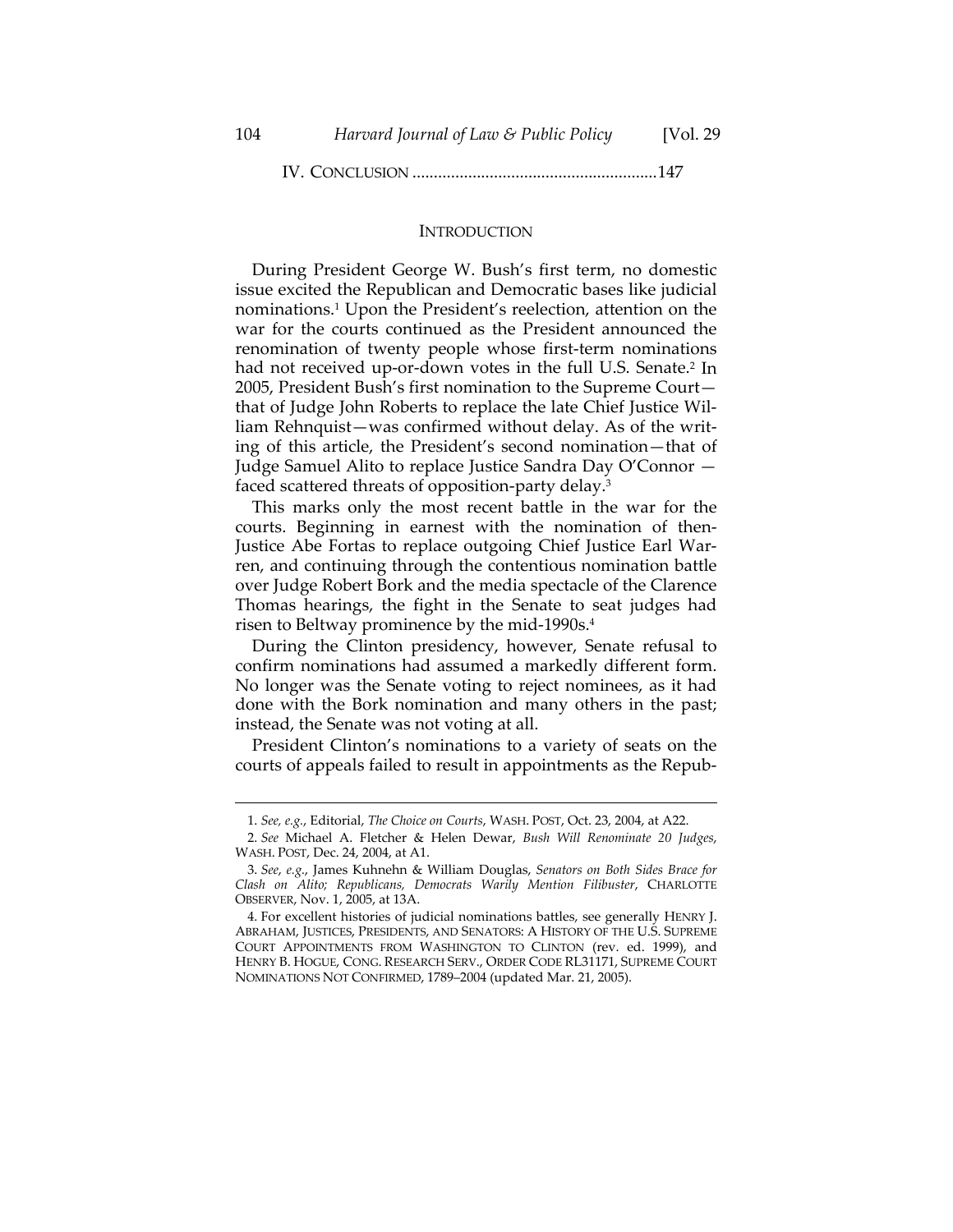IV. CONCLUSION ........................................................147

## INTRODUCTION

During President George W. Bush's first term, no domestic issue excited the Republican and Democratic bases like judicial nominations.[1] Upon the President's reelection, attention on the war for the courts continued as the President announced the renomination of twenty people whose first-term nominations had not received up-or-down votes in the full U.S. Senate.[2] In 2005, President Bush's first nomination to the Supreme Court—that of Judge John Roberts to replace the late Chief Justice William Rehnquist—was confirmed without delay. As of the writing of this article, the President's second nomination—that of Judge Samuel Alito to replace Justice Sandra Day O'Connor —faced scattered threats of opposition-party delay.[3]

This marks only the most recent battle in the war for the courts. Beginning in earnest with the nomination of then-Justice Abe Fortas to replace outgoing Chief Justice Earl Warren, and continuing through the contentious nomination battle over Judge Robert Bork and the media spectacle of the Clarence Thomas hearings, the fight in the Senate to seat judges had risen to Beltway prominence by the mid-1990s.[4]

During the Clinton presidency, however, Senate refusal to confirm nominations had assumed a markedly different form. No longer was the Senate voting to reject nominees, as it had done with the Bork nomination and many others in the past; instead, the Senate was not voting at all.

President Clinton's nominations to a variety of seats on the courts of appeals failed to result in appointments as the Repub-

---

1. *See, e.g.*, Editorial, *The Choice on Courts*, WASH. POST, Oct. 23, 2004, at A22.

2. *See* Michael A. Fletcher & Helen Dewar, *Bush Will Renominate 20 Judges*, WASH. POST, Dec. 24, 2004, at A1.

3. *See, e.g.*, James Kuhnehn & William Douglas, *Senators on Both Sides Brace for Clash on Alito; Republicans, Democrats Warily Mention Filibuster*, CHARLOTTE OBSERVER, Nov. 1, 2005, at 13A.

4. For excellent histories of judicial nominations battles, see generally HENRY J. ABRAHAM, JUSTICES, PRESIDENTS, AND SENATORS: A HISTORY OF THE U.S. SUPREME COURT APPOINTMENTS FROM WASHINGTON TO CLINTON (rev. ed. 1999), and HENRY B. HOGUE, CONG. RESEARCH SERV., ORDER CODE RL31171, SUPREME COURT NOMINATIONS NOT CONFIRMED, 1789–2004 (updated Mar. 21, 2005).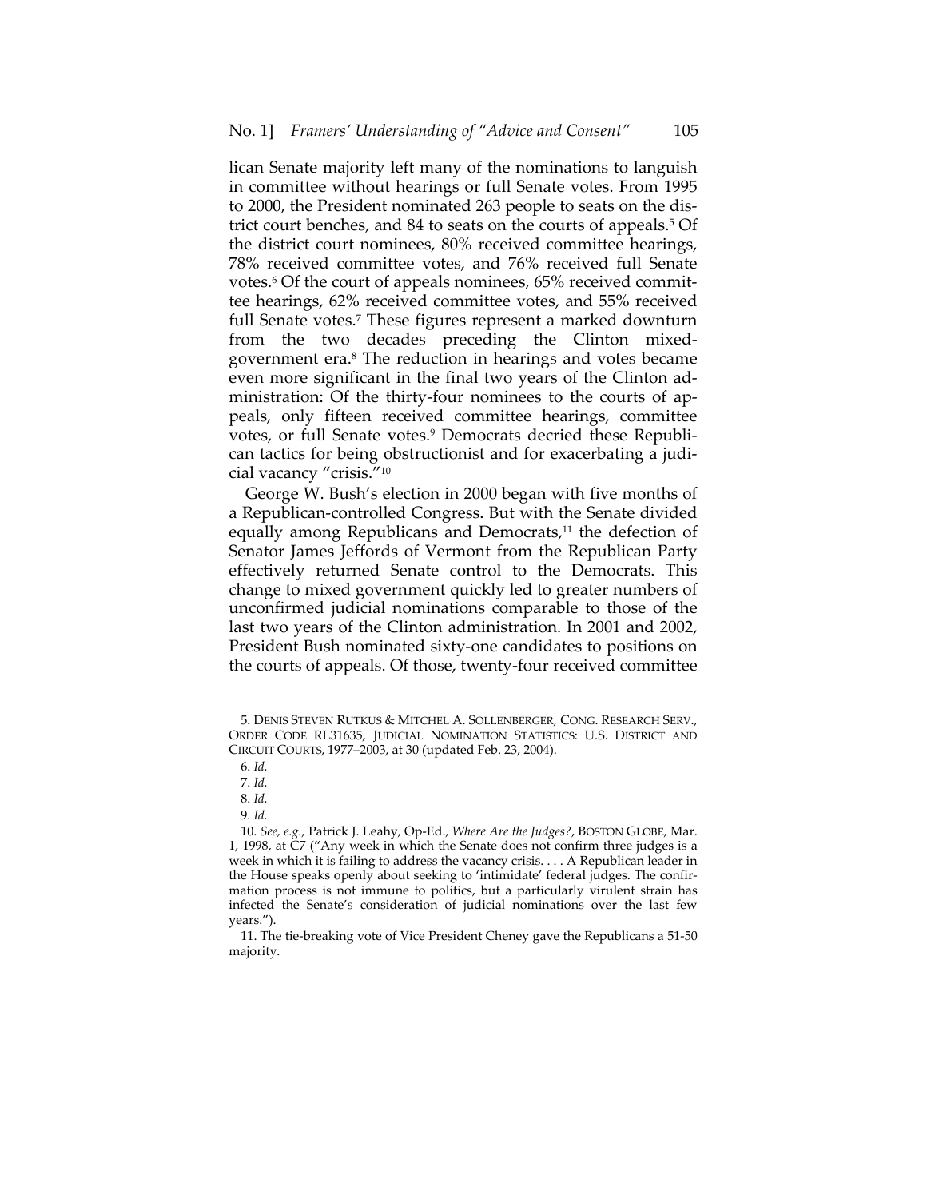lican Senate majority left many of the nominations to languish in committee without hearings or full Senate votes. From 1995 to 2000, the President nominated 263 people to seats on the district court benches, and 84 to seats on the courts of appeals.[5] Of the district court nominees, 80% received committee hearings, 78% received committee votes, and 76% received full Senate votes.[6] Of the court of appeals nominees, 65% received committee hearings, 62% received committee votes, and 55% received full Senate votes.[7] These figures represent a marked downturn from the two decades preceding the Clinton mixed-government era.[8] The reduction in hearings and votes became even more significant in the final two years of the Clinton administration: Of the thirty-four nominees to the courts of appeals, only fifteen received committee hearings, committee votes, or full Senate votes.[9] Democrats decried these Republican tactics for being obstructionist and for exacerbating a judicial vacancy "crisis."[10]

George W. Bush's election in 2000 began with five months of a Republican-controlled Congress. But with the Senate divided equally among Republicans and Democrats,[11] the defection of Senator James Jeffords of Vermont from the Republican Party effectively returned Senate control to the Democrats. This change to mixed government quickly led to greater numbers of unconfirmed judicial nominations comparable to those of the last two years of the Clinton administration. In 2001 and 2002, President Bush nominated sixty-one candidates to positions on the courts of appeals. Of those, twenty-four received committee

---

5. DENIS STEVEN RUTKUS & MITCHEL A. SOLLENBERGER, CONG. RESEARCH SERV., ORDER CODE RL31635, JUDICIAL NOMINATION STATISTICS: U.S. DISTRICT AND CIRCUIT COURTS, 1977–2003, at 30 (updated Feb. 23, 2004).

6. *Id.*

7. *Id.*

8. *Id.*

9. *Id.*

10. *See, e.g.*, Patrick J. Leahy, Op-Ed., *Where Are the Judges?*, BOSTON GLOBE, Mar. 1, 1998, at C7 ("Any week in which the Senate does not confirm three judges is a week in which it is failing to address the vacancy crisis. . . . A Republican leader in the House speaks openly about seeking to 'intimidate' federal judges. The confirmation process is not immune to politics, but a particularly virulent strain has infected the Senate's consideration of judicial nominations over the last few years.").

11. The tie-breaking vote of Vice President Cheney gave the Republicans a 51-50 majority.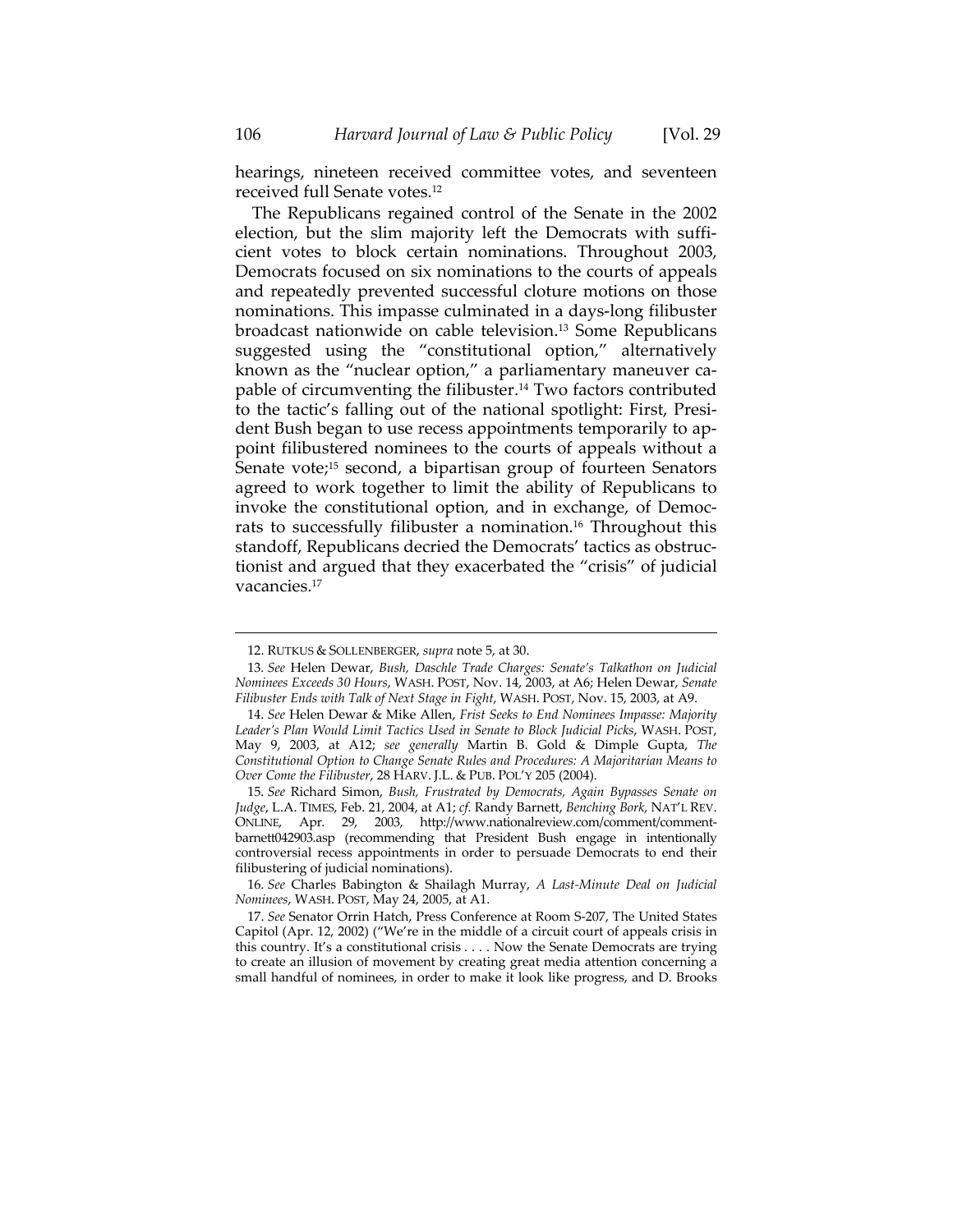hearings, nineteen received committee votes, and seventeen received full Senate votes.[12]

The Republicans regained control of the Senate in the 2002 election, but the slim majority left the Democrats with sufficient votes to block certain nominations. Throughout 2003, Democrats focused on six nominations to the courts of appeals and repeatedly prevented successful cloture motions on those nominations. This impasse culminated in a days-long filibuster broadcast nationwide on cable television.[13] Some Republicans suggested using the "constitutional option," alternatively known as the "nuclear option," a parliamentary maneuver capable of circumventing the filibuster.[14] Two factors contributed to the tactic's falling out of the national spotlight: First, President Bush began to use recess appointments temporarily to appoint filibustered nominees to the courts of appeals without a Senate vote;[15] second, a bipartisan group of fourteen Senators agreed to work together to limit the ability of Republicans to invoke the constitutional option, and in exchange, of Democrats to successfully filibuster a nomination.[16] Throughout this standoff, Republicans decried the Democrats' tactics as obstructionist and argued that they exacerbated the "crisis" of judicial vacancies.[17]

---

12. RUTKUS & SOLLENBERGER, *supra* note 5, at 30.

13. *See* Helen Dewar, *Bush, Daschle Trade Charges: Senate's Talkathon on Judicial Nominees Exceeds 30 Hours*, WASH. POST, Nov. 14, 2003, at A6; Helen Dewar, *Senate Filibuster Ends with Talk of Next Stage in Fight*, WASH. POST, Nov. 15, 2003, at A9.

14. *See* Helen Dewar & Mike Allen, *Frist Seeks to End Nominees Impasse: Majority Leader's Plan Would Limit Tactics Used in Senate to Block Judicial Picks*, WASH. POST, May 9, 2003, at A12; *see generally* Martin B. Gold & Dimple Gupta, *The Constitutional Option to Change Senate Rules and Procedures: A Majoritarian Means to Over Come the Filibuster*, 28 HARV. J.L. & PUB. POL'Y 205 (2004).

15. *See* Richard Simon, *Bush, Frustrated by Democrats, Again Bypasses Senate on Judge*, L.A. TIMES, Feb. 21, 2004, at A1; *cf.* Randy Barnett, *Benching Bork*, NAT'L REV. ONLINE, Apr. 29, 2003, http://www.nationalreview.com/comment/comment-barnett042903.asp (recommending that President Bush engage in intentionally controversial recess appointments in order to persuade Democrats to end their filibustering of judicial nominations).

16. *See* Charles Babington & Shailagh Murray, *A Last-Minute Deal on Judicial Nominees*, WASH. POST, May 24, 2005, at A1.

17. *See* Senator Orrin Hatch, Press Conference at Room S-207, The United States Capitol (Apr. 12, 2002) ("We're in the middle of a circuit court of appeals crisis in this country. It's a constitutional crisis . . . . Now the Senate Democrats are trying to create an illusion of movement by creating great media attention concerning a small handful of nominees, in order to make it look like progress, and D. Brooks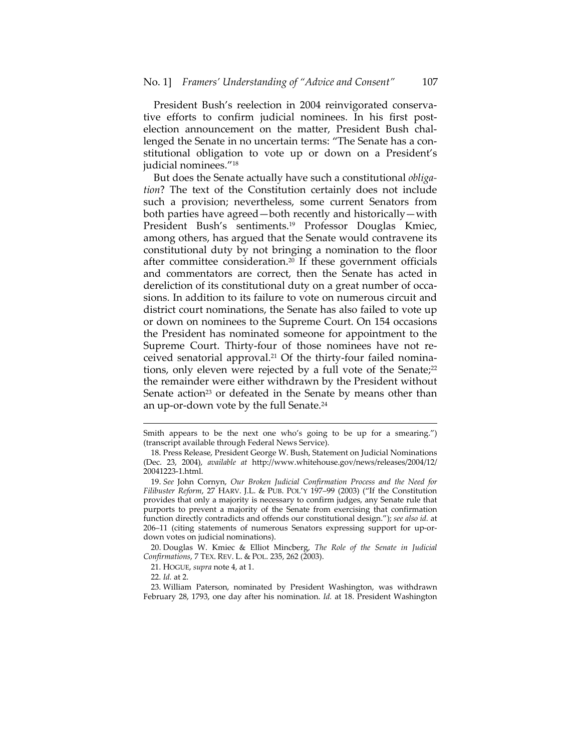President Bush's reelection in 2004 reinvigorated conservative efforts to confirm judicial nominees. In his first post-election announcement on the matter, President Bush challenged the Senate in no uncertain terms: "The Senate has a constitutional obligation to vote up or down on a President's judicial nominees."[18]

But does the Senate actually have such a constitutional *obligation*? The text of the Constitution certainly does not include such a provision; nevertheless, some current Senators from both parties have agreed—both recently and historically—with President Bush's sentiments.[19] Professor Douglas Kmiec, among others, has argued that the Senate would contravene its constitutional duty by not bringing a nomination to the floor after committee consideration.[20] If these government officials and commentators are correct, then the Senate has acted in dereliction of its constitutional duty on a great number of occasions. In addition to its failure to vote on numerous circuit and district court nominations, the Senate has also failed to vote up or down on nominees to the Supreme Court. On 154 occasions the President has nominated someone for appointment to the Supreme Court. Thirty-four of those nominees have not received senatorial approval.[21] Of the thirty-four failed nominations, only eleven were rejected by a full vote of the Senate;[22] the remainder were either withdrawn by the President without Senate action[23] or defeated in the Senate by means other than an up-or-down vote by the full Senate.[24]

---

Smith appears to be the next one who's going to be up for a smearing.") (transcript available through Federal News Service).

18. Press Release, President George W. Bush, Statement on Judicial Nominations (Dec. 23, 2004), *available at* http://www.whitehouse.gov/news/releases/2004/12/20041223-1.html.

19. *See* John Cornyn, *Our Broken Judicial Confirmation Process and the Need for Filibuster Reform*, 27 HARV. J.L. & PUB. POL'Y 197–99 (2003) ("If the Constitution provides that only a majority is necessary to confirm judges, any Senate rule that purports to prevent a majority of the Senate from exercising that confirmation function directly contradicts and offends our constitutional design."); *see also id.* at 206–11 (citing statements of numerous Senators expressing support for up-or-down votes on judicial nominations).

20. Douglas W. Kmiec & Elliot Mincberg, *The Role of the Senate in Judicial Confirmations*, 7 TEX. REV. L. & POL. 235, 262 (2003).

21. HOGUE, *supra* note 4, at 1.

22. *Id.* at 2.

23. William Paterson, nominated by President Washington, was withdrawn February 28, 1793, one day after his nomination. *Id.* at 18. President Washington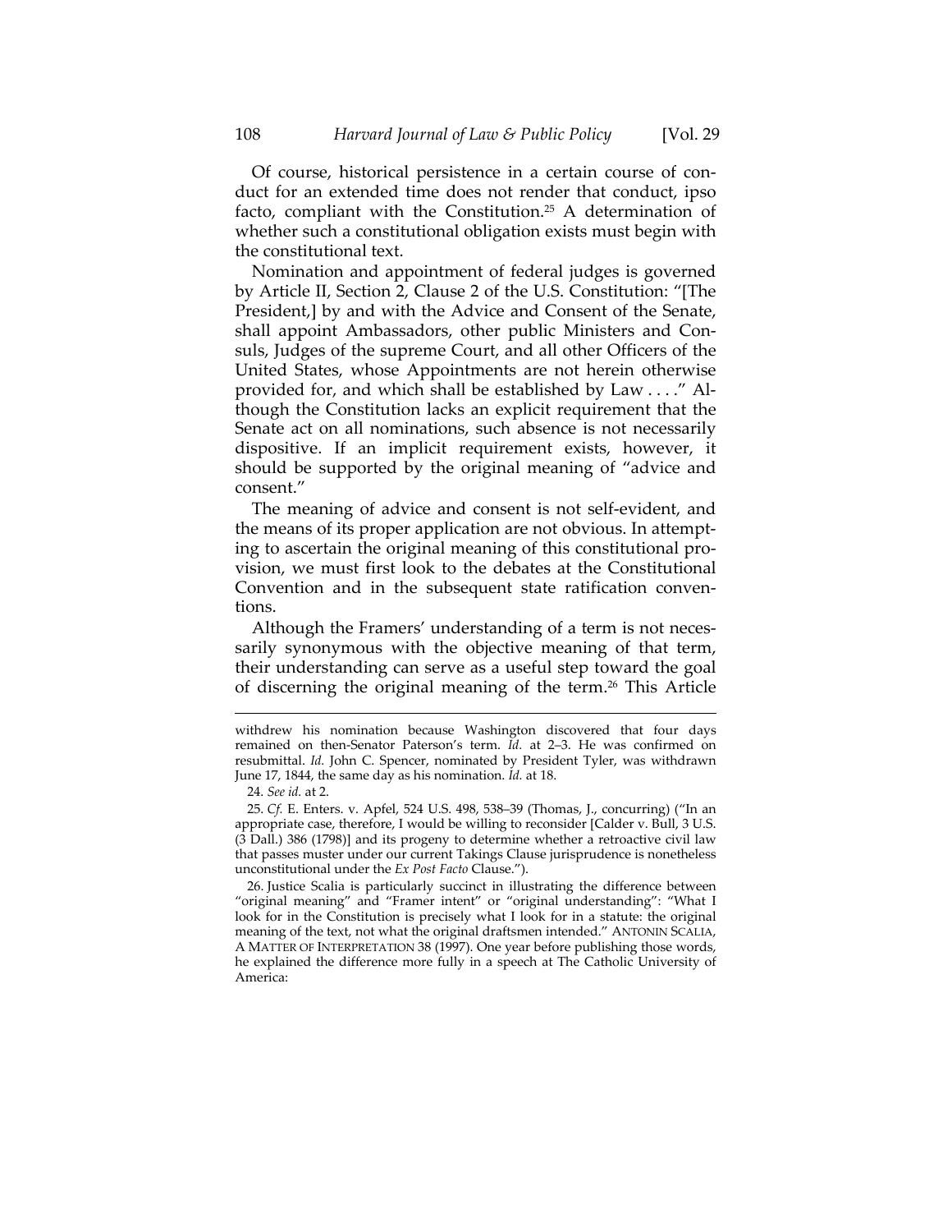Of course, historical persistence in a certain course of conduct for an extended time does not render that conduct, ipso facto, compliant with the Constitution.[25] A determination of whether such a constitutional obligation exists must begin with the constitutional text.

Nomination and appointment of federal judges is governed by Article II, Section 2, Clause 2 of the U.S. Constitution: "[The President,] by and with the Advice and Consent of the Senate, shall appoint Ambassadors, other public Ministers and Consuls, Judges of the supreme Court, and all other Officers of the United States, whose Appointments are not herein otherwise provided for, and which shall be established by Law . . . ." Although the Constitution lacks an explicit requirement that the Senate act on all nominations, such absence is not necessarily dispositive. If an implicit requirement exists, however, it should be supported by the original meaning of "advice and consent."

The meaning of advice and consent is not self-evident, and the means of its proper application are not obvious. In attempting to ascertain the original meaning of this constitutional provision, we must first look to the debates at the Constitutional Convention and in the subsequent state ratification conventions.

Although the Framers' understanding of a term is not necessarily synonymous with the objective meaning of that term, their understanding can serve as a useful step toward the goal of discerning the original meaning of the term.[26] This Article

---

withdrew his nomination because Washington discovered that four days remained on then-Senator Paterson's term. *Id.* at 2–3. He was confirmed on resubmittal. *Id.* John C. Spencer, nominated by President Tyler, was withdrawn June 17, 1844, the same day as his nomination. *Id.* at 18.

24. *See id.* at 2.

25. *Cf.* E. Enters. v. Apfel, 524 U.S. 498, 538–39 (Thomas, J., concurring) ("In an appropriate case, therefore, I would be willing to reconsider [Calder v. Bull, 3 U.S. (3 Dall.) 386 (1798)] and its progeny to determine whether a retroactive civil law that passes muster under our current Takings Clause jurisprudence is nonetheless unconstitutional under the *Ex Post Facto* Clause.").

26. Justice Scalia is particularly succinct in illustrating the difference between "original meaning" and "Framer intent" or "original understanding": "What I look for in the Constitution is precisely what I look for in a statute: the original meaning of the text, not what the original draftsmen intended." ANTONIN SCALIA, A MATTER OF INTERPRETATION 38 (1997). One year before publishing those words, he explained the difference more fully in a speech at The Catholic University of America: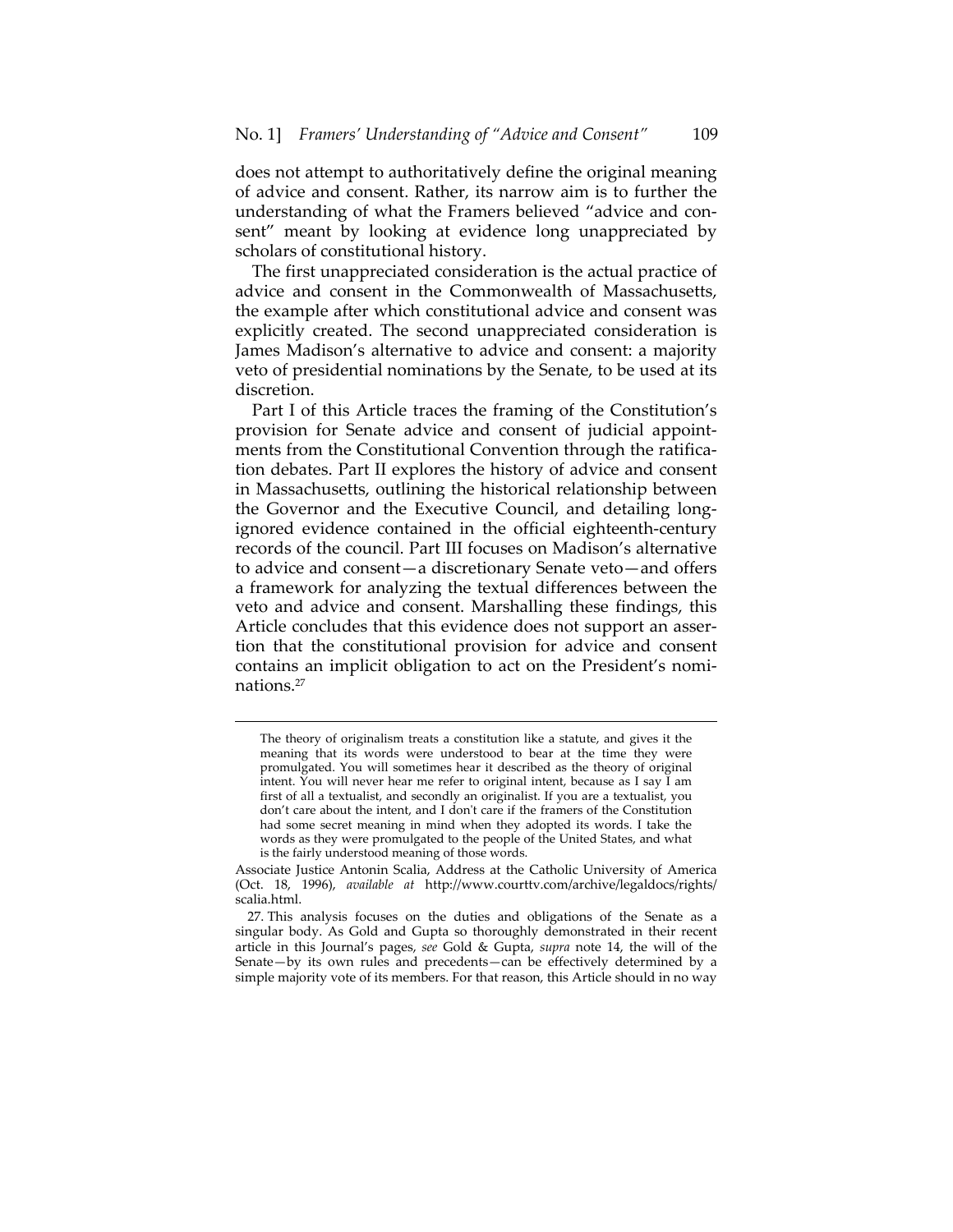does not attempt to authoritatively define the original meaning of advice and consent. Rather, its narrow aim is to further the understanding of what the Framers believed "advice and consent" meant by looking at evidence long unappreciated by scholars of constitutional history.

The first unappreciated consideration is the actual practice of advice and consent in the Commonwealth of Massachusetts, the example after which constitutional advice and consent was explicitly created. The second unappreciated consideration is James Madison's alternative to advice and consent: a majority veto of presidential nominations by the Senate, to be used at its discretion.

Part I of this Article traces the framing of the Constitution's provision for Senate advice and consent of judicial appointments from the Constitutional Convention through the ratification debates. Part II explores the history of advice and consent in Massachusetts, outlining the historical relationship between the Governor and the Executive Council, and detailing long-ignored evidence contained in the official eighteenth-century records of the council. Part III focuses on Madison's alternative to advice and consent—a discretionary Senate veto—and offers a framework for analyzing the textual differences between the veto and advice and consent. Marshalling these findings, this Article concludes that this evidence does not support an assertion that the constitutional provision for advice and consent contains an implicit obligation to act on the President's nominations.[27]

---

> The theory of originalism treats a constitution like a statute, and gives it the meaning that its words were understood to bear at the time they were promulgated. You will sometimes hear it described as the theory of original intent. You will never hear me refer to original intent, because as I say I am first of all a textualist, and secondly an originalist. If you are a textualist, you don't care about the intent, and I don't care if the framers of the Constitution had some secret meaning in mind when they adopted its words. I take the words as they were promulgated to the people of the United States, and what is the fairly understood meaning of those words.

Associate Justice Antonin Scalia, Address at the Catholic University of America (Oct. 18, 1996), *available at* http://www.courttv.com/archive/legaldocs/rights/scalia.html.

27. This analysis focuses on the duties and obligations of the Senate as a singular body. As Gold and Gupta so thoroughly demonstrated in their recent article in this Journal's pages, *see* Gold & Gupta, *supra* note 14, the will of the Senate—by its own rules and precedents—can be effectively determined by a simple majority vote of its members. For that reason, this Article should in no way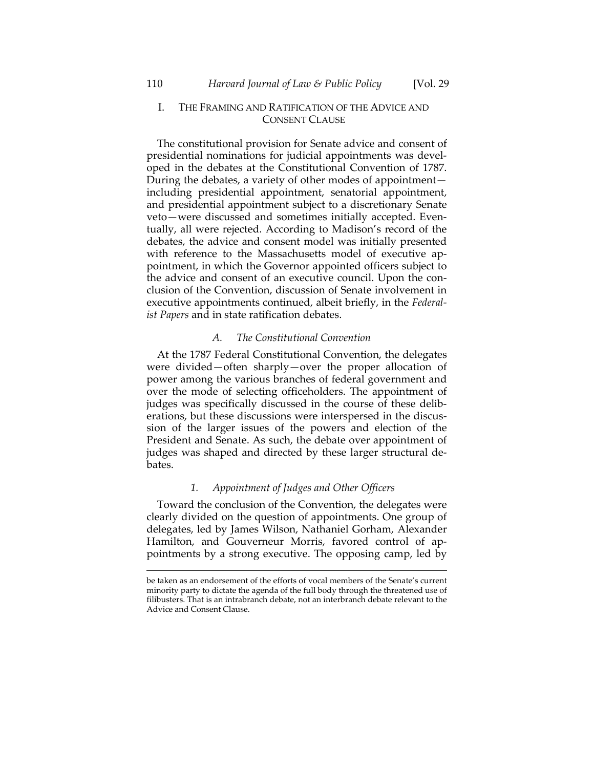## I. THE FRAMING AND RATIFICATION OF THE ADVICE AND CONSENT CLAUSE

The constitutional provision for Senate advice and consent of presidential nominations for judicial appointments was developed in the debates at the Constitutional Convention of 1787. During the debates, a variety of other modes of appointment—including presidential appointment, senatorial appointment, and presidential appointment subject to a discretionary Senate veto—were discussed and sometimes initially accepted. Eventually, all were rejected. According to Madison's record of the debates, the advice and consent model was initially presented with reference to the Massachusetts model of executive appointment, in which the Governor appointed officers subject to the advice and consent of an executive council. Upon the conclusion of the Convention, discussion of Senate involvement in executive appointments continued, albeit briefly, in the *Federalist Papers* and in state ratification debates.

### A. *The Constitutional Convention*

At the 1787 Federal Constitutional Convention, the delegates were divided—often sharply—over the proper allocation of power among the various branches of federal government and over the mode of selecting officeholders. The appointment of judges was specifically discussed in the course of these deliberations, but these discussions were interspersed in the discussion of the larger issues of the powers and election of the President and Senate. As such, the debate over appointment of judges was shaped and directed by these larger structural debates.

#### 1. *Appointment of Judges and Other Officers*

Toward the conclusion of the Convention, the delegates were clearly divided on the question of appointments. One group of delegates, led by James Wilson, Nathaniel Gorham, Alexander Hamilton, and Gouverneur Morris, favored control of appointments by a strong executive. The opposing camp, led by

---

be taken as an endorsement of the efforts of vocal members of the Senate's current minority party to dictate the agenda of the full body through the threatened use of filibusters. That is an intrabranch debate, not an interbranch debate relevant to the Advice and Consent Clause.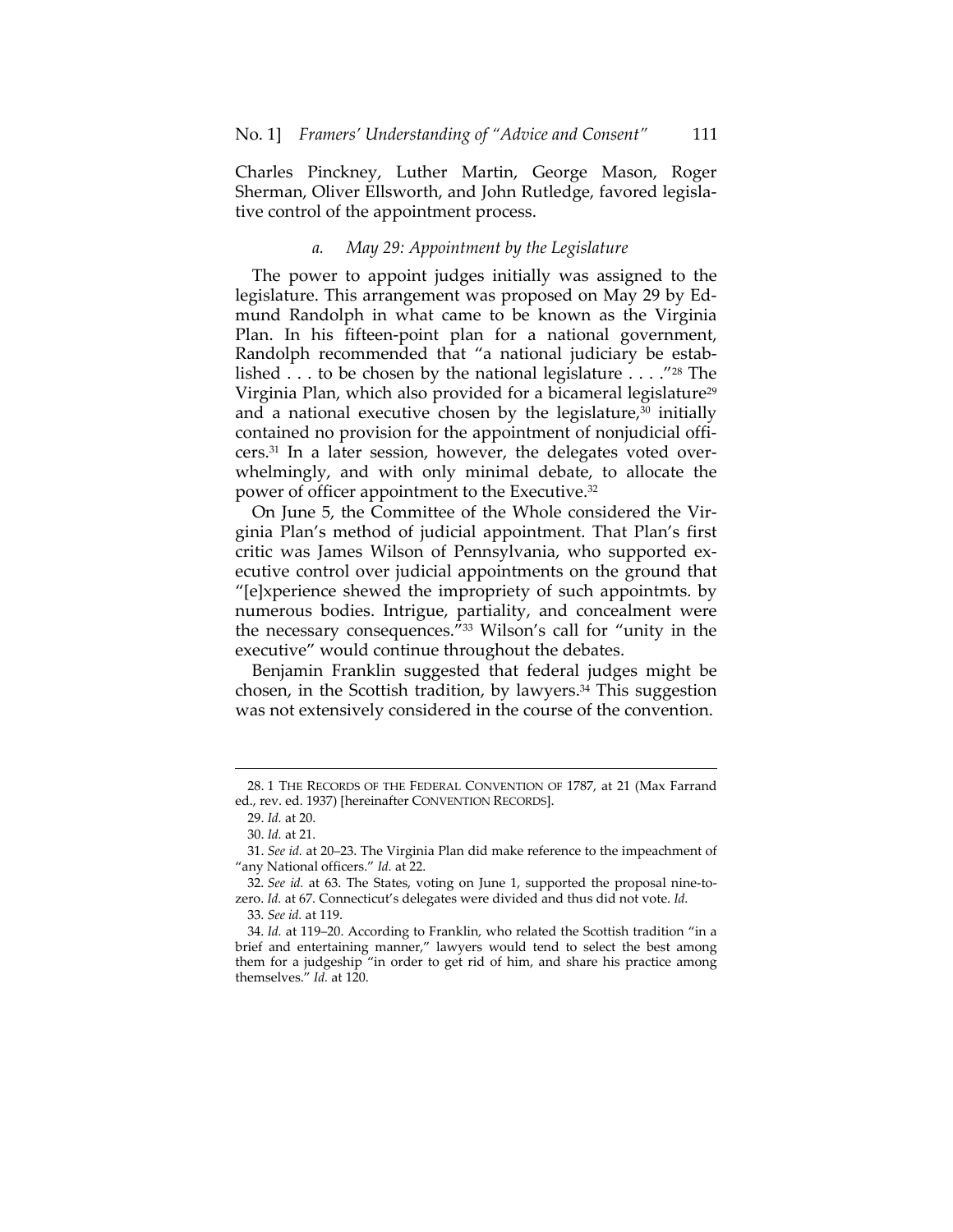Charles Pinckney, Luther Martin, George Mason, Roger Sherman, Oliver Ellsworth, and John Rutledge, favored legislative control of the appointment process.

#### *a. May 29: Appointment by the Legislature*

The power to appoint judges initially was assigned to the legislature. This arrangement was proposed on May 29 by Edmund Randolph in what came to be known as the Virginia Plan. In his fifteen-point plan for a national government, Randolph recommended that "a national judiciary be established . . . to be chosen by the national legislature . . . ."[28] The Virginia Plan, which also provided for a bicameral legislature[29] and a national executive chosen by the legislature,[30] initially contained no provision for the appointment of nonjudicial officers.[31] In a later session, however, the delegates voted overwhelmingly, and with only minimal debate, to allocate the power of officer appointment to the Executive.[32]

On June 5, the Committee of the Whole considered the Virginia Plan's method of judicial appointment. That Plan's first critic was James Wilson of Pennsylvania, who supported executive control over judicial appointments on the ground that "[e]xperience shewed the impropriety of such appointmts. by numerous bodies. Intrigue, partiality, and concealment were the necessary consequences."[33] Wilson's call for "unity in the executive" would continue throughout the debates.

Benjamin Franklin suggested that federal judges might be chosen, in the Scottish tradition, by lawyers.[34] This suggestion was not extensively considered in the course of the convention.

---

28. 1 THE RECORDS OF THE FEDERAL CONVENTION OF 1787, at 21 (Max Farrand ed., rev. ed. 1937) [hereinafter CONVENTION RECORDS].

29. *Id.* at 20.

30. *Id.* at 21.

31. *See id.* at 20–23. The Virginia Plan did make reference to the impeachment of "any National officers." *Id.* at 22.

32. *See id.* at 63. The States, voting on June 1, supported the proposal nine-to-zero. *Id.* at 67. Connecticut's delegates were divided and thus did not vote. *Id.*

33. *See id.* at 119.

34. *Id.* at 119–20. According to Franklin, who related the Scottish tradition "in a brief and entertaining manner," lawyers would tend to select the best among them for a judgeship "in order to get rid of him, and share his practice among themselves." *Id.* at 120.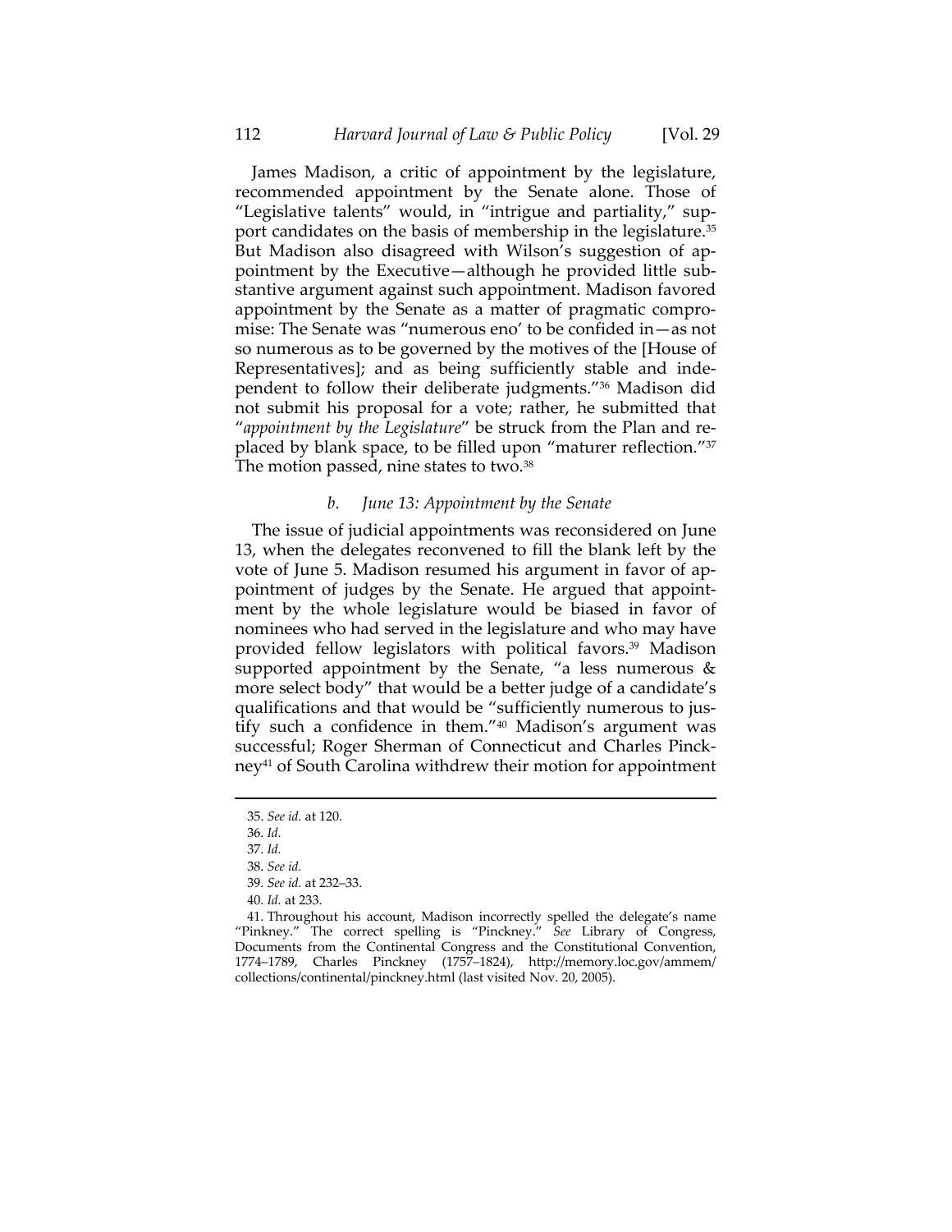James Madison, a critic of appointment by the legislature, recommended appointment by the Senate alone. Those of "Legislative talents" would, in "intrigue and partiality," support candidates on the basis of membership in the legislature.[35] But Madison also disagreed with Wilson's suggestion of appointment by the Executive—although he provided little substantive argument against such appointment. Madison favored appointment by the Senate as a matter of pragmatic compromise: The Senate was "numerous eno' to be confided in—as not so numerous as to be governed by the motives of the [House of Representatives]; and as being sufficiently stable and independent to follow their deliberate judgments."[36] Madison did not submit his proposal for a vote; rather, he submitted that "*appointment by the Legislature*" be struck from the Plan and replaced by blank space, to be filled upon "maturer reflection."[37] The motion passed, nine states to two.[38]

#### *b. June 13: Appointment by the Senate*

The issue of judicial appointments was reconsidered on June 13, when the delegates reconvened to fill the blank left by the vote of June 5. Madison resumed his argument in favor of appointment of judges by the Senate. He argued that appointment by the whole legislature would be biased in favor of nominees who had served in the legislature and who may have provided fellow legislators with political favors.[39] Madison supported appointment by the Senate, "a less numerous & more select body" that would be a better judge of a candidate's qualifications and that would be "sufficiently numerous to justify such a confidence in them."[40] Madison's argument was successful; Roger Sherman of Connecticut and Charles Pinckney[41] of South Carolina withdrew their motion for appointment

---

35. *See id.* at 120.

36. *Id.*

37. *Id.*

38. *See id.*

39. *See id.* at 232–33.

40. *Id.* at 233.

41. Throughout his account, Madison incorrectly spelled the delegate's name "Pinkney." The correct spelling is "Pinckney." *See* Library of Congress, Documents from the Continental Congress and the Constitutional Convention, 1774–1789, Charles Pinckney (1757–1824), http://memory.loc.gov/ammem/collections/continental/pinckney.html (last visited Nov. 20, 2005).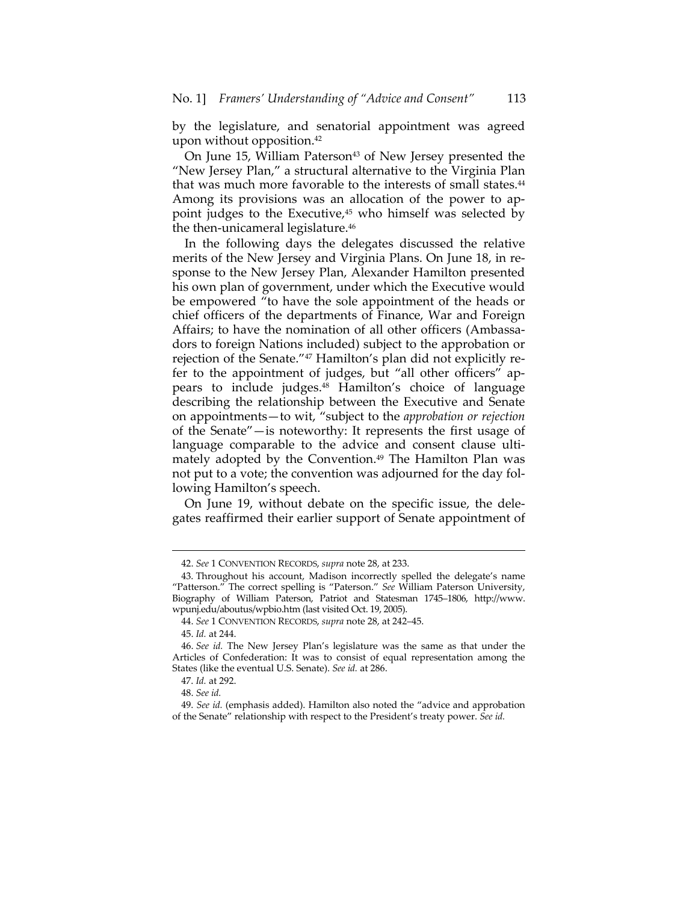by the legislature, and senatorial appointment was agreed upon without opposition.[42]

On June 15, William Paterson[43] of New Jersey presented the "New Jersey Plan," a structural alternative to the Virginia Plan that was much more favorable to the interests of small states.[44] Among its provisions was an allocation of the power to appoint judges to the Executive,[45] who himself was selected by the then-unicameral legislature.[46]

In the following days the delegates discussed the relative merits of the New Jersey and Virginia Plans. On June 18, in response to the New Jersey Plan, Alexander Hamilton presented his own plan of government, under which the Executive would be empowered "to have the sole appointment of the heads or chief officers of the departments of Finance, War and Foreign Affairs; to have the nomination of all other officers (Ambassadors to foreign Nations included) subject to the approbation or rejection of the Senate."[47] Hamilton's plan did not explicitly refer to the appointment of judges, but "all other officers" appears to include judges.[48] Hamilton's choice of language describing the relationship between the Executive and Senate on appointments—to wit, "subject to the *approbation or rejection* of the Senate"—is noteworthy: It represents the first usage of language comparable to the advice and consent clause ultimately adopted by the Convention.[49] The Hamilton Plan was not put to a vote; the convention was adjourned for the day following Hamilton's speech.

On June 19, without debate on the specific issue, the delegates reaffirmed their earlier support of Senate appointment of

---

42. *See* 1 CONVENTION RECORDS, *supra* note 28, at 233.

43. Throughout his account, Madison incorrectly spelled the delegate's name "Patterson." The correct spelling is "Paterson." *See* William Paterson University, Biography of William Paterson, Patriot and Statesman 1745–1806, http://www.wpunj.edu/aboutus/wpbio.htm (last visited Oct. 19, 2005).

44. *See* 1 CONVENTION RECORDS, *supra* note 28, at 242–45.

45. *Id.* at 244.

46. *See id.* The New Jersey Plan's legislature was the same as that under the Articles of Confederation: It was to consist of equal representation among the States (like the eventual U.S. Senate). *See id.* at 286.

47. *Id.* at 292.

48. *See id.*

49. *See id.* (emphasis added). Hamilton also noted the "advice and approbation of the Senate" relationship with respect to the President's treaty power. *See id.*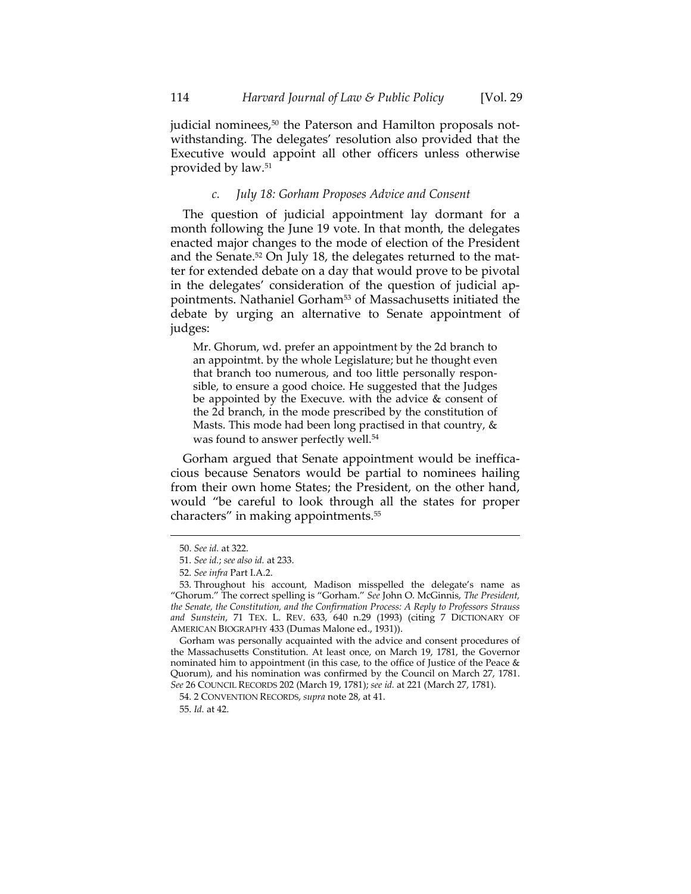judicial nominees,[50] the Paterson and Hamilton proposals notwithstanding. The delegates' resolution also provided that the Executive would appoint all other officers unless otherwise provided by law.[51]

#### *c. July 18: Gorham Proposes Advice and Consent*

The question of judicial appointment lay dormant for a month following the June 19 vote. In that month, the delegates enacted major changes to the mode of election of the President and the Senate.[52] On July 18, the delegates returned to the matter for extended debate on a day that would prove to be pivotal in the delegates' consideration of the question of judicial appointments. Nathaniel Gorham[53] of Massachusetts initiated the debate by urging an alternative to Senate appointment of judges:

> Mr. Ghorum, wd. prefer an appointment by the 2d branch to an appointmt. by the whole Legislature; but he thought even that branch too numerous, and too little personally responsible, to ensure a good choice. He suggested that the Judges be appointed by the Execuve. with the advice & consent of the 2d branch, in the mode prescribed by the constitution of Masts. This mode had been long practised in that country, & was found to answer perfectly well.[54]

Gorham argued that Senate appointment would be inefficacious because Senators would be partial to nominees hailing from their own home States; the President, on the other hand, would "be careful to look through all the states for proper characters" in making appointments.[55]

---

50. *See id.* at 322.

51. *See id.*; *see also id.* at 233.

52. *See infra* Part I.A.2.

53. Throughout his account, Madison misspelled the delegate's name as "Ghorum." The correct spelling is "Gorham." *See* John O. McGinnis, *The President, the Senate, the Constitution, and the Confirmation Process: A Reply to Professors Strauss and Sunstein*, 71 TEX. L. REV. 633, 640 n.29 (1993) (citing 7 DICTIONARY OF AMERICAN BIOGRAPHY 433 (Dumas Malone ed., 1931)).

Gorham was personally acquainted with the advice and consent procedures of the Massachusetts Constitution. At least once, on March 19, 1781, the Governor nominated him to appointment (in this case, to the office of Justice of the Peace & Quorum), and his nomination was confirmed by the Council on March 27, 1781. *See* 26 COUNCIL RECORDS 202 (March 19, 1781); *see id.* at 221 (March 27, 1781).

54. 2 CONVENTION RECORDS, *supra* note 28, at 41.

55. *Id.* at 42.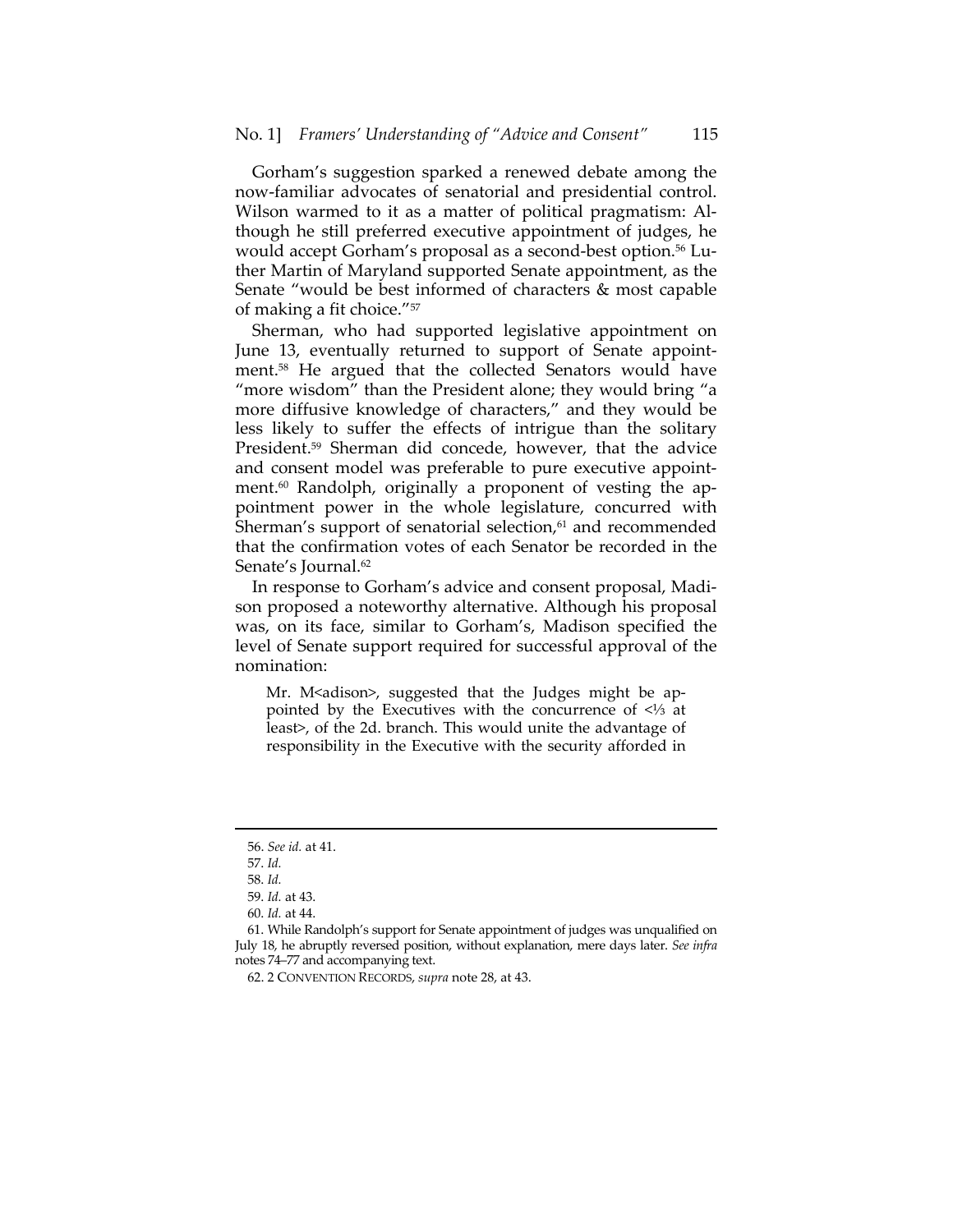Gorham's suggestion sparked a renewed debate among the now-familiar advocates of senatorial and presidential control. Wilson warmed to it as a matter of political pragmatism: Although he still preferred executive appointment of judges, he would accept Gorham's proposal as a second-best option.[56] Luther Martin of Maryland supported Senate appointment, as the Senate "would be best informed of characters & most capable of making a fit choice."[57]

Sherman, who had supported legislative appointment on June 13, eventually returned to support of Senate appointment.[58] He argued that the collected Senators would have "more wisdom" than the President alone; they would bring "a more diffusive knowledge of characters," and they would be less likely to suffer the effects of intrigue than the solitary President.[59] Sherman did concede, however, that the advice and consent model was preferable to pure executive appointment.[60] Randolph, originally a proponent of vesting the appointment power in the whole legislature, concurred with Sherman's support of senatorial selection,[61] and recommended that the confirmation votes of each Senator be recorded in the Senate's Journal.[62]

In response to Gorham's advice and consent proposal, Madison proposed a noteworthy alternative. Although his proposal was, on its face, similar to Gorham's, Madison specified the level of Senate support required for successful approval of the nomination:

> Mr. M<adison>, suggested that the Judges might be appointed by the Executives with the concurrence of <⅓ at least>, of the 2d. branch. This would unite the advantage of responsibility in the Executive with the security afforded in

---

56. *See id.* at 41.

57. *Id.*

58. *Id.*

59. *Id.* at 43.

60. *Id.* at 44.

61. While Randolph's support for Senate appointment of judges was unqualified on July 18, he abruptly reversed position, without explanation, mere days later. *See infra* notes 74–77 and accompanying text.

62. 2 CONVENTION RECORDS, *supra* note 28, at 43.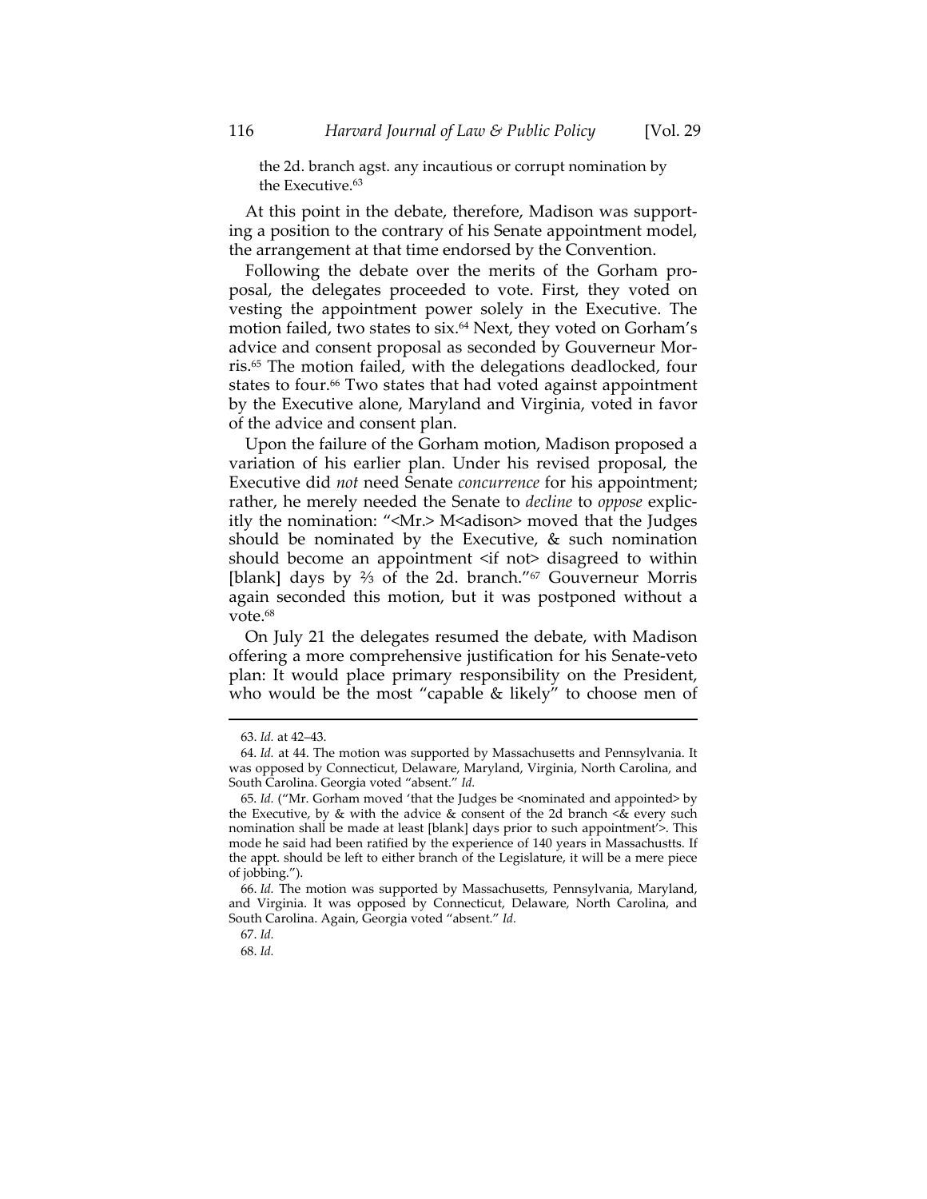> the 2d. branch agst. any incautious or corrupt nomination by the Executive.[63]

At this point in the debate, therefore, Madison was supporting a position to the contrary of his Senate appointment model, the arrangement at that time endorsed by the Convention.

Following the debate over the merits of the Gorham proposal, the delegates proceeded to vote. First, they voted on vesting the appointment power solely in the Executive. The motion failed, two states to six.[64] Next, they voted on Gorham's advice and consent proposal as seconded by Gouverneur Morris.[65] The motion failed, with the delegations deadlocked, four states to four.[66] Two states that had voted against appointment by the Executive alone, Maryland and Virginia, voted in favor of the advice and consent plan.

Upon the failure of the Gorham motion, Madison proposed a variation of his earlier plan. Under his revised proposal, the Executive did *not* need Senate *concurrence* for his appointment; rather, he merely needed the Senate to *decline* to *oppose* explicitly the nomination: "<Mr.> M<adison> moved that the Judges should be nominated by the Executive, & such nomination should become an appointment <if not> disagreed to within [blank] days by ⅔ of the 2d. branch."[67] Gouverneur Morris again seconded this motion, but it was postponed without a vote.[68]

On July 21 the delegates resumed the debate, with Madison offering a more comprehensive justification for his Senate-veto plan: It would place primary responsibility on the President, who would be the most "capable & likely" to choose men of

---

63. *Id.* at 42–43.

64. *Id.* at 44. The motion was supported by Massachusetts and Pennsylvania. It was opposed by Connecticut, Delaware, Maryland, Virginia, North Carolina, and South Carolina. Georgia voted "absent." *Id.*

65. *Id.* ("Mr. Gorham moved 'that the Judges be <nominated and appointed> by the Executive, by & with the advice & consent of the 2d branch <& every such nomination shall be made at least [blank] days prior to such appointment'>. This mode he said had been ratified by the experience of 140 years in Massachustts. If the appt. should be left to either branch of the Legislature, it will be a mere piece of jobbing.").

66. *Id.* The motion was supported by Massachusetts, Pennsylvania, Maryland, and Virginia. It was opposed by Connecticut, Delaware, North Carolina, and South Carolina. Again, Georgia voted "absent." *Id.*

67. *Id.*

68. *Id.*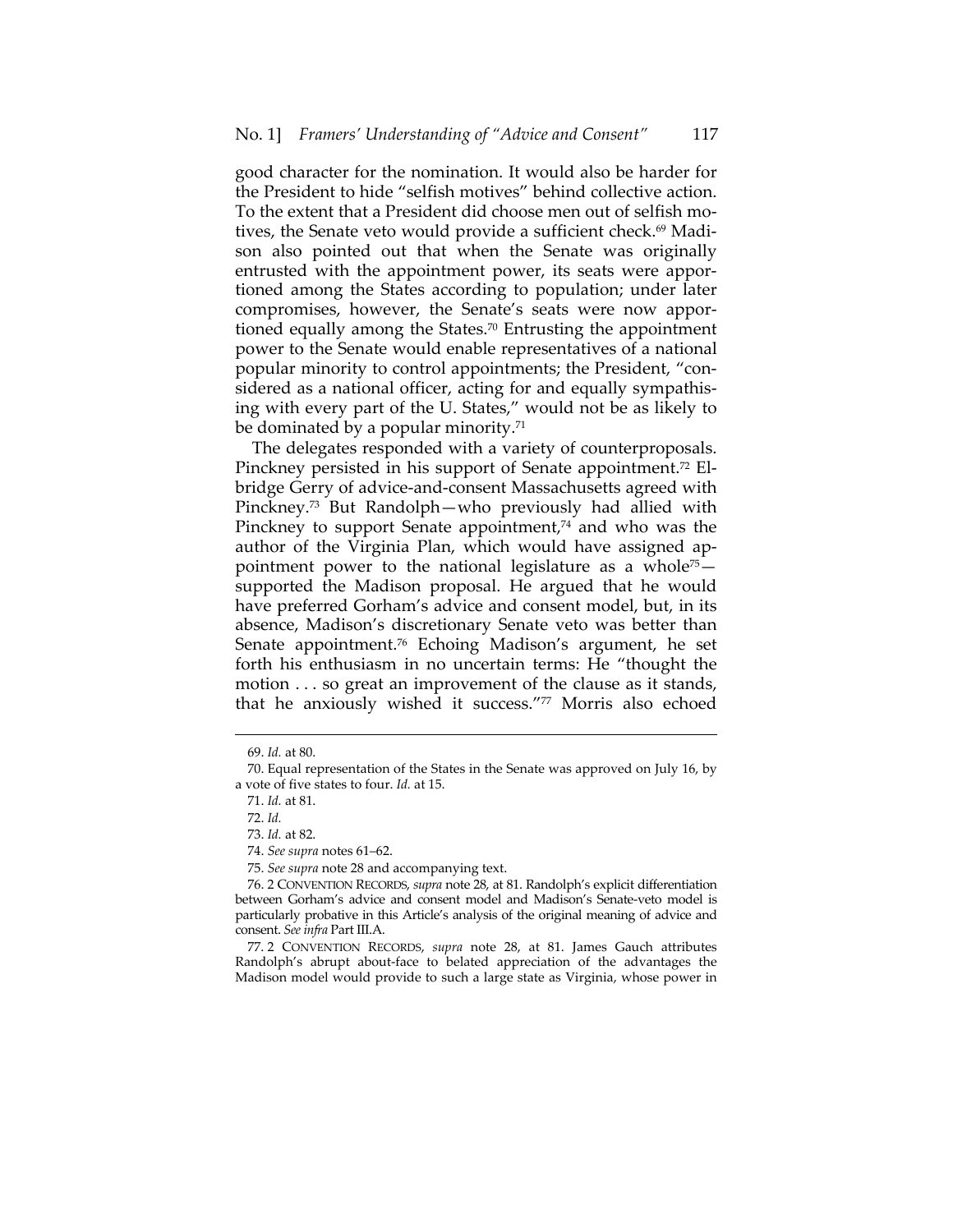good character for the nomination. It would also be harder for the President to hide "selfish motives" behind collective action. To the extent that a President did choose men out of selfish motives, the Senate veto would provide a sufficient check.[69] Madison also pointed out that when the Senate was originally entrusted with the appointment power, its seats were apportioned among the States according to population; under later compromises, however, the Senate's seats were now apportioned equally among the States.[70] Entrusting the appointment power to the Senate would enable representatives of a national popular minority to control appointments; the President, "considered as a national officer, acting for and equally sympathising with every part of the U. States," would not be as likely to be dominated by a popular minority.[71]

The delegates responded with a variety of counterproposals. Pinckney persisted in his support of Senate appointment.[72] Elbridge Gerry of advice-and-consent Massachusetts agreed with Pinckney.[73] But Randolph—who previously had allied with Pinckney to support Senate appointment,[74] and who was the author of the Virginia Plan, which would have assigned appointment power to the national legislature as a whole[75]—supported the Madison proposal. He argued that he would have preferred Gorham's advice and consent model, but, in its absence, Madison's discretionary Senate veto was better than Senate appointment.[76] Echoing Madison's argument, he set forth his enthusiasm in no uncertain terms: He "thought the motion . . . so great an improvement of the clause as it stands, that he anxiously wished it success."[77] Morris also echoed

---

69. *Id.* at 80.

70. Equal representation of the States in the Senate was approved on July 16, by a vote of five states to four. *Id.* at 15.

71. *Id.* at 81.

72. *Id.*

73. *Id.* at 82.

74. *See supra* notes 61–62.

75. *See supra* note 28 and accompanying text.

76. 2 CONVENTION RECORDS, *supra* note 28, at 81. Randolph's explicit differentiation between Gorham's advice and consent model and Madison's Senate-veto model is particularly probative in this Article's analysis of the original meaning of advice and consent. *See infra* Part III.A.

77. 2 CONVENTION RECORDS, *supra* note 28, at 81. James Gauch attributes Randolph's abrupt about-face to belated appreciation of the advantages the Madison model would provide to such a large state as Virginia, whose power in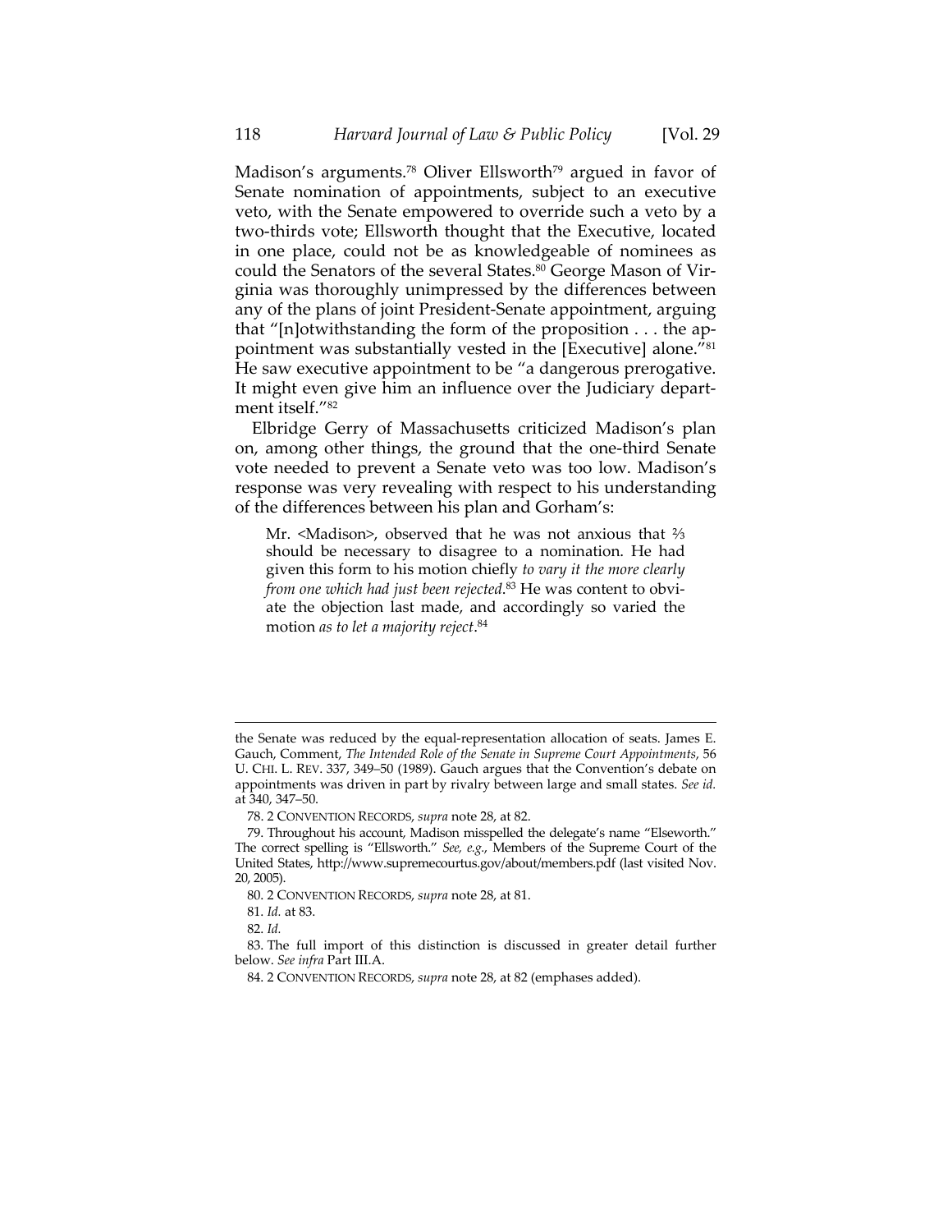Madison's arguments.[78] Oliver Ellsworth[79] argued in favor of Senate nomination of appointments, subject to an executive veto, with the Senate empowered to override such a veto by a two-thirds vote; Ellsworth thought that the Executive, located in one place, could not be as knowledgeable of nominees as could the Senators of the several States.[80] George Mason of Virginia was thoroughly unimpressed by the differences between any of the plans of joint President-Senate appointment, arguing that "[n]otwithstanding the form of the proposition . . . the appointment was substantially vested in the [Executive] alone."[81] He saw executive appointment to be "a dangerous prerogative. It might even give him an influence over the Judiciary department itself."[82]

Elbridge Gerry of Massachusetts criticized Madison's plan on, among other things, the ground that the one-third Senate vote needed to prevent a Senate veto was too low. Madison's response was very revealing with respect to his understanding of the differences between his plan and Gorham's:

> Mr. <Madison>, observed that he was not anxious that ⅔ should be necessary to disagree to a nomination. He had given this form to his motion chiefly *to vary it the more clearly from one which had just been rejected*.[83] He was content to obviate the objection last made, and accordingly so varied the motion *as to let a majority reject*.[84]

---

the Senate was reduced by the equal-representation allocation of seats. James E. Gauch, Comment, *The Intended Role of the Senate in Supreme Court Appointments*, 56 U. CHI. L. REV. 337, 349–50 (1989). Gauch argues that the Convention's debate on appointments was driven in part by rivalry between large and small states. *See id.* at 340, 347–50.

78. 2 CONVENTION RECORDS, *supra* note 28, at 82.

79. Throughout his account, Madison misspelled the delegate's name "Elseworth." The correct spelling is "Ellsworth." *See, e.g.*, Members of the Supreme Court of the United States, http://www.supremecourtus.gov/about/members.pdf (last visited Nov. 20, 2005).

80. 2 CONVENTION RECORDS, *supra* note 28, at 81.

81. *Id.* at 83.

82. *Id.*

83. The full import of this distinction is discussed in greater detail further below. *See infra* Part III.A.

84. 2 CONVENTION RECORDS, *supra* note 28, at 82 (emphases added).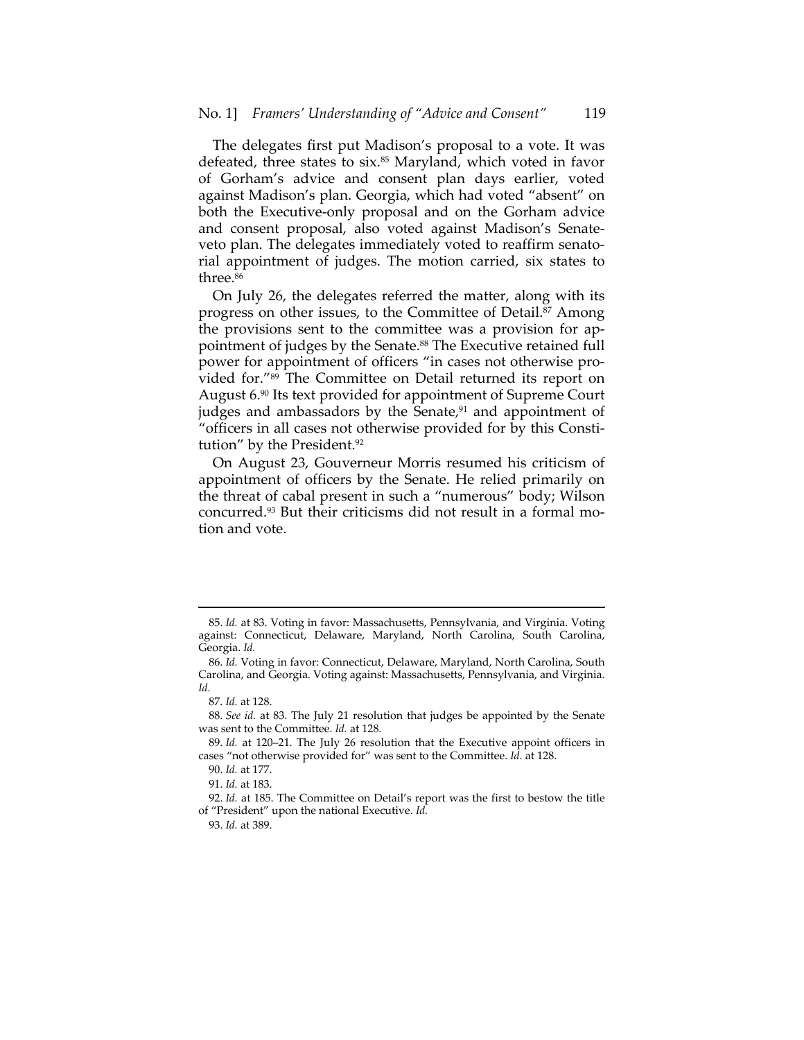The delegates first put Madison's proposal to a vote. It was defeated, three states to six.[85] Maryland, which voted in favor of Gorham's advice and consent plan days earlier, voted against Madison's plan. Georgia, which had voted "absent" on both the Executive-only proposal and on the Gorham advice and consent proposal, also voted against Madison's Senate-veto plan. The delegates immediately voted to reaffirm senatorial appointment of judges. The motion carried, six states to three.[86]

On July 26, the delegates referred the matter, along with its progress on other issues, to the Committee of Detail.[87] Among the provisions sent to the committee was a provision for appointment of judges by the Senate.[88] The Executive retained full power for appointment of officers "in cases not otherwise provided for."[89] The Committee on Detail returned its report on August 6.[90] Its text provided for appointment of Supreme Court judges and ambassadors by the Senate,[91] and appointment of "officers in all cases not otherwise provided for by this Constitution" by the President.[92]

On August 23, Gouverneur Morris resumed his criticism of appointment of officers by the Senate. He relied primarily on the threat of cabal present in such a "numerous" body; Wilson concurred.[93] But their criticisms did not result in a formal motion and vote.

---

85. *Id.* at 83. Voting in favor: Massachusetts, Pennsylvania, and Virginia. Voting against: Connecticut, Delaware, Maryland, North Carolina, South Carolina, Georgia. *Id.*

86. *Id.* Voting in favor: Connecticut, Delaware, Maryland, North Carolina, South Carolina, and Georgia. Voting against: Massachusetts, Pennsylvania, and Virginia. *Id.*

87. *Id.* at 128.

88. *See id.* at 83. The July 21 resolution that judges be appointed by the Senate was sent to the Committee. *Id.* at 128.

89. *Id.* at 120–21. The July 26 resolution that the Executive appoint officers in cases "not otherwise provided for" was sent to the Committee. *Id.* at 128.

90. *Id.* at 177.

91. *Id.* at 183.

92. *Id.* at 185. The Committee on Detail's report was the first to bestow the title of "President" upon the national Executive. *Id.*

93. *Id.* at 389.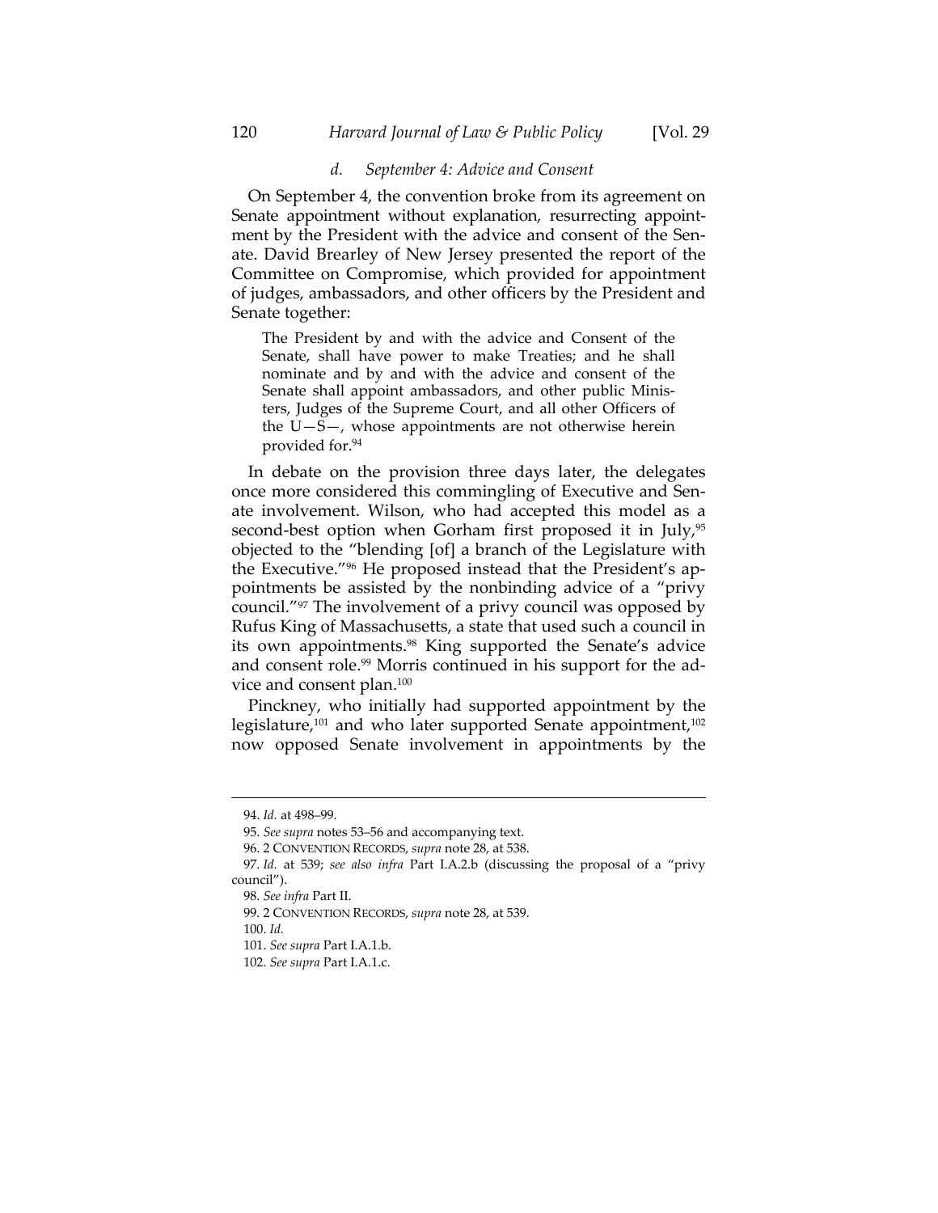#### *d. September 4: Advice and Consent*

On September 4, the convention broke from its agreement on Senate appointment without explanation, resurrecting appointment by the President with the advice and consent of the Senate. David Brearley of New Jersey presented the report of the Committee on Compromise, which provided for appointment of judges, ambassadors, and other officers by the President and Senate together:

> The President by and with the advice and Consent of the Senate, shall have power to make Treaties; and he shall nominate and by and with the advice and consent of the Senate shall appoint ambassadors, and other public Ministers, Judges of the Supreme Court, and all other Officers of the U—S—, whose appointments are not otherwise herein provided for.[94]

In debate on the provision three days later, the delegates once more considered this commingling of Executive and Senate involvement. Wilson, who had accepted this model as a second-best option when Gorham first proposed it in July,[95] objected to the "blending [of] a branch of the Legislature with the Executive."[96] He proposed instead that the President's appointments be assisted by the nonbinding advice of a "privy council."[97] The involvement of a privy council was opposed by Rufus King of Massachusetts, a state that used such a council in its own appointments.[98] King supported the Senate's advice and consent role.[99] Morris continued in his support for the advice and consent plan.[100]

Pinckney, who initially had supported appointment by the legislature,[101] and who later supported Senate appointment,[102] now opposed Senate involvement in appointments by the

---

94. *Id.* at 498–99.

95. *See supra* notes 53–56 and accompanying text.

96. 2 CONVENTION RECORDS, *supra* note 28, at 538.

97. *Id.* at 539; *see also infra* Part I.A.2.b (discussing the proposal of a "privy council").

98. *See infra* Part II.

99. 2 CONVENTION RECORDS, *supra* note 28, at 539.

100. *Id.*

101. *See supra* Part I.A.1.b.

102. *See supra* Part I.A.1.c.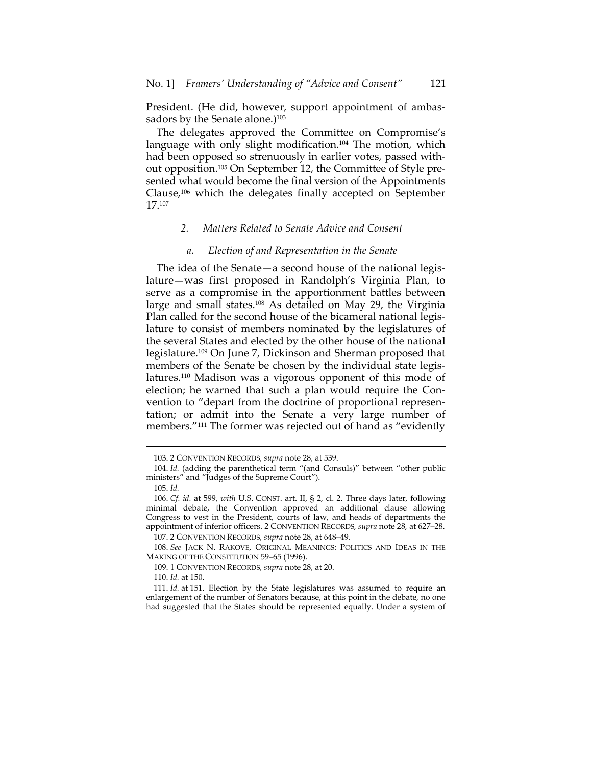President. (He did, however, support appointment of ambassadors by the Senate alone.)[103]

The delegates approved the Committee on Compromise's language with only slight modification.[104] The motion, which had been opposed so strenuously in earlier votes, passed without opposition.[105] On September 12, the Committee of Style presented what would become the final version of the Appointments Clause,[106] which the delegates finally accepted on September 17.[107]

### *2. Matters Related to Senate Advice and Consent*

#### *a. Election of and Representation in the Senate*

The idea of the Senate—a second house of the national legislature—was first proposed in Randolph's Virginia Plan, to serve as a compromise in the apportionment battles between large and small states.[108] As detailed on May 29, the Virginia Plan called for the second house of the bicameral national legislature to consist of members nominated by the legislatures of the several States and elected by the other house of the national legislature.[109] On June 7, Dickinson and Sherman proposed that members of the Senate be chosen by the individual state legislatures.[110] Madison was a vigorous opponent of this mode of election; he warned that such a plan would require the Convention to "depart from the doctrine of proportional representation; or admit into the Senate a very large number of members."[111] The former was rejected out of hand as "evidently

---

103. 2 CONVENTION RECORDS, *supra* note 28, at 539.

104. *Id.* (adding the parenthetical term "(and Consuls)" between "other public ministers" and "Judges of the Supreme Court").

105. *Id.*

106. *Cf. id.* at 599, *with* U.S. CONST. art. II, § 2, cl. 2. Three days later, following minimal debate, the Convention approved an additional clause allowing Congress to vest in the President, courts of law, and heads of departments the appointment of inferior officers. 2 CONVENTION RECORDS, *supra* note 28, at 627–28.

107. 2 CONVENTION RECORDS, *supra* note 28, at 648–49.

108. *See* JACK N. RAKOVE, ORIGINAL MEANINGS: POLITICS AND IDEAS IN THE MAKING OF THE CONSTITUTION 59–65 (1996).

109. 1 CONVENTION RECORDS, *supra* note 28, at 20.

110. *Id.* at 150.

111. *Id.* at 151. Election by the State legislatures was assumed to require an enlargement of the number of Senators because, at this point in the debate, no one had suggested that the States should be represented equally. Under a system of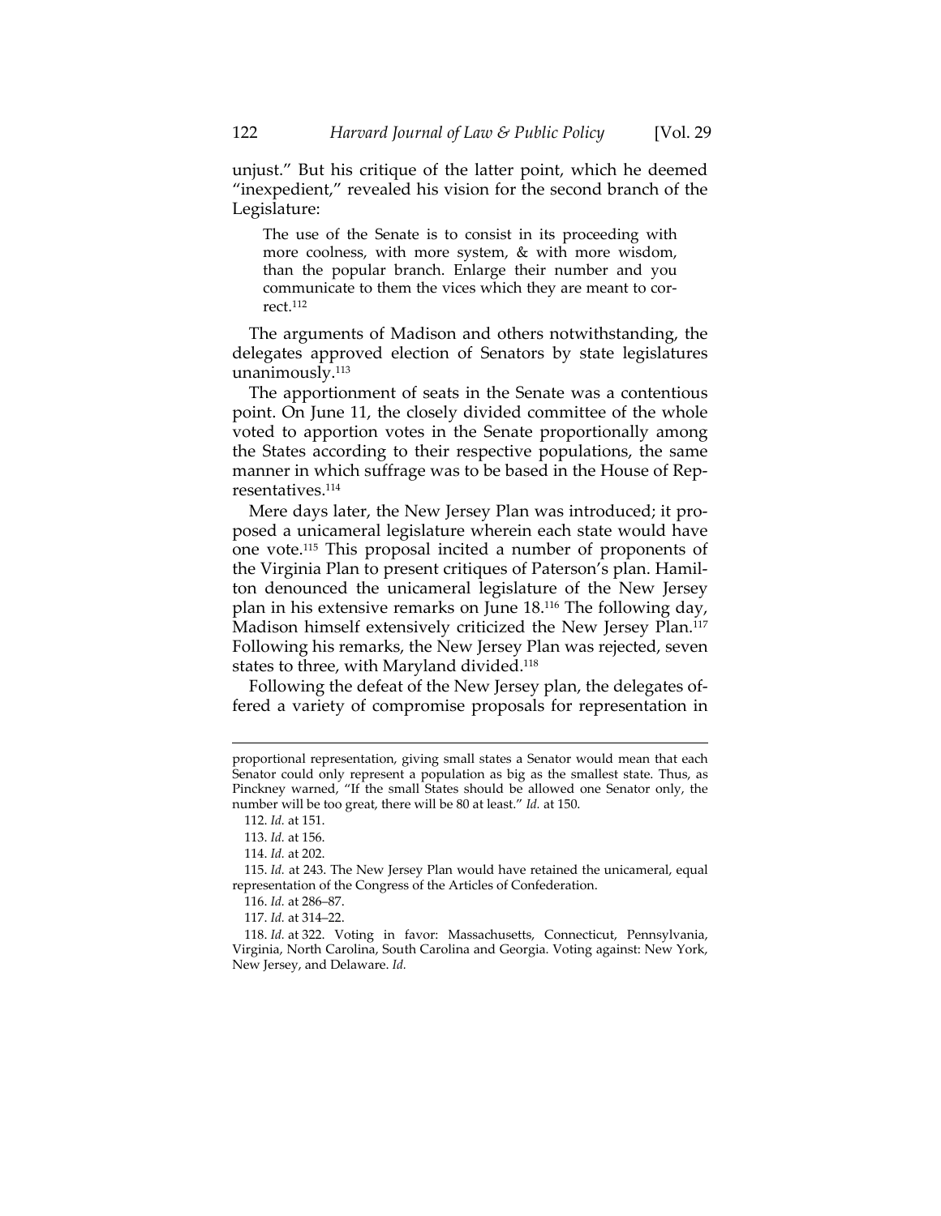unjust." But his critique of the latter point, which he deemed "inexpedient," revealed his vision for the second branch of the Legislature:

> The use of the Senate is to consist in its proceeding with more coolness, with more system, & with more wisdom, than the popular branch. Enlarge their number and you communicate to them the vices which they are meant to correct.[112]

The arguments of Madison and others notwithstanding, the delegates approved election of Senators by state legislatures unanimously.[113]

The apportionment of seats in the Senate was a contentious point. On June 11, the closely divided committee of the whole voted to apportion votes in the Senate proportionally among the States according to their respective populations, the same manner in which suffrage was to be based in the House of Representatives.[114]

Mere days later, the New Jersey Plan was introduced; it proposed a unicameral legislature wherein each state would have one vote.[115] This proposal incited a number of proponents of the Virginia Plan to present critiques of Paterson's plan. Hamilton denounced the unicameral legislature of the New Jersey plan in his extensive remarks on June 18.[116] The following day, Madison himself extensively criticized the New Jersey Plan.[117] Following his remarks, the New Jersey Plan was rejected, seven states to three, with Maryland divided.[118]

Following the defeat of the New Jersey plan, the delegates offered a variety of compromise proposals for representation in

---

proportional representation, giving small states a Senator would mean that each Senator could only represent a population as big as the smallest state. Thus, as Pinckney warned, "If the small States should be allowed one Senator only, the number will be too great, there will be 80 at least." *Id.* at 150.

112. *Id.* at 151.

113. *Id.* at 156.

114. *Id.* at 202.

115. *Id.* at 243. The New Jersey Plan would have retained the unicameral, equal representation of the Congress of the Articles of Confederation.

116. *Id.* at 286–87.

117. *Id.* at 314–22.

118. *Id.* at 322. Voting in favor: Massachusetts, Connecticut, Pennsylvania, Virginia, North Carolina, South Carolina and Georgia. Voting against: New York, New Jersey, and Delaware. *Id.*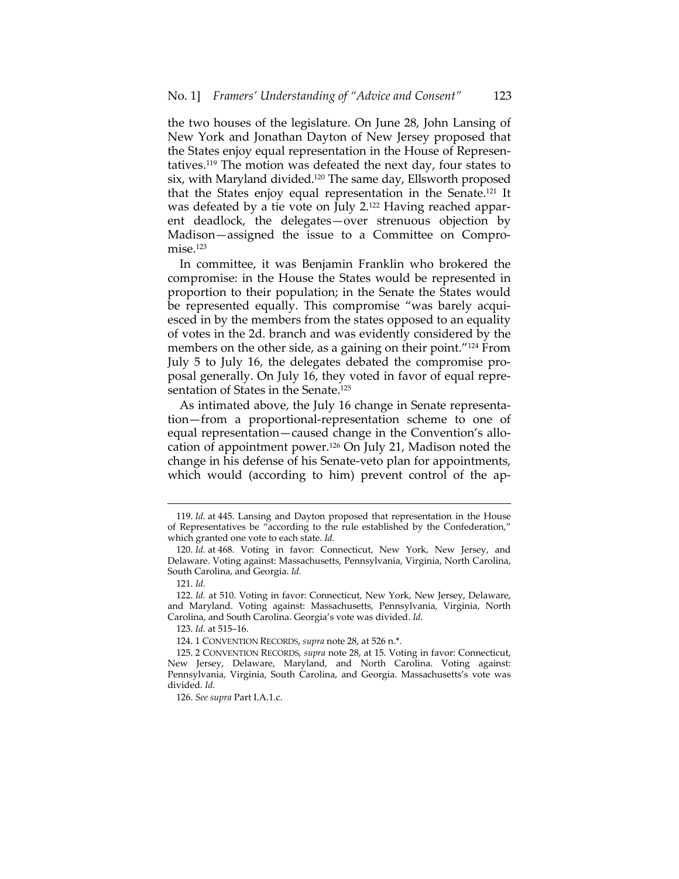the two houses of the legislature. On June 28, John Lansing of New York and Jonathan Dayton of New Jersey proposed that the States enjoy equal representation in the House of Representatives.[119] The motion was defeated the next day, four states to six, with Maryland divided.[120] The same day, Ellsworth proposed that the States enjoy equal representation in the Senate.[121] It was defeated by a tie vote on July 2.[122] Having reached apparent deadlock, the delegates—over strenuous objection by Madison—assigned the issue to a Committee on Compromise.[123]

In committee, it was Benjamin Franklin who brokered the compromise: in the House the States would be represented in proportion to their population; in the Senate the States would be represented equally. This compromise "was barely acquiesced in by the members from the states opposed to an equality of votes in the 2d. branch and was evidently considered by the members on the other side, as a gaining on their point."[124] From July 5 to July 16, the delegates debated the compromise proposal generally. On July 16, they voted in favor of equal representation of States in the Senate.[125]

As intimated above, the July 16 change in Senate representation—from a proportional-representation scheme to one of equal representation—caused change in the Convention's allocation of appointment power.[126] On July 21, Madison noted the change in his defense of his Senate-veto plan for appointments, which would (according to him) prevent control of the ap-

---

119. *Id.* at 445. Lansing and Dayton proposed that representation in the House of Representatives be "according to the rule established by the Confederation," which granted one vote to each state. *Id.*

120. *Id.* at 468. Voting in favor: Connecticut, New York, New Jersey, and Delaware. Voting against: Massachusetts, Pennsylvania, Virginia, North Carolina, South Carolina, and Georgia. *Id.*

121. *Id.*

122. *Id.* at 510. Voting in favor: Connecticut, New York, New Jersey, Delaware, and Maryland. Voting against: Massachusetts, Pennsylvania, Virginia, North Carolina, and South Carolina. Georgia's vote was divided. *Id.*

123. *Id.* at 515–16.

124. 1 CONVENTION RECORDS, *supra* note 28, at 526 n.*.

125. 2 CONVENTION RECORDS, *supra* note 28, at 15. Voting in favor: Connecticut, New Jersey, Delaware, Maryland, and North Carolina. Voting against: Pennsylvania, Virginia, South Carolina, and Georgia. Massachusetts's vote was divided. *Id.*

126. *See supra* Part I.A.1.c.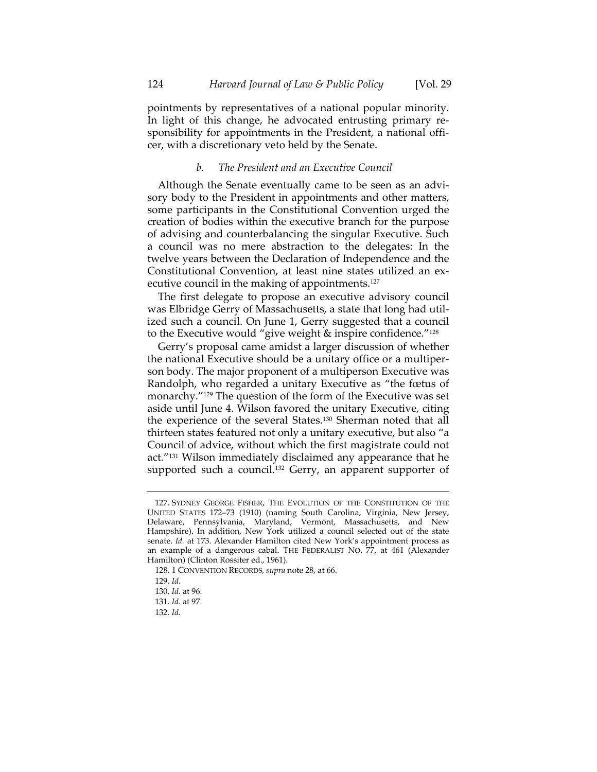pointments by representatives of a national popular minority. In light of this change, he advocated entrusting primary responsibility for appointments in the President, a national officer, with a discretionary veto held by the Senate.

#### *b. The President and an Executive Council*

Although the Senate eventually came to be seen as an advisory body to the President in appointments and other matters, some participants in the Constitutional Convention urged the creation of bodies within the executive branch for the purpose of advising and counterbalancing the singular Executive. Such a council was no mere abstraction to the delegates: In the twelve years between the Declaration of Independence and the Constitutional Convention, at least nine states utilized an executive council in the making of appointments.[127]

The first delegate to propose an executive advisory council was Elbridge Gerry of Massachusetts, a state that long had utilized such a council. On June 1, Gerry suggested that a council to the Executive would "give weight & inspire confidence."[128]

Gerry's proposal came amidst a larger discussion of whether the national Executive should be a unitary office or a multiperson body. The major proponent of a multiperson Executive was Randolph, who regarded a unitary Executive as "the fœtus of monarchy."[129] The question of the form of the Executive was set aside until June 4. Wilson favored the unitary Executive, citing the experience of the several States.[130] Sherman noted that all thirteen states featured not only a unitary executive, but also "a Council of advice, without which the first magistrate could not act."[131] Wilson immediately disclaimed any appearance that he supported such a council.[132] Gerry, an apparent supporter of

---

127. SYDNEY GEORGE FISHER, THE EVOLUTION OF THE CONSTITUTION OF THE UNITED STATES 172–73 (1910) (naming South Carolina, Virginia, New Jersey, Delaware, Pennsylvania, Maryland, Vermont, Massachusetts, and New Hampshire). In addition, New York utilized a council selected out of the state senate. *Id.* at 173. Alexander Hamilton cited New York's appointment process as an example of a dangerous cabal. THE FEDERALIST NO. 77, at 461 (Alexander Hamilton) (Clinton Rossiter ed., 1961).

128. 1 CONVENTION RECORDS, *supra* note 28, at 66.

129. *Id.*

130. *Id.* at 96.

131. *Id.* at 97.

132. *Id.*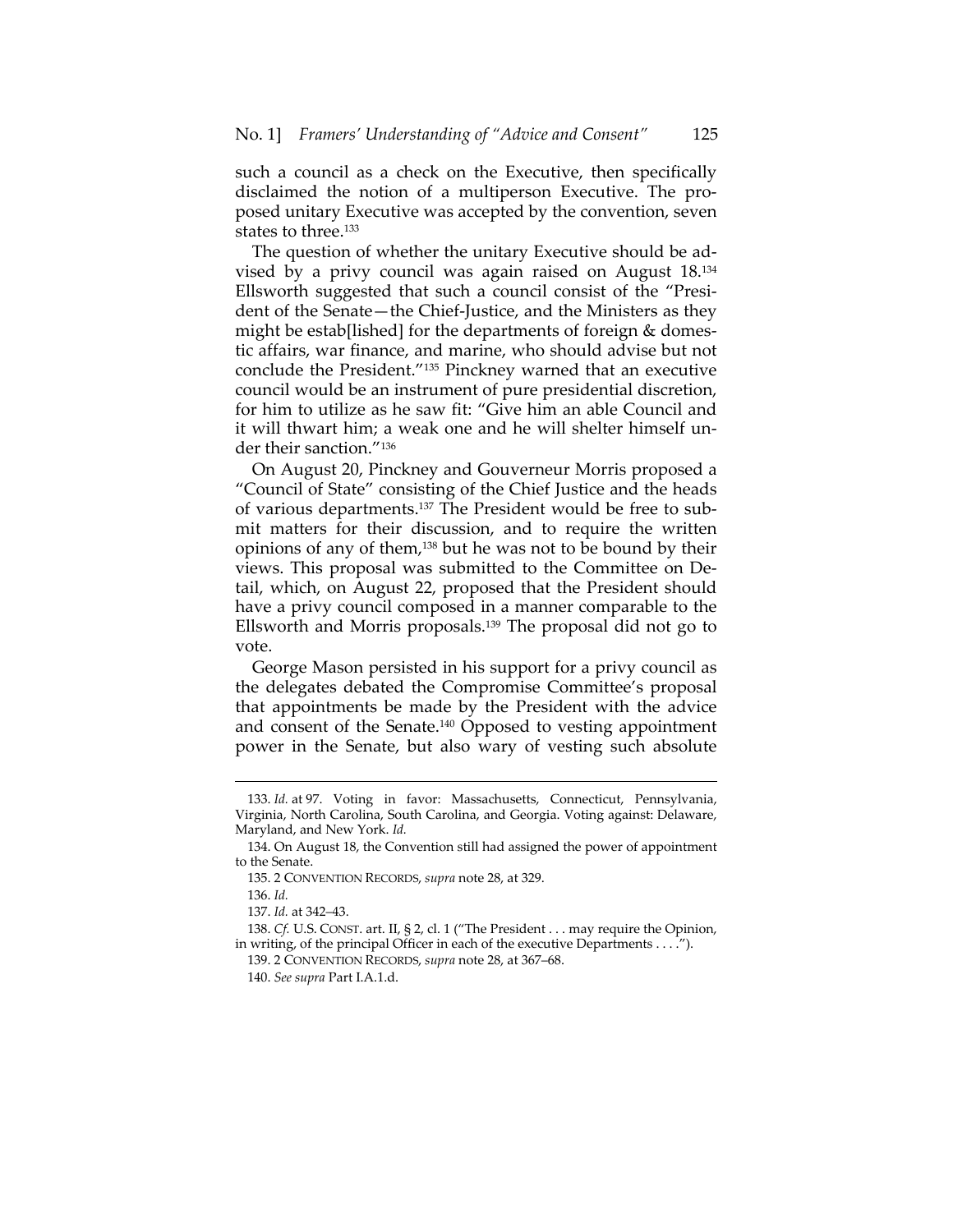such a council as a check on the Executive, then specifically disclaimed the notion of a multiperson Executive. The proposed unitary Executive was accepted by the convention, seven states to three.[133]

The question of whether the unitary Executive should be advised by a privy council was again raised on August 18.[134] Ellsworth suggested that such a council consist of the "President of the Senate—the Chief-Justice, and the Ministers as they might be estab[lished] for the departments of foreign & domestic affairs, war finance, and marine, who should advise but not conclude the President."[135] Pinckney warned that an executive council would be an instrument of pure presidential discretion, for him to utilize as he saw fit: "Give him an able Council and it will thwart him; a weak one and he will shelter himself under their sanction."[136]

On August 20, Pinckney and Gouverneur Morris proposed a "Council of State" consisting of the Chief Justice and the heads of various departments.[137] The President would be free to submit matters for their discussion, and to require the written opinions of any of them,[138] but he was not to be bound by their views. This proposal was submitted to the Committee on Detail, which, on August 22, proposed that the President should have a privy council composed in a manner comparable to the Ellsworth and Morris proposals.[139] The proposal did not go to vote.

George Mason persisted in his support for a privy council as the delegates debated the Compromise Committee's proposal that appointments be made by the President with the advice and consent of the Senate.[140] Opposed to vesting appointment power in the Senate, but also wary of vesting such absolute

---

133. *Id.* at 97. Voting in favor: Massachusetts, Connecticut, Pennsylvania, Virginia, North Carolina, South Carolina, and Georgia. Voting against: Delaware, Maryland, and New York. *Id.*

134. On August 18, the Convention still had assigned the power of appointment to the Senate.

135. 2 CONVENTION RECORDS, *supra* note 28, at 329.

136. *Id.*

137. *Id.* at 342–43.

138. *Cf.* U.S. CONST. art. II, § 2, cl. 1 ("The President . . . may require the Opinion, in writing, of the principal Officer in each of the executive Departments . . . .").

139. 2 CONVENTION RECORDS, *supra* note 28, at 367–68.

140. *See supra* Part I.A.1.d.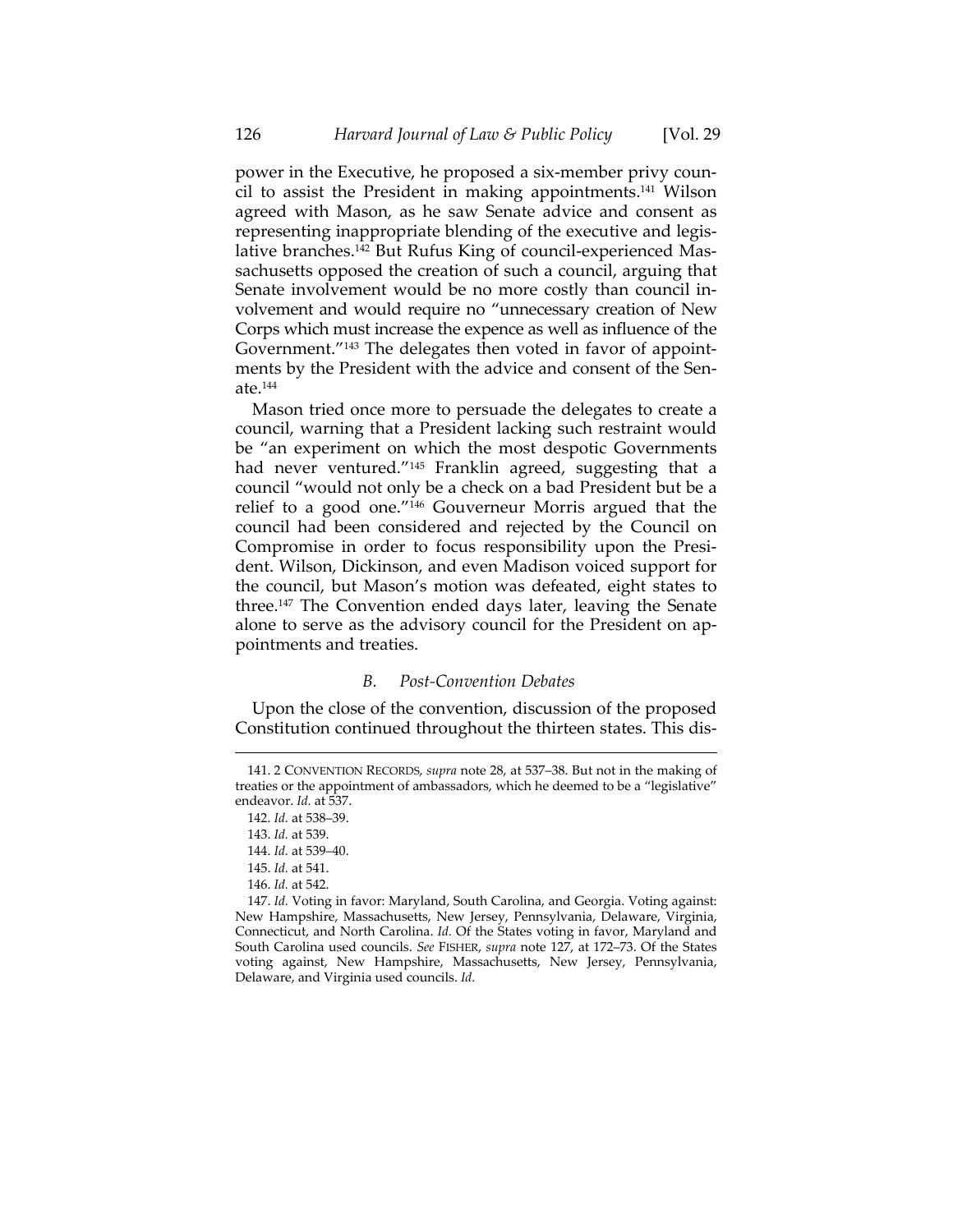power in the Executive, he proposed a six-member privy council to assist the President in making appointments.[141] Wilson agreed with Mason, as he saw Senate advice and consent as representing inappropriate blending of the executive and legislative branches.[142] But Rufus King of council-experienced Massachusetts opposed the creation of such a council, arguing that Senate involvement would be no more costly than council involvement and would require no "unnecessary creation of New Corps which must increase the expence as well as influence of the Government."[143] The delegates then voted in favor of appointments by the President with the advice and consent of the Senate.[144]

Mason tried once more to persuade the delegates to create a council, warning that a President lacking such restraint would be "an experiment on which the most despotic Governments had never ventured."[145] Franklin agreed, suggesting that a council "would not only be a check on a bad President but be a relief to a good one."[146] Gouverneur Morris argued that the council had been considered and rejected by the Council on Compromise in order to focus responsibility upon the President. Wilson, Dickinson, and even Madison voiced support for the council, but Mason's motion was defeated, eight states to three.[147] The Convention ended days later, leaving the Senate alone to serve as the advisory council for the President on appointments and treaties.

### *B. Post-Convention Debates*

Upon the close of the convention, discussion of the proposed Constitution continued throughout the thirteen states. This dis-

---

141. 2 CONVENTION RECORDS, *supra* note 28, at 537–38. But not in the making of treaties or the appointment of ambassadors, which he deemed to be a "legislative" endeavor. *Id.* at 537.

142. *Id.* at 538–39.

143. *Id.* at 539.

144. *Id.* at 539–40.

145. *Id.* at 541.

146. *Id.* at 542.

147. *Id.* Voting in favor: Maryland, South Carolina, and Georgia. Voting against: New Hampshire, Massachusetts, New Jersey, Pennsylvania, Delaware, Virginia, Connecticut, and North Carolina. *Id.* Of the States voting in favor, Maryland and South Carolina used councils. *See* FISHER, *supra* note 127, at 172–73. Of the States voting against, New Hampshire, Massachusetts, New Jersey, Pennsylvania, Delaware, and Virginia used councils. *Id.*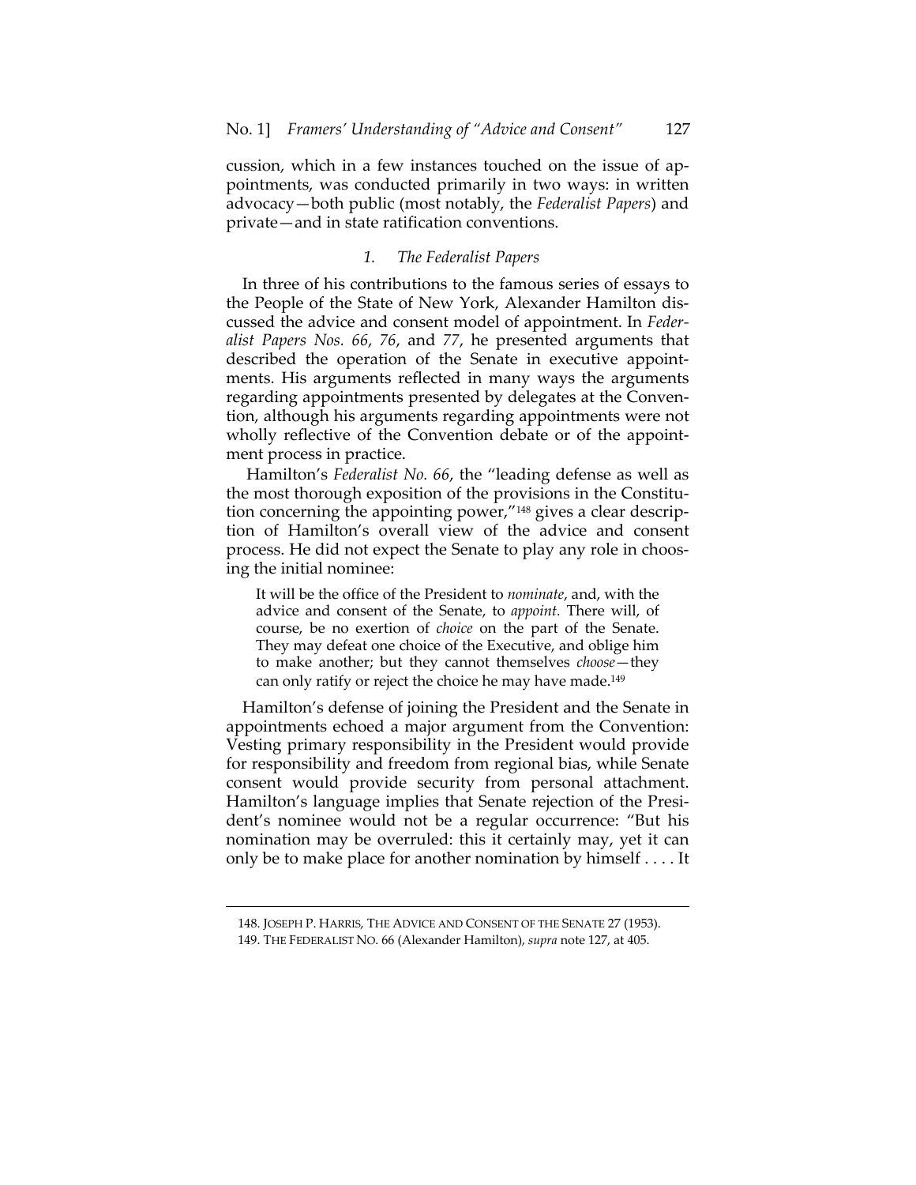cussion, which in a few instances touched on the issue of appointments, was conducted primarily in two ways: in written advocacy—both public (most notably, the *Federalist Papers*) and private—and in state ratification conventions.

### 1. *The Federalist Papers*

In three of his contributions to the famous series of essays to the People of the State of New York, Alexander Hamilton discussed the advice and consent model of appointment. In *Federalist Papers Nos. 66*, *76*, and *77*, he presented arguments that described the operation of the Senate in executive appointments. His arguments reflected in many ways the arguments regarding appointments presented by delegates at the Convention, although his arguments regarding appointments were not wholly reflective of the Convention debate or of the appointment process in practice.

Hamilton's *Federalist No. 66*, the "leading defense as well as the most thorough exposition of the provisions in the Constitution concerning the appointing power,"[148] gives a clear description of Hamilton's overall view of the advice and consent process. He did not expect the Senate to play any role in choosing the initial nominee:

> It will be the office of the President to *nominate*, and, with the advice and consent of the Senate, to *appoint*. There will, of course, be no exertion of *choice* on the part of the Senate. They may defeat one choice of the Executive, and oblige him to make another; but they cannot themselves *choose*—they can only ratify or reject the choice he may have made.[149]

Hamilton's defense of joining the President and the Senate in appointments echoed a major argument from the Convention: Vesting primary responsibility in the President would provide for responsibility and freedom from regional bias, while Senate consent would provide security from personal attachment. Hamilton's language implies that Senate rejection of the President's nominee would not be a regular occurrence: "But his nomination may be overruled: this it certainly may, yet it can only be to make place for another nomination by himself . . . . It

---

148. JOSEPH P. HARRIS, THE ADVICE AND CONSENT OF THE SENATE 27 (1953).

149. THE FEDERALIST NO. 66 (Alexander Hamilton), *supra* note 127, at 405.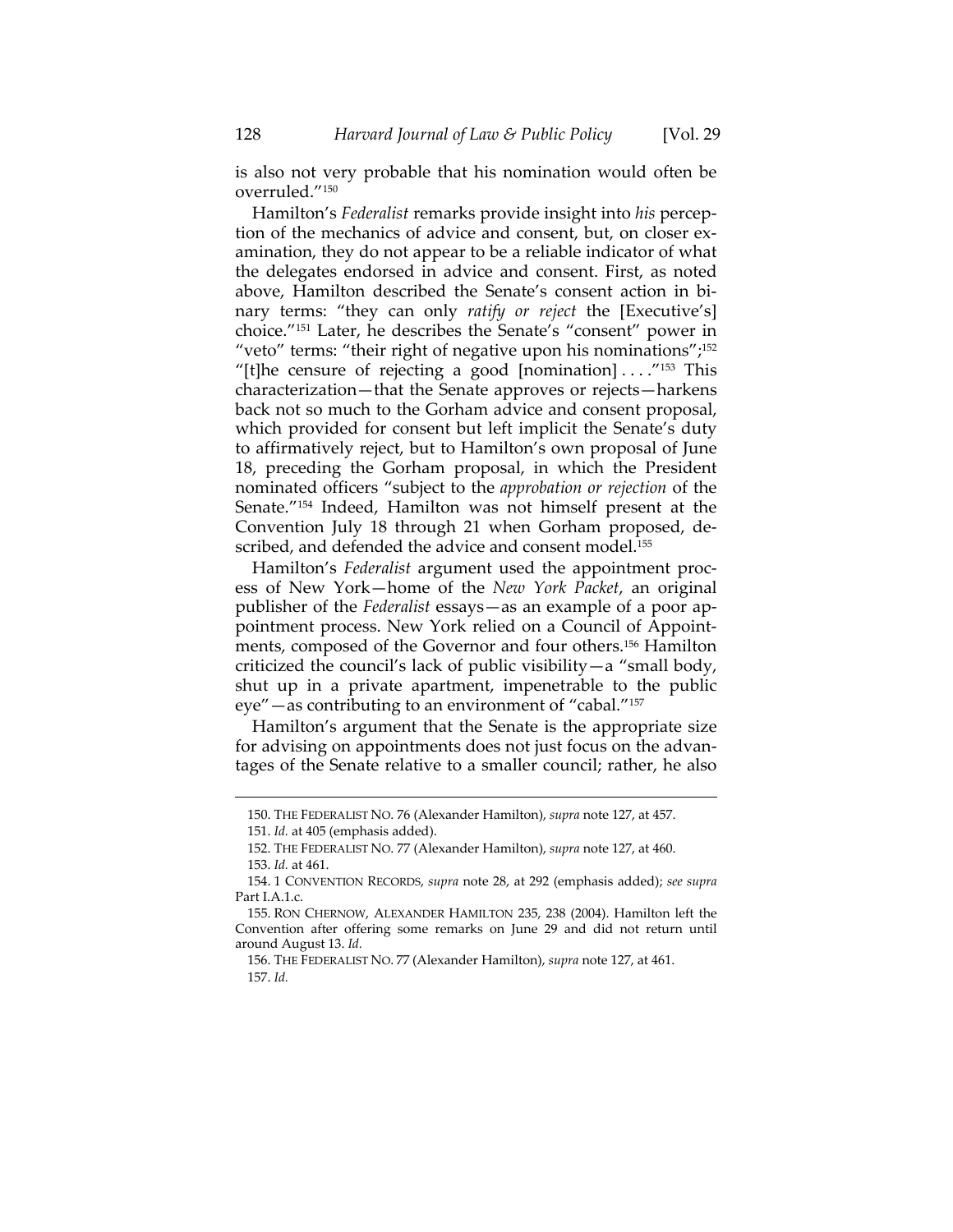is also not very probable that his nomination would often be overruled."[150]

Hamilton's *Federalist* remarks provide insight into *his* perception of the mechanics of advice and consent, but, on closer examination, they do not appear to be a reliable indicator of what the delegates endorsed in advice and consent. First, as noted above, Hamilton described the Senate's consent action in binary terms: "they can only *ratify or reject* the [Executive's] choice."[151] Later, he describes the Senate's "consent" power in "veto" terms: "their right of negative upon his nominations";[152] "[t]he censure of rejecting a good [nomination] . . . ."[153] This characterization—that the Senate approves or rejects—harkens back not so much to the Gorham advice and consent proposal, which provided for consent but left implicit the Senate's duty to affirmatively reject, but to Hamilton's own proposal of June 18, preceding the Gorham proposal, in which the President nominated officers "subject to the *approbation or rejection* of the Senate."[154] Indeed, Hamilton was not himself present at the Convention July 18 through 21 when Gorham proposed, described, and defended the advice and consent model.[155]

Hamilton's *Federalist* argument used the appointment process of New York—home of the *New York Packet*, an original publisher of the *Federalist* essays—as an example of a poor appointment process. New York relied on a Council of Appointments, composed of the Governor and four others.[156] Hamilton criticized the council's lack of public visibility—a "small body, shut up in a private apartment, impenetrable to the public eye"—as contributing to an environment of "cabal."[157]

Hamilton's argument that the Senate is the appropriate size for advising on appointments does not just focus on the advantages of the Senate relative to a smaller council; rather, he also

---

150. THE FEDERALIST NO. 76 (Alexander Hamilton), *supra* note 127, at 457.

151. *Id.* at 405 (emphasis added).

152. THE FEDERALIST NO. 77 (Alexander Hamilton), *supra* note 127, at 460.

153. *Id.* at 461.

154. 1 CONVENTION RECORDS, *supra* note 28, at 292 (emphasis added); *see supra* Part I.A.1.c.

155. RON CHERNOW, ALEXANDER HAMILTON 235, 238 (2004). Hamilton left the Convention after offering some remarks on June 29 and did not return until around August 13. *Id.*

156. THE FEDERALIST NO. 77 (Alexander Hamilton), *supra* note 127, at 461.

157. *Id.*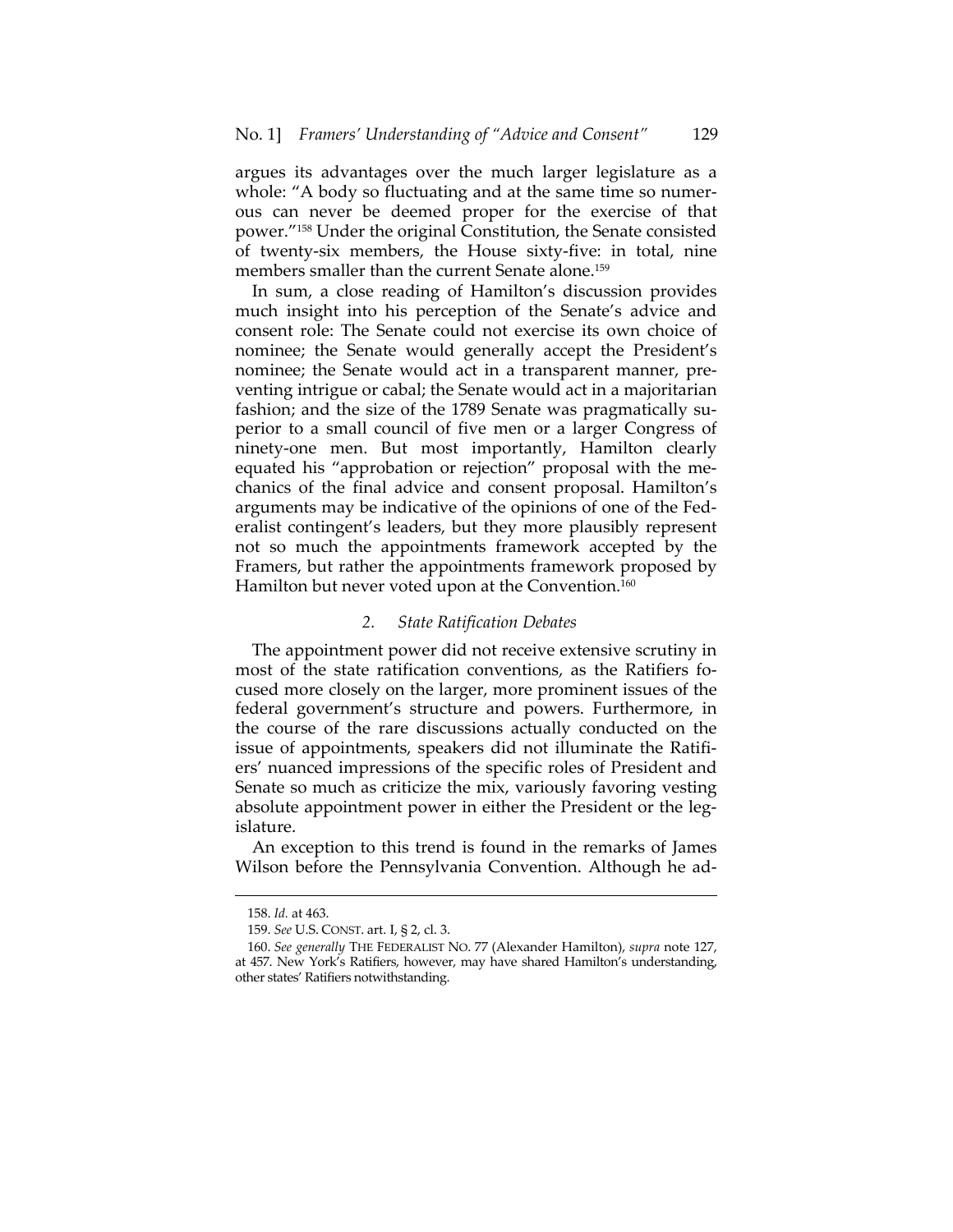argues its advantages over the much larger legislature as a whole: "A body so fluctuating and at the same time so numerous can never be deemed proper for the exercise of that power."[158] Under the original Constitution, the Senate consisted of twenty-six members, the House sixty-five: in total, nine members smaller than the current Senate alone.[159]

In sum, a close reading of Hamilton's discussion provides much insight into his perception of the Senate's advice and consent role: The Senate could not exercise its own choice of nominee; the Senate would generally accept the President's nominee; the Senate would act in a transparent manner, preventing intrigue or cabal; the Senate would act in a majoritarian fashion; and the size of the 1789 Senate was pragmatically superior to a small council of five men or a larger Congress of ninety-one men. But most importantly, Hamilton clearly equated his "approbation or rejection" proposal with the mechanics of the final advice and consent proposal. Hamilton's arguments may be indicative of the opinions of one of the Federalist contingent's leaders, but they more plausibly represent not so much the appointments framework accepted by the Framers, but rather the appointments framework proposed by Hamilton but never voted upon at the Convention.[160]

### 2. *State Ratification Debates*

The appointment power did not receive extensive scrutiny in most of the state ratification conventions, as the Ratifiers focused more closely on the larger, more prominent issues of the federal government's structure and powers. Furthermore, in the course of the rare discussions actually conducted on the issue of appointments, speakers did not illuminate the Ratifiers' nuanced impressions of the specific roles of President and Senate so much as criticize the mix, variously favoring vesting absolute appointment power in either the President or the legislature.

An exception to this trend is found in the remarks of James Wilson before the Pennsylvania Convention. Although he ad-

---

158. *Id.* at 463.

159. *See* U.S. CONST. art. I, § 2, cl. 3.

160. *See generally* THE FEDERALIST NO. 77 (Alexander Hamilton), *supra* note 127, at 457. New York's Ratifiers, however, may have shared Hamilton's understanding, other states' Ratifiers notwithstanding.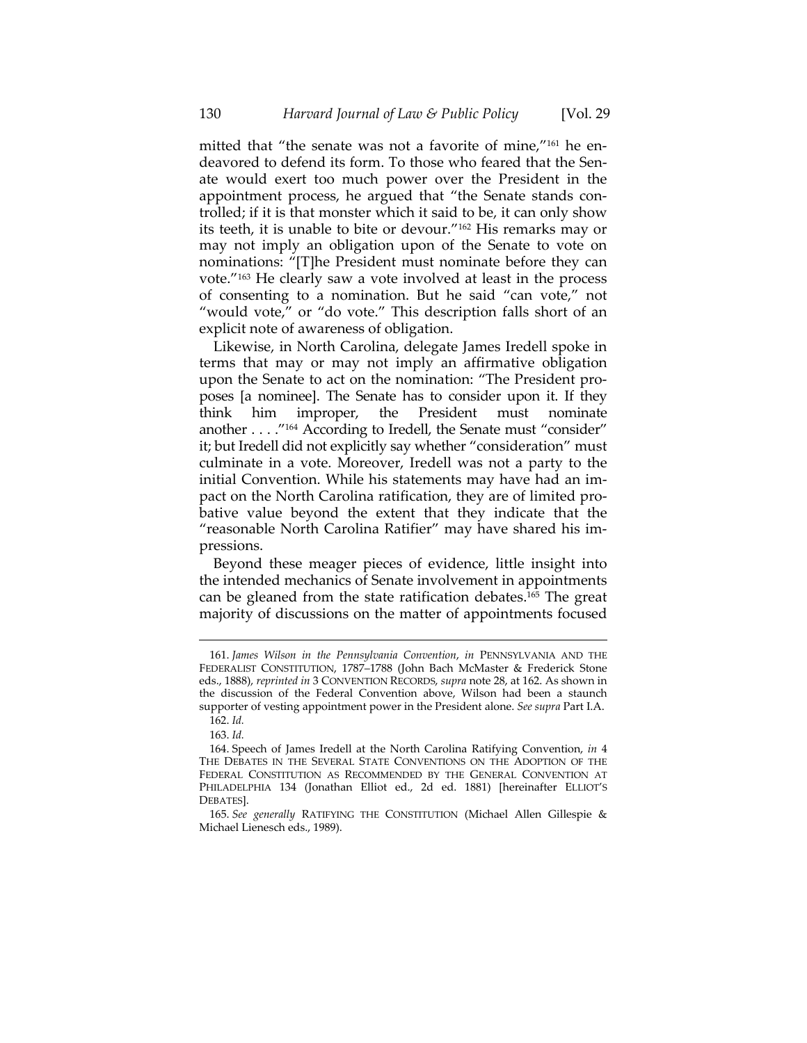mitted that "the senate was not a favorite of mine,"[161] he endeavored to defend its form. To those who feared that the Senate would exert too much power over the President in the appointment process, he argued that "the Senate stands controlled; if it is that monster which it said to be, it can only show its teeth, it is unable to bite or devour."[162] His remarks may or may not imply an obligation upon of the Senate to vote on nominations: "[T]he President must nominate before they can vote."[163] He clearly saw a vote involved at least in the process of consenting to a nomination. But he said "can vote," not "would vote," or "do vote." This description falls short of an explicit note of awareness of obligation.

Likewise, in North Carolina, delegate James Iredell spoke in terms that may or may not imply an affirmative obligation upon the Senate to act on the nomination: "The President proposes [a nominee]. The Senate has to consider upon it. If they think him improper, the President must nominate another . . . ."[164] According to Iredell, the Senate must "consider" it; but Iredell did not explicitly say whether "consideration" must culminate in a vote. Moreover, Iredell was not a party to the initial Convention. While his statements may have had an impact on the North Carolina ratification, they are of limited probative value beyond the extent that they indicate that the "reasonable North Carolina Ratifier" may have shared his impressions.

Beyond these meager pieces of evidence, little insight into the intended mechanics of Senate involvement in appointments can be gleaned from the state ratification debates.[165] The great majority of discussions on the matter of appointments focused

---

161. *James Wilson in the Pennsylvania Convention*, *in* PENNSYLVANIA AND THE FEDERALIST CONSTITUTION, 1787–1788 (John Bach McMaster & Frederick Stone eds., 1888), *reprinted in* 3 CONVENTION RECORDS, *supra* note 28, at 162. As shown in the discussion of the Federal Convention above, Wilson had been a staunch supporter of vesting appointment power in the President alone. *See supra* Part I.A.

162. *Id.*

163. *Id.*

164. Speech of James Iredell at the North Carolina Ratifying Convention, *in* 4 THE DEBATES IN THE SEVERAL STATE CONVENTIONS ON THE ADOPTION OF THE FEDERAL CONSTITUTION AS RECOMMENDED BY THE GENERAL CONVENTION AT PHILADELPHIA 134 (Jonathan Elliot ed., 2d ed. 1881) [hereinafter ELLIOT'S DEBATES].

165. *See generally* RATIFYING THE CONSTITUTION (Michael Allen Gillespie & Michael Lienesch eds., 1989).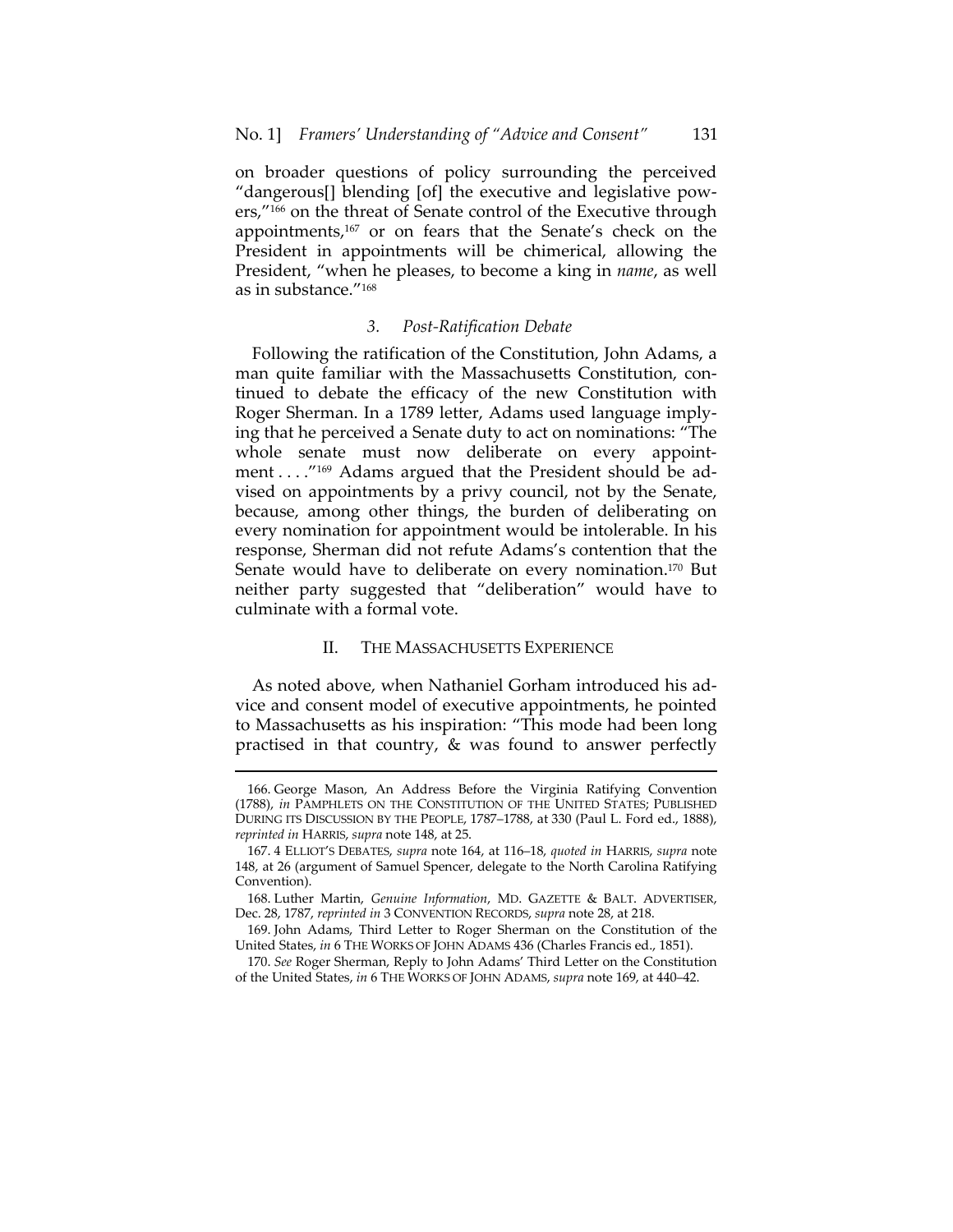on broader questions of policy surrounding the perceived "dangerous[] blending [of] the executive and legislative powers,"[166] on the threat of Senate control of the Executive through appointments,[167] or on fears that the Senate's check on the President in appointments will be chimerical, allowing the President, "when he pleases, to become a king in *name*, as well as in substance."[168]

### *3. Post-Ratification Debate*

Following the ratification of the Constitution, John Adams, a man quite familiar with the Massachusetts Constitution, continued to debate the efficacy of the new Constitution with Roger Sherman. In a 1789 letter, Adams used language implying that he perceived a Senate duty to act on nominations: "The whole senate must now deliberate on every appointment . . . ."[169] Adams argued that the President should be advised on appointments by a privy council, not by the Senate, because, among other things, the burden of deliberating on every nomination for appointment would be intolerable. In his response, Sherman did not refute Adams's contention that the Senate would have to deliberate on every nomination.[170] But neither party suggested that "deliberation" would have to culminate with a formal vote.

## II. THE MASSACHUSETTS EXPERIENCE

As noted above, when Nathaniel Gorham introduced his advice and consent model of executive appointments, he pointed to Massachusetts as his inspiration: "This mode had been long practised in that country, & was found to answer perfectly

---

166. George Mason, An Address Before the Virginia Ratifying Convention (1788), *in* PAMPHLETS ON THE CONSTITUTION OF THE UNITED STATES; PUBLISHED DURING ITS DISCUSSION BY THE PEOPLE, 1787–1788, at 330 (Paul L. Ford ed., 1888), *reprinted in* HARRIS, *supra* note 148, at 25.

167. 4 ELLIOT'S DEBATES, *supra* note 164, at 116–18, *quoted in* HARRIS, *supra* note 148, at 26 (argument of Samuel Spencer, delegate to the North Carolina Ratifying Convention).

168. Luther Martin, *Genuine Information*, MD. GAZETTE & BALT. ADVERTISER, Dec. 28, 1787, *reprinted in* 3 CONVENTION RECORDS, *supra* note 28, at 218.

169. John Adams, Third Letter to Roger Sherman on the Constitution of the United States, *in* 6 THE WORKS OF JOHN ADAMS 436 (Charles Francis ed., 1851).

170. *See* Roger Sherman, Reply to John Adams' Third Letter on the Constitution of the United States, *in* 6 THE WORKS OF JOHN ADAMS, *supra* note 169, at 440–42.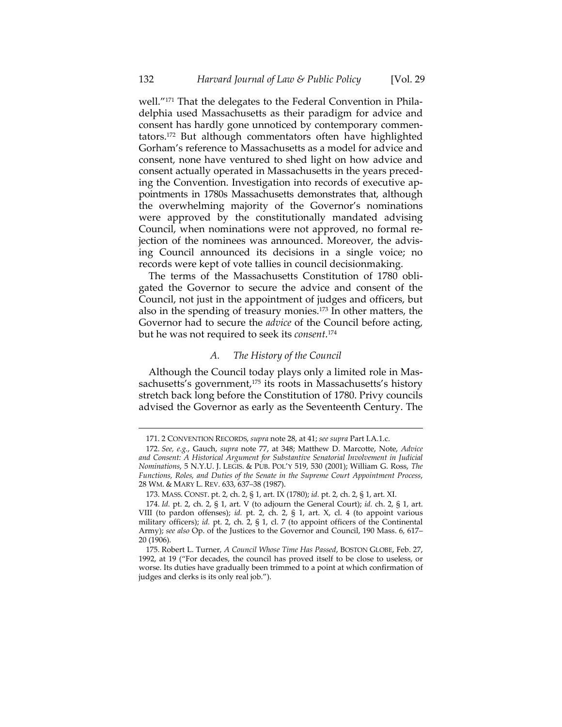well."[171] That the delegates to the Federal Convention in Philadelphia used Massachusetts as their paradigm for advice and consent has hardly gone unnoticed by contemporary commentators.[172] But although commentators often have highlighted Gorham's reference to Massachusetts as a model for advice and consent, none have ventured to shed light on how advice and consent actually operated in Massachusetts in the years preceding the Convention. Investigation into records of executive appointments in 1780s Massachusetts demonstrates that, although the overwhelming majority of the Governor's nominations were approved by the constitutionally mandated advising Council, when nominations were not approved, no formal rejection of the nominees was announced. Moreover, the advising Council announced its decisions in a single voice; no records were kept of vote tallies in council decisionmaking.

The terms of the Massachusetts Constitution of 1780 obligated the Governor to secure the advice and consent of the Council, not just in the appointment of judges and officers, but also in the spending of treasury monies.[173] In other matters, the Governor had to secure the *advice* of the Council before acting, but he was not required to seek its *consent*.[174]

### *A. The History of the Council*

Although the Council today plays only a limited role in Massachusetts's government,[175] its roots in Massachusetts's history stretch back long before the Constitution of 1780. Privy councils advised the Governor as early as the Seventeenth Century. The

---

171. 2 CONVENTION RECORDS, *supra* note 28, at 41; *see supra* Part I.A.1.c.

172. *See, e.g.*, Gauch, *supra* note 77, at 348; Matthew D. Marcotte, Note, *Advice and Consent: A Historical Argument for Substantive Senatorial Involvement in Judicial Nominations*, 5 N.Y.U. J. LEGIS. & PUB. POL'Y 519, 530 (2001); William G. Ross, *The Functions, Roles, and Duties of the Senate in the Supreme Court Appointment Process*, 28 WM. & MARY L. REV. 633, 637–38 (1987).

173. MASS. CONST. pt. 2, ch. 2, § 1, art. IX (1780); *id.* pt. 2, ch. 2, § 1, art. XI.

174. *Id.* pt. 2, ch. 2, § 1, art. V (to adjourn the General Court); *id.* ch. 2, § 1, art. VIII (to pardon offenses); *id.* pt. 2, ch. 2, § 1, art. X, cl. 4 (to appoint various military officers); *id.* pt. 2, ch. 2, § 1, cl. 7 (to appoint officers of the Continental Army); *see also* Op. of the Justices to the Governor and Council, 190 Mass. 6, 617–20 (1906).

175. Robert L. Turner, *A Council Whose Time Has Passed*, BOSTON GLOBE, Feb. 27, 1992, at 19 ("For decades, the council has proved itself to be close to useless, or worse. Its duties have gradually been trimmed to a point at which confirmation of judges and clerks is its only real job.").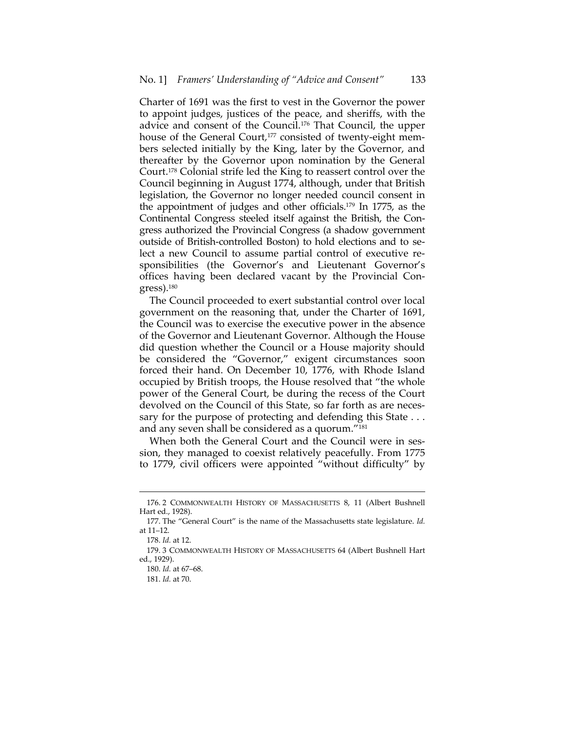Charter of 1691 was the first to vest in the Governor the power to appoint judges, justices of the peace, and sheriffs, with the advice and consent of the Council.[176] That Council, the upper house of the General Court,[177] consisted of twenty-eight members selected initially by the King, later by the Governor, and thereafter by the Governor upon nomination by the General Court.[178] Colonial strife led the King to reassert control over the Council beginning in August 1774, although, under that British legislation, the Governor no longer needed council consent in the appointment of judges and other officials.[179] In 1775, as the Continental Congress steeled itself against the British, the Congress authorized the Provincial Congress (a shadow government outside of British-controlled Boston) to hold elections and to select a new Council to assume partial control of executive responsibilities (the Governor's and Lieutenant Governor's offices having been declared vacant by the Provincial Congress).[180]

The Council proceeded to exert substantial control over local government on the reasoning that, under the Charter of 1691, the Council was to exercise the executive power in the absence of the Governor and Lieutenant Governor. Although the House did question whether the Council or a House majority should be considered the "Governor," exigent circumstances soon forced their hand. On December 10, 1776, with Rhode Island occupied by British troops, the House resolved that "the whole power of the General Court, be during the recess of the Court devolved on the Council of this State, so far forth as are necessary for the purpose of protecting and defending this State . . . and any seven shall be considered as a quorum."[181]

When both the General Court and the Council were in session, they managed to coexist relatively peacefully. From 1775 to 1779, civil officers were appointed "without difficulty" by

---

176. 2 COMMONWEALTH HISTORY OF MASSACHUSETTS 8, 11 (Albert Bushnell Hart ed., 1928).

177. The "General Court" is the name of the Massachusetts state legislature. *Id.* at 11–12.

178. *Id.* at 12.

179. 3 COMMONWEALTH HISTORY OF MASSACHUSETTS 64 (Albert Bushnell Hart ed., 1929).

180. *Id.* at 67–68.

181. *Id.* at 70.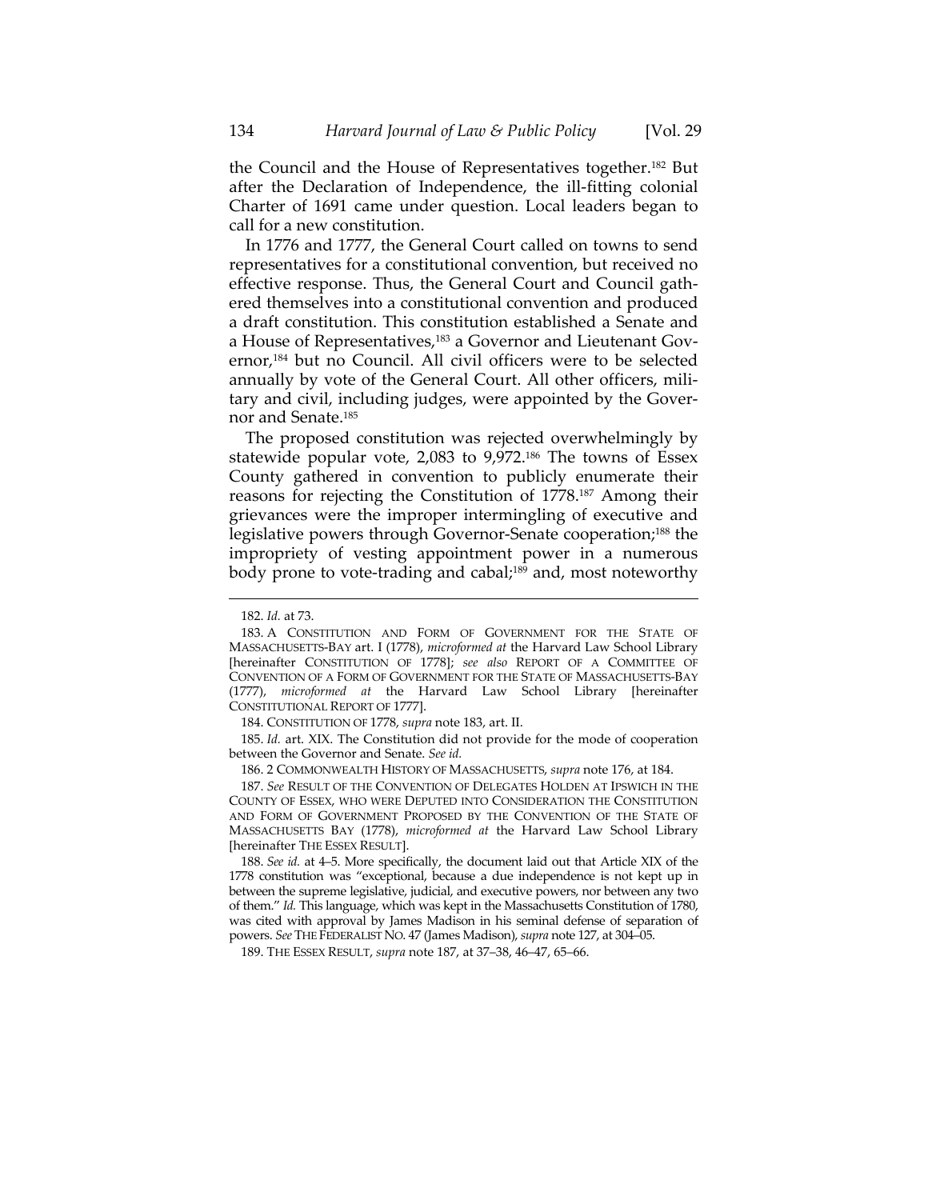the Council and the House of Representatives together.[182] But after the Declaration of Independence, the ill-fitting colonial Charter of 1691 came under question. Local leaders began to call for a new constitution.

In 1776 and 1777, the General Court called on towns to send representatives for a constitutional convention, but received no effective response. Thus, the General Court and Council gathered themselves into a constitutional convention and produced a draft constitution. This constitution established a Senate and a House of Representatives,[183] a Governor and Lieutenant Governor,[184] but no Council. All civil officers were to be selected annually by vote of the General Court. All other officers, military and civil, including judges, were appointed by the Governor and Senate.[185]

The proposed constitution was rejected overwhelmingly by statewide popular vote, 2,083 to 9,972.[186] The towns of Essex County gathered in convention to publicly enumerate their reasons for rejecting the Constitution of 1778.[187] Among their grievances were the improper intermingling of executive and legislative powers through Governor-Senate cooperation;[188] the impropriety of vesting appointment power in a numerous body prone to vote-trading and cabal;[189] and, most noteworthy

---

182. *Id.* at 73.

183. A CONSTITUTION AND FORM OF GOVERNMENT FOR THE STATE OF MASSACHUSETTS-BAY art. I (1778), *microformed at* the Harvard Law School Library [hereinafter CONSTITUTION OF 1778]; *see also* REPORT OF A COMMITTEE OF CONVENTION OF A FORM OF GOVERNMENT FOR THE STATE OF MASSACHUSETTS-BAY (1777), *microformed at* the Harvard Law School Library [hereinafter CONSTITUTIONAL REPORT OF 1777].

184. CONSTITUTION OF 1778, *supra* note 183, art. II.

185. *Id.* art. XIX. The Constitution did not provide for the mode of cooperation between the Governor and Senate. *See id.*

186. 2 COMMONWEALTH HISTORY OF MASSACHUSETTS, *supra* note 176, at 184.

187. *See* RESULT OF THE CONVENTION OF DELEGATES HOLDEN AT IPSWICH IN THE COUNTY OF ESSEX, WHO WERE DEPUTED INTO CONSIDERATION THE CONSTITUTION AND FORM OF GOVERNMENT PROPOSED BY THE CONVENTION OF THE STATE OF MASSACHUSETTS BAY (1778), *microformed at* the Harvard Law School Library [hereinafter THE ESSEX RESULT].

188. *See id.* at 4–5. More specifically, the document laid out that Article XIX of the 1778 constitution was "exceptional, because a due independence is not kept up in between the supreme legislative, judicial, and executive powers, nor between any two of them." *Id.* This language, which was kept in the Massachusetts Constitution of 1780, was cited with approval by James Madison in his seminal defense of separation of powers. *See* THE FEDERALIST NO. 47 (James Madison), *supra* note 127, at 304–05.

189. THE ESSEX RESULT, *supra* note 187, at 37–38, 46–47, 65–66.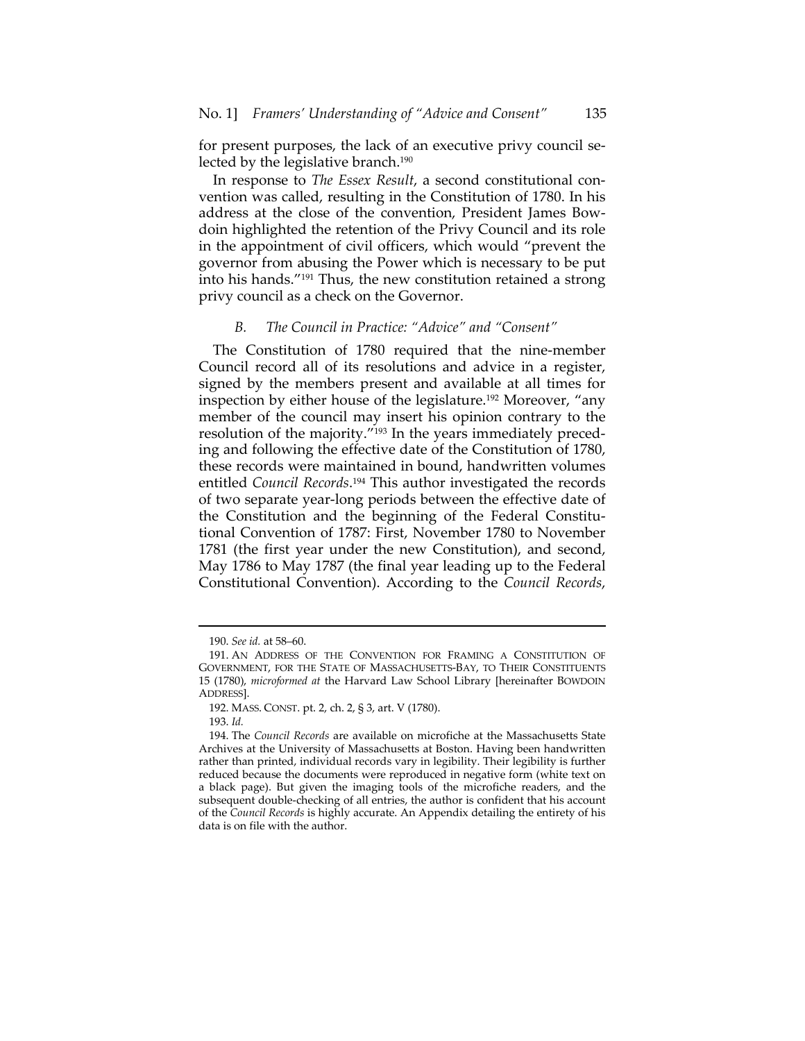for present purposes, the lack of an executive privy council selected by the legislative branch.[190]

In response to *The Essex Result*, a second constitutional convention was called, resulting in the Constitution of 1780. In his address at the close of the convention, President James Bowdoin highlighted the retention of the Privy Council and its role in the appointment of civil officers, which would "prevent the governor from abusing the Power which is necessary to be put into his hands."[191] Thus, the new constitution retained a strong privy council as a check on the Governor.

### *B. The Council in Practice: "Advice" and "Consent"*

The Constitution of 1780 required that the nine-member Council record all of its resolutions and advice in a register, signed by the members present and available at all times for inspection by either house of the legislature.[192] Moreover, "any member of the council may insert his opinion contrary to the resolution of the majority."[193] In the years immediately preceding and following the effective date of the Constitution of 1780, these records were maintained in bound, handwritten volumes entitled *Council Records*.[194] This author investigated the records of two separate year-long periods between the effective date of the Constitution and the beginning of the Federal Constitutional Convention of 1787: First, November 1780 to November 1781 (the first year under the new Constitution), and second, May 1786 to May 1787 (the final year leading up to the Federal Constitutional Convention). According to the *Council Records*,

---

190. *See id.* at 58–60.

191. AN ADDRESS OF THE CONVENTION FOR FRAMING A CONSTITUTION OF GOVERNMENT, FOR THE STATE OF MASSACHUSETTS-BAY, TO THEIR CONSTITUENTS 15 (1780), *microformed at* the Harvard Law School Library [hereinafter BOWDOIN ADDRESS].

192. MASS. CONST. pt. 2, ch. 2, § 3, art. V (1780).

193. *Id.*

194. The *Council Records* are available on microfiche at the Massachusetts State Archives at the University of Massachusetts at Boston. Having been handwritten rather than printed, individual records vary in legibility. Their legibility is further reduced because the documents were reproduced in negative form (white text on a black page). But given the imaging tools of the microfiche readers, and the subsequent double-checking of all entries, the author is confident that his account of the *Council Records* is highly accurate. An Appendix detailing the entirety of his data is on file with the author.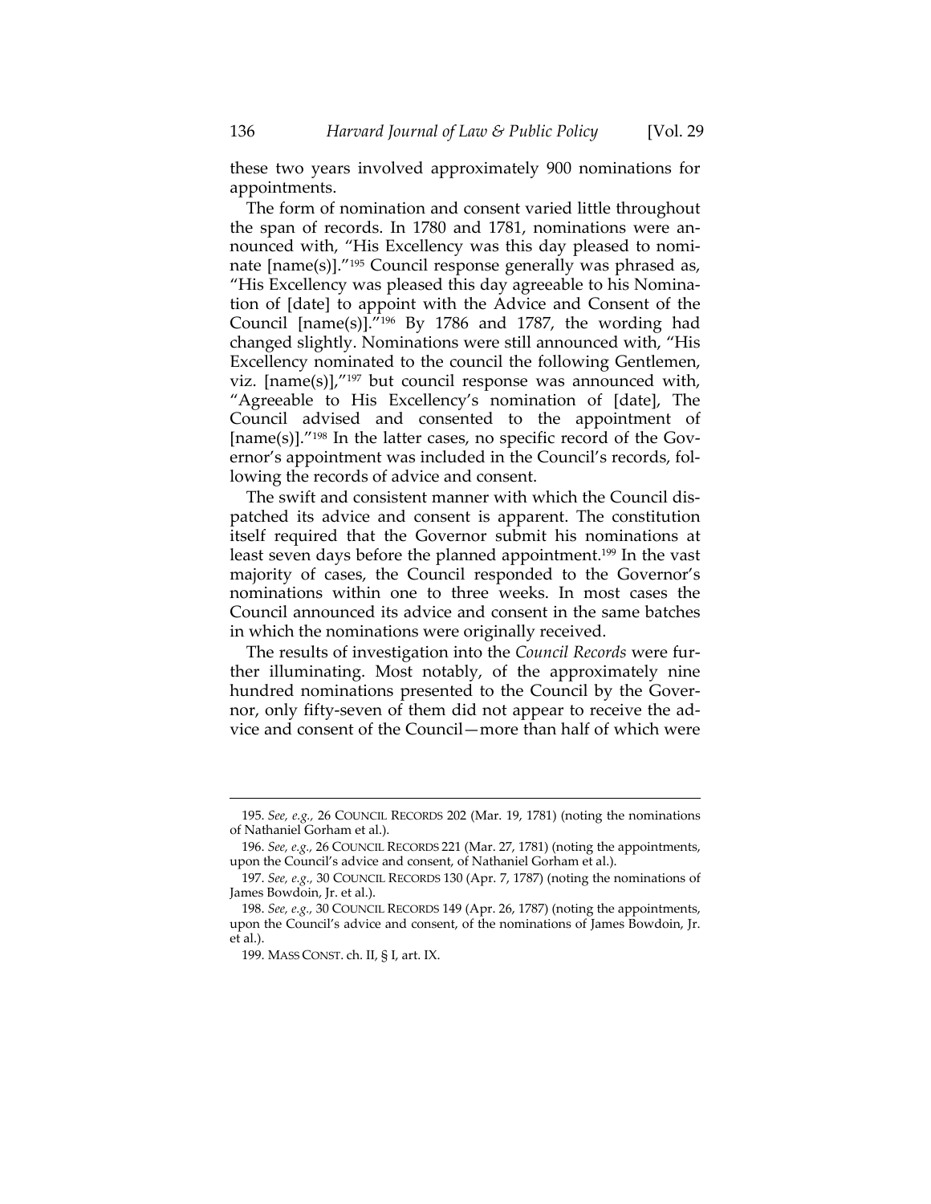these two years involved approximately 900 nominations for appointments.

The form of nomination and consent varied little throughout the span of records. In 1780 and 1781, nominations were announced with, "His Excellency was this day pleased to nominate [name(s)]."[195] Council response generally was phrased as, "His Excellency was pleased this day agreeable to his Nomination of [date] to appoint with the Advice and Consent of the Council [name(s)]."[196] By 1786 and 1787, the wording had changed slightly. Nominations were still announced with, "His Excellency nominated to the council the following Gentlemen, viz. [name(s)],"[197] but council response was announced with, "Agreeable to His Excellency's nomination of [date], The Council advised and consented to the appointment of [name(s)]."[198] In the latter cases, no specific record of the Governor's appointment was included in the Council's records, following the records of advice and consent.

The swift and consistent manner with which the Council dispatched its advice and consent is apparent. The constitution itself required that the Governor submit his nominations at least seven days before the planned appointment.[199] In the vast majority of cases, the Council responded to the Governor's nominations within one to three weeks. In most cases the Council announced its advice and consent in the same batches in which the nominations were originally received.

The results of investigation into the *Council Records* were further illuminating. Most notably, of the approximately nine hundred nominations presented to the Council by the Governor, only fifty-seven of them did not appear to receive the advice and consent of the Council—more than half of which were

---

195. *See, e.g.*, 26 COUNCIL RECORDS 202 (Mar. 19, 1781) (noting the nominations of Nathaniel Gorham et al.).

196. *See, e.g.*, 26 COUNCIL RECORDS 221 (Mar. 27, 1781) (noting the appointments, upon the Council's advice and consent, of Nathaniel Gorham et al.).

197. *See, e.g.*, 30 COUNCIL RECORDS 130 (Apr. 7, 1787) (noting the nominations of James Bowdoin, Jr. et al.).

198. *See, e.g.*, 30 COUNCIL RECORDS 149 (Apr. 26, 1787) (noting the appointments, upon the Council's advice and consent, of the nominations of James Bowdoin, Jr. et al.).

199. MASS CONST. ch. II, § I, art. IX.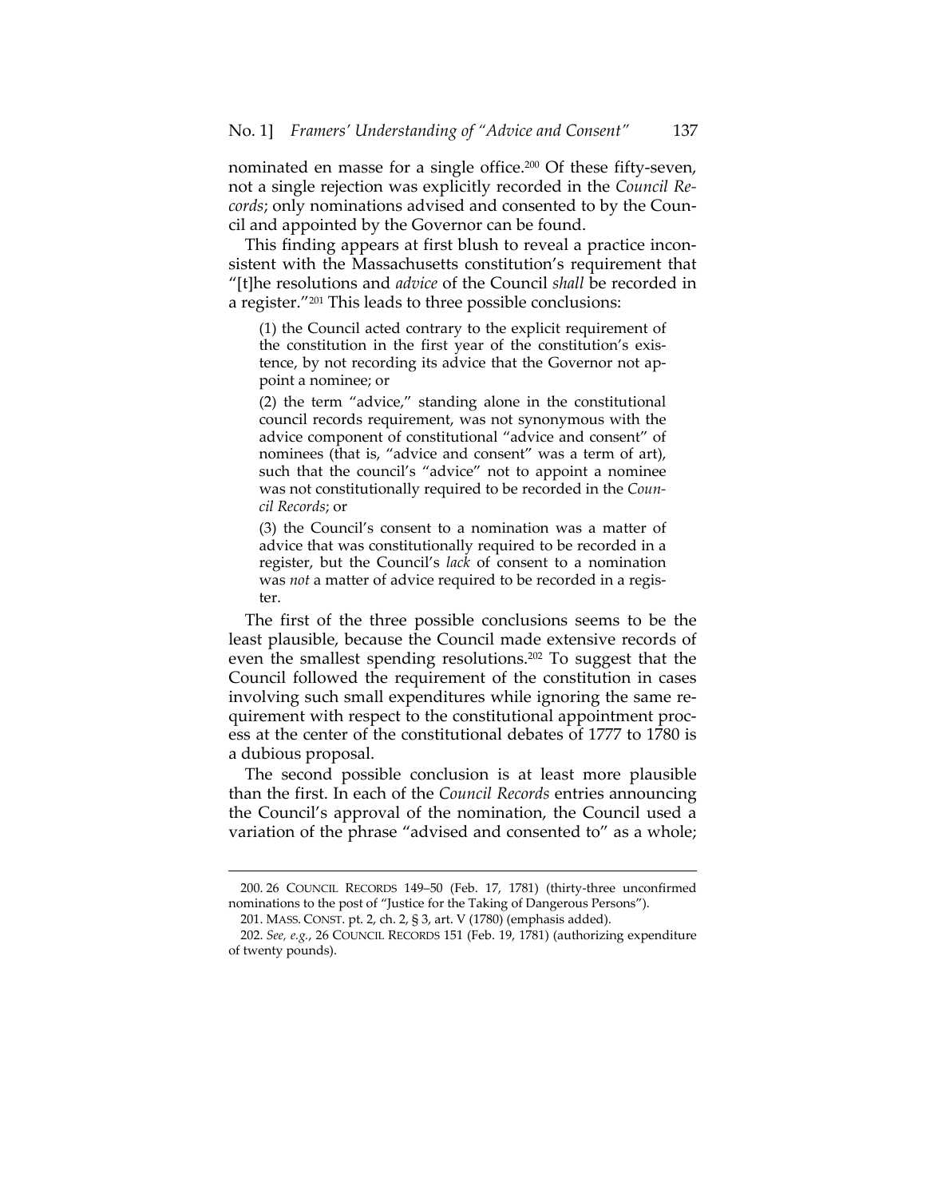nominated en masse for a single office.[200] Of these fifty-seven, not a single rejection was explicitly recorded in the *Council Records*; only nominations advised and consented to by the Council and appointed by the Governor can be found.

This finding appears at first blush to reveal a practice inconsistent with the Massachusetts constitution's requirement that "[t]he resolutions and *advice* of the Council *shall* be recorded in a register."[201] This leads to three possible conclusions:

> (1) the Council acted contrary to the explicit requirement of the constitution in the first year of the constitution's existence, by not recording its advice that the Governor not appoint a nominee; or
>
> (2) the term "advice," standing alone in the constitutional council records requirement, was not synonymous with the advice component of constitutional "advice and consent" of nominees (that is, "advice and consent" was a term of art), such that the council's "advice" not to appoint a nominee was not constitutionally required to be recorded in the *Council Records*; or
>
> (3) the Council's consent to a nomination was a matter of advice that was constitutionally required to be recorded in a register, but the Council's *lack* of consent to a nomination was *not* a matter of advice required to be recorded in a register.

The first of the three possible conclusions seems to be the least plausible, because the Council made extensive records of even the smallest spending resolutions.[202] To suggest that the Council followed the requirement of the constitution in cases involving such small expenditures while ignoring the same requirement with respect to the constitutional appointment process at the center of the constitutional debates of 1777 to 1780 is a dubious proposal.

The second possible conclusion is at least more plausible than the first. In each of the *Council Records* entries announcing the Council's approval of the nomination, the Council used a variation of the phrase "advised and consented to" as a whole;

---

200. 26 COUNCIL RECORDS 149–50 (Feb. 17, 1781) (thirty-three unconfirmed nominations to the post of "Justice for the Taking of Dangerous Persons").

201. MASS. CONST. pt. 2, ch. 2, § 3, art. V (1780) (emphasis added).

202. *See, e.g.*, 26 COUNCIL RECORDS 151 (Feb. 19, 1781) (authorizing expenditure of twenty pounds).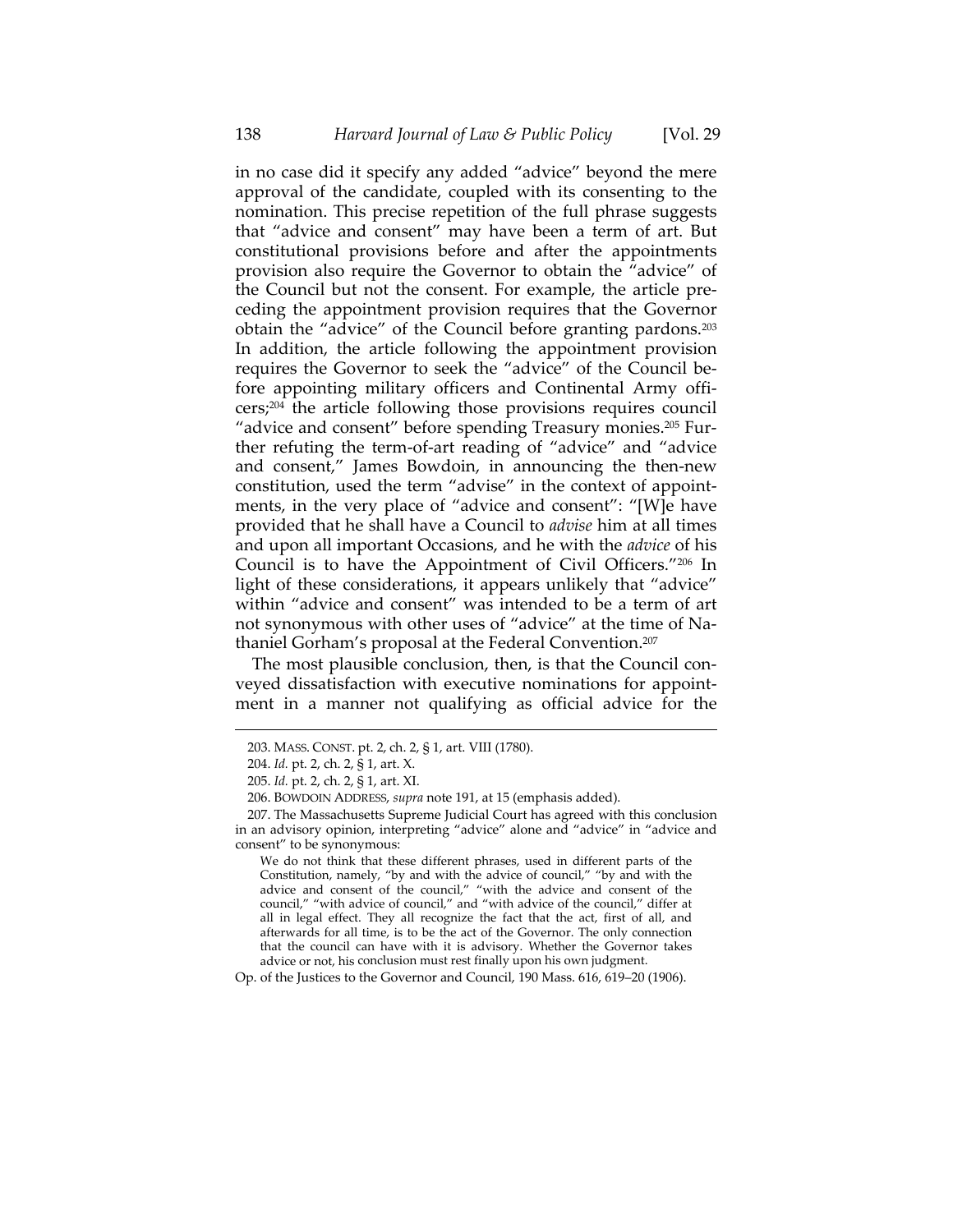in no case did it specify any added "advice" beyond the mere approval of the candidate, coupled with its consenting to the nomination. This precise repetition of the full phrase suggests that "advice and consent" may have been a term of art. But constitutional provisions before and after the appointments provision also require the Governor to obtain the "advice" of the Council but not the consent. For example, the article preceding the appointment provision requires that the Governor obtain the "advice" of the Council before granting pardons.[203] In addition, the article following the appointment provision requires the Governor to seek the "advice" of the Council before appointing military officers and Continental Army officers;[204] the article following those provisions requires council "advice and consent" before spending Treasury monies.[205] Further refuting the term-of-art reading of "advice" and "advice and consent," James Bowdoin, in announcing the then-new constitution, used the term "advise" in the context of appointments, in the very place of "advice and consent": "[W]e have provided that he shall have a Council to *advise* him at all times and upon all important Occasions, and he with the *advice* of his Council is to have the Appointment of Civil Officers."[206] In light of these considerations, it appears unlikely that "advice" within "advice and consent" was intended to be a term of art not synonymous with other uses of "advice" at the time of Nathaniel Gorham's proposal at the Federal Convention.[207]

The most plausible conclusion, then, is that the Council conveyed dissatisfaction with executive nominations for appointment in a manner not qualifying as official advice for the

---

203. MASS. CONST. pt. 2, ch. 2, § 1, art. VIII (1780).

204. *Id.* pt. 2, ch. 2, § 1, art. X.

205. *Id.* pt. 2, ch. 2, § 1, art. XI.

206. BOWDOIN ADDRESS, *supra* note 191, at 15 (emphasis added).

207. The Massachusetts Supreme Judicial Court has agreed with this conclusion in an advisory opinion, interpreting "advice" alone and "advice" in "advice and consent" to be synonymous:

> We do not think that these different phrases, used in different parts of the Constitution, namely, "by and with the advice of council," "by and with the advice and consent of the council," "with the advice and consent of the council," "with advice of council," and "with advice of the council," differ at all in legal effect. They all recognize the fact that the act, first of all, and afterwards for all time, is to be the act of the Governor. The only connection that the council can have with it is advisory. Whether the Governor takes advice or not, his conclusion must rest finally upon his own judgment.

Op. of the Justices to the Governor and Council, 190 Mass. 616, 619–20 (1906).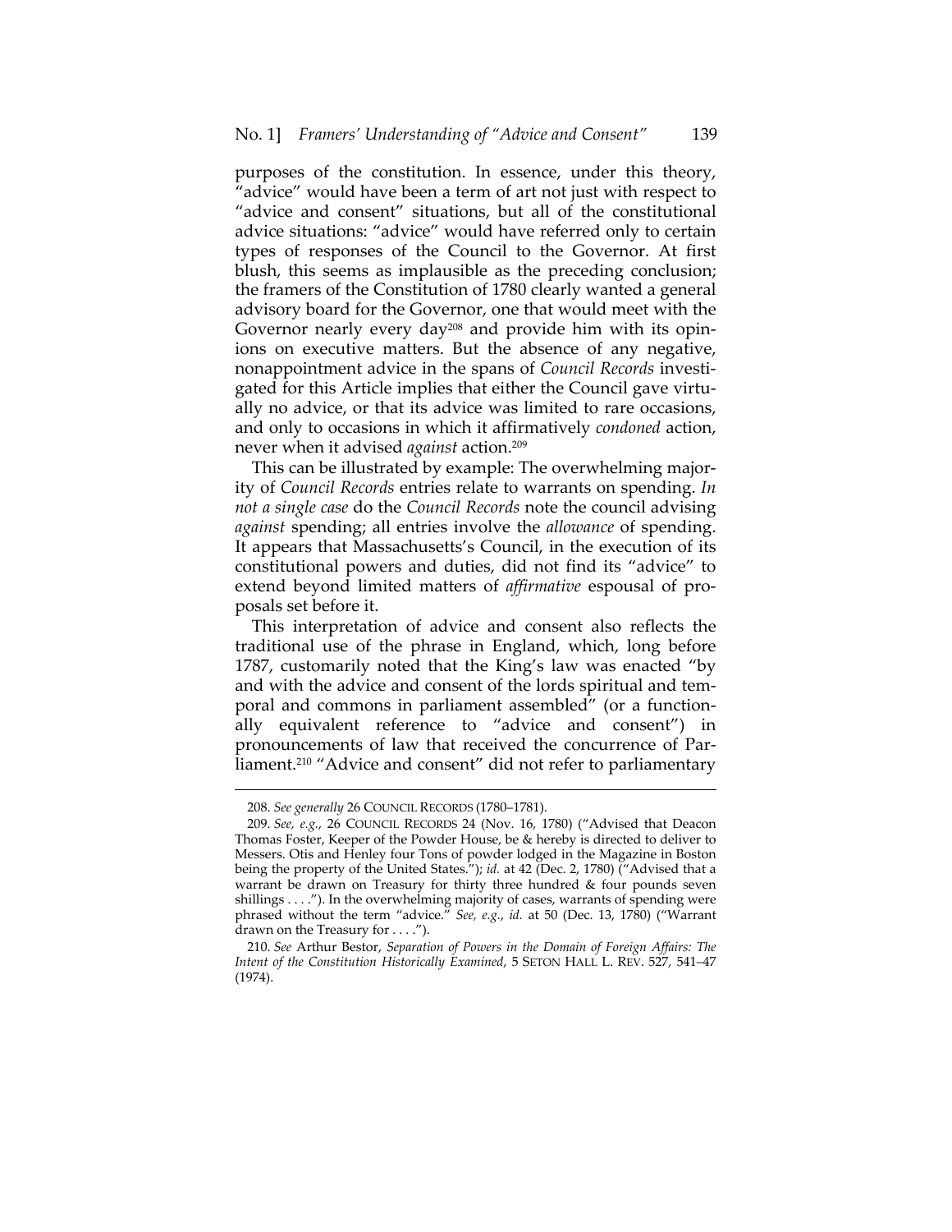purposes of the constitution. In essence, under this theory, "advice" would have been a term of art not just with respect to "advice and consent" situations, but all of the constitutional advice situations: "advice" would have referred only to certain types of responses of the Council to the Governor. At first blush, this seems as implausible as the preceding conclusion; the framers of the Constitution of 1780 clearly wanted a general advisory board for the Governor, one that would meet with the Governor nearly every day[208] and provide him with its opinions on executive matters. But the absence of any negative, nonappointment advice in the spans of *Council Records* investigated for this Article implies that either the Council gave virtually no advice, or that its advice was limited to rare occasions, and only to occasions in which it affirmatively *condoned* action, never when it advised *against* action.[209]

This can be illustrated by example: The overwhelming majority of *Council Records* entries relate to warrants on spending. *In not a single case* do the *Council Records* note the council advising *against* spending; all entries involve the *allowance* of spending. It appears that Massachusetts's Council, in the execution of its constitutional powers and duties, did not find its "advice" to extend beyond limited matters of *affirmative* espousal of proposals set before it.

This interpretation of advice and consent also reflects the traditional use of the phrase in England, which, long before 1787, customarily noted that the King's law was enacted "by and with the advice and consent of the lords spiritual and temporal and commons in parliament assembled" (or a functionally equivalent reference to "advice and consent") in pronouncements of law that received the concurrence of Parliament.[210] "Advice and consent" did not refer to parliamentary

---

208. *See generally* 26 COUNCIL RECORDS (1780–1781).

209. *See, e.g.*, 26 COUNCIL RECORDS 24 (Nov. 16, 1780) ("Advised that Deacon Thomas Foster, Keeper of the Powder House, be & hereby is directed to deliver to Messers. Otis and Henley four Tons of powder lodged in the Magazine in Boston being the property of the United States."); *id.* at 42 (Dec. 2, 1780) ("Advised that a warrant be drawn on Treasury for thirty three hundred & four pounds seven shillings . . . ."). In the overwhelming majority of cases, warrants of spending were phrased without the term "advice." *See, e.g.*, *id.* at 50 (Dec. 13, 1780) ("Warrant drawn on the Treasury for . . . .").

210. *See* Arthur Bestor, *Separation of Powers in the Domain of Foreign Affairs: The Intent of the Constitution Historically Examined*, 5 SETON HALL L. REV. 527, 541–47 (1974).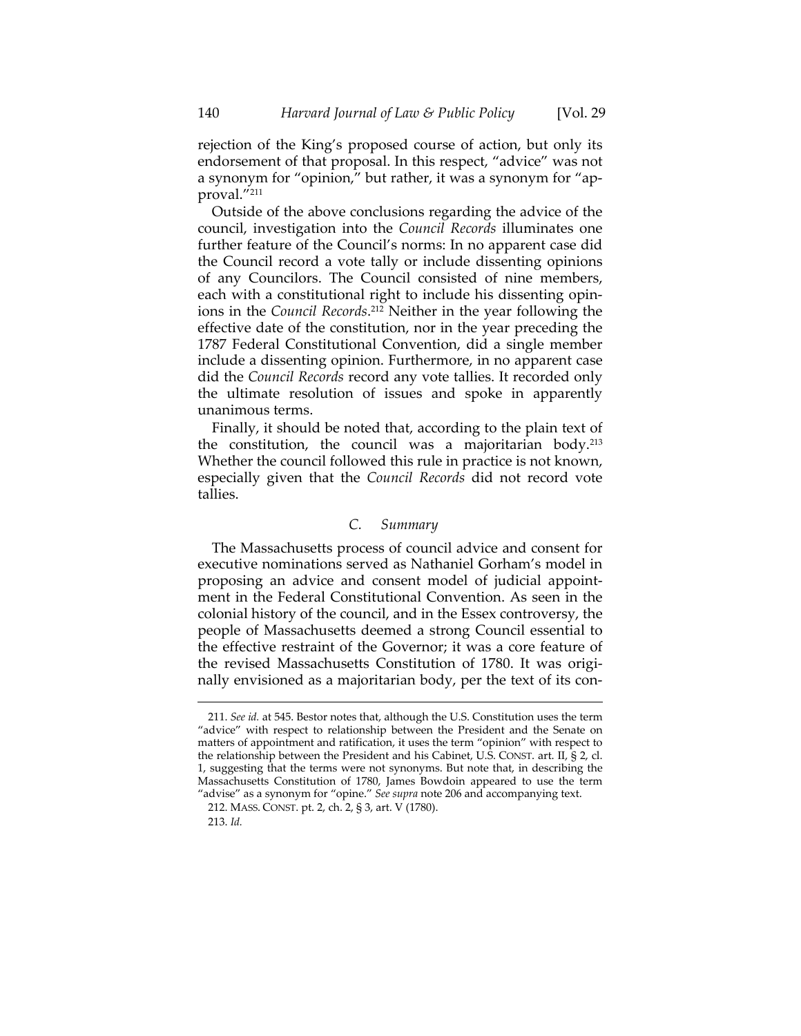rejection of the King's proposed course of action, but only its endorsement of that proposal. In this respect, "advice" was not a synonym for "opinion," but rather, it was a synonym for "approval."[211]

Outside of the above conclusions regarding the advice of the council, investigation into the *Council Records* illuminates one further feature of the Council's norms: In no apparent case did the Council record a vote tally or include dissenting opinions of any Councilors. The Council consisted of nine members, each with a constitutional right to include his dissenting opinions in the *Council Records*.[212] Neither in the year following the effective date of the constitution, nor in the year preceding the 1787 Federal Constitutional Convention, did a single member include a dissenting opinion. Furthermore, in no apparent case did the *Council Records* record any vote tallies. It recorded only the ultimate resolution of issues and spoke in apparently unanimous terms.

Finally, it should be noted that, according to the plain text of the constitution, the council was a majoritarian body.[213] Whether the council followed this rule in practice is not known, especially given that the *Council Records* did not record vote tallies.

### *C. Summary*

The Massachusetts process of council advice and consent for executive nominations served as Nathaniel Gorham's model in proposing an advice and consent model of judicial appointment in the Federal Constitutional Convention. As seen in the colonial history of the council, and in the Essex controversy, the people of Massachusetts deemed a strong Council essential to the effective restraint of the Governor; it was a core feature of the revised Massachusetts Constitution of 1780. It was originally envisioned as a majoritarian body, per the text of its con-

---

211. *See id.* at 545. Bestor notes that, although the U.S. Constitution uses the term "advice" with respect to relationship between the President and the Senate on matters of appointment and ratification, it uses the term "opinion" with respect to the relationship between the President and his Cabinet, U.S. CONST. art. II, § 2, cl. 1, suggesting that the terms were not synonyms. But note that, in describing the Massachusetts Constitution of 1780, James Bowdoin appeared to use the term "advise" as a synonym for "opine." *See supra* note 206 and accompanying text.

212. MASS. CONST. pt. 2, ch. 2, § 3, art. V (1780).

213. *Id.*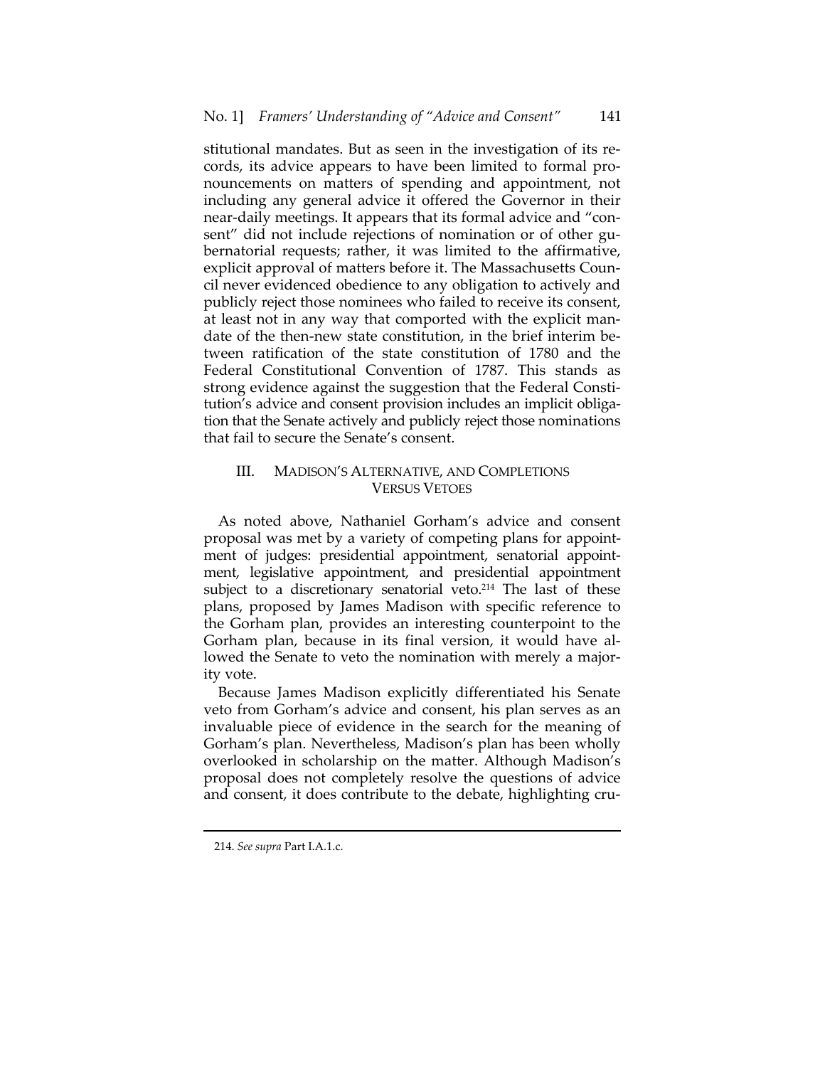stitutional mandates. But as seen in the investigation of its records, its advice appears to have been limited to formal pronouncements on matters of spending and appointment, not including any general advice it offered the Governor in their near-daily meetings. It appears that its formal advice and "consent" did not include rejections of nomination or of other gubernatorial requests; rather, it was limited to the affirmative, explicit approval of matters before it. The Massachusetts Council never evidenced obedience to any obligation to actively and publicly reject those nominees who failed to receive its consent, at least not in any way that comported with the explicit mandate of the then-new state constitution, in the brief interim between ratification of the state constitution of 1780 and the Federal Constitutional Convention of 1787. This stands as strong evidence against the suggestion that the Federal Constitution's advice and consent provision includes an implicit obligation that the Senate actively and publicly reject those nominations that fail to secure the Senate's consent.

## III. MADISON'S ALTERNATIVE, AND COMPLETIONS VERSUS VETOES

As noted above, Nathaniel Gorham's advice and consent proposal was met by a variety of competing plans for appointment of judges: presidential appointment, senatorial appointment, legislative appointment, and presidential appointment subject to a discretionary senatorial veto.[214] The last of these plans, proposed by James Madison with specific reference to the Gorham plan, provides an interesting counterpoint to the Gorham plan, because in its final version, it would have allowed the Senate to veto the nomination with merely a majority vote.

Because James Madison explicitly differentiated his Senate veto from Gorham's advice and consent, his plan serves as an invaluable piece of evidence in the search for the meaning of Gorham's plan. Nevertheless, Madison's plan has been wholly overlooked in scholarship on the matter. Although Madison's proposal does not completely resolve the questions of advice and consent, it does contribute to the debate, highlighting cru-

214. *See supra* Part I.A.1.c.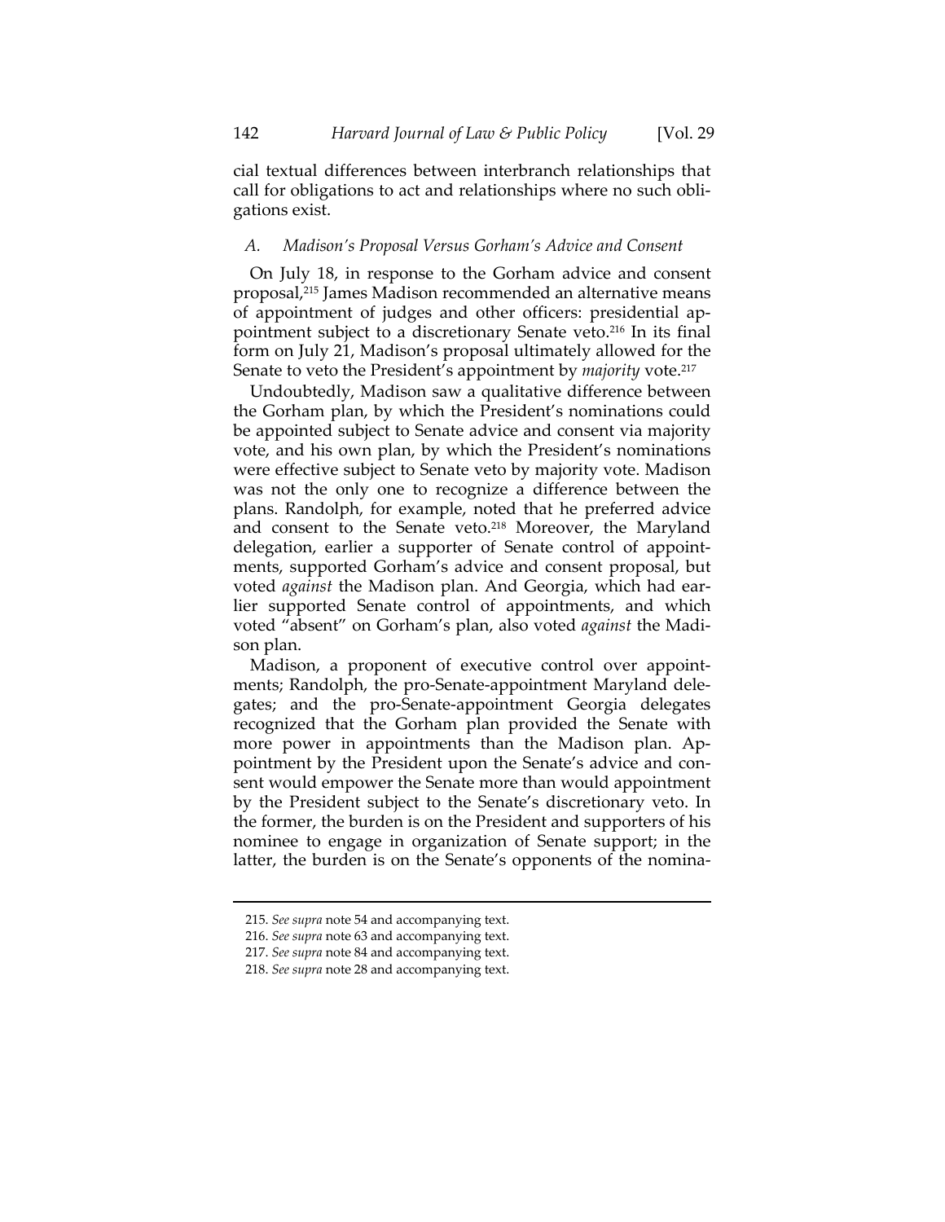cial textual differences between interbranch relationships that call for obligations to act and relationships where no such obligations exist.

### *A. Madison's Proposal Versus Gorham's Advice and Consent*

On July 18, in response to the Gorham advice and consent proposal,[215] James Madison recommended an alternative means of appointment of judges and other officers: presidential appointment subject to a discretionary Senate veto.[216] In its final form on July 21, Madison's proposal ultimately allowed for the Senate to veto the President's appointment by *majority* vote.[217]

Undoubtedly, Madison saw a qualitative difference between the Gorham plan, by which the President's nominations could be appointed subject to Senate advice and consent via majority vote, and his own plan, by which the President's nominations were effective subject to Senate veto by majority vote. Madison was not the only one to recognize a difference between the plans. Randolph, for example, noted that he preferred advice and consent to the Senate veto.[218] Moreover, the Maryland delegation, earlier a supporter of Senate control of appointments, supported Gorham's advice and consent proposal, but voted *against* the Madison plan. And Georgia, which had earlier supported Senate control of appointments, and which voted "absent" on Gorham's plan, also voted *against* the Madison plan.

Madison, a proponent of executive control over appointments; Randolph, the pro-Senate-appointment Maryland delegates; and the pro-Senate-appointment Georgia delegates recognized that the Gorham plan provided the Senate with more power in appointments than the Madison plan. Appointment by the President upon the Senate's advice and consent would empower the Senate more than would appointment by the President subject to the Senate's discretionary veto. In the former, the burden is on the President and supporters of his nominee to engage in organization of Senate support; in the latter, the burden is on the Senate's opponents of the nomina-

---

215. *See supra* note 54 and accompanying text.

216. *See supra* note 63 and accompanying text.

217. *See supra* note 84 and accompanying text.

218. *See supra* note 28 and accompanying text.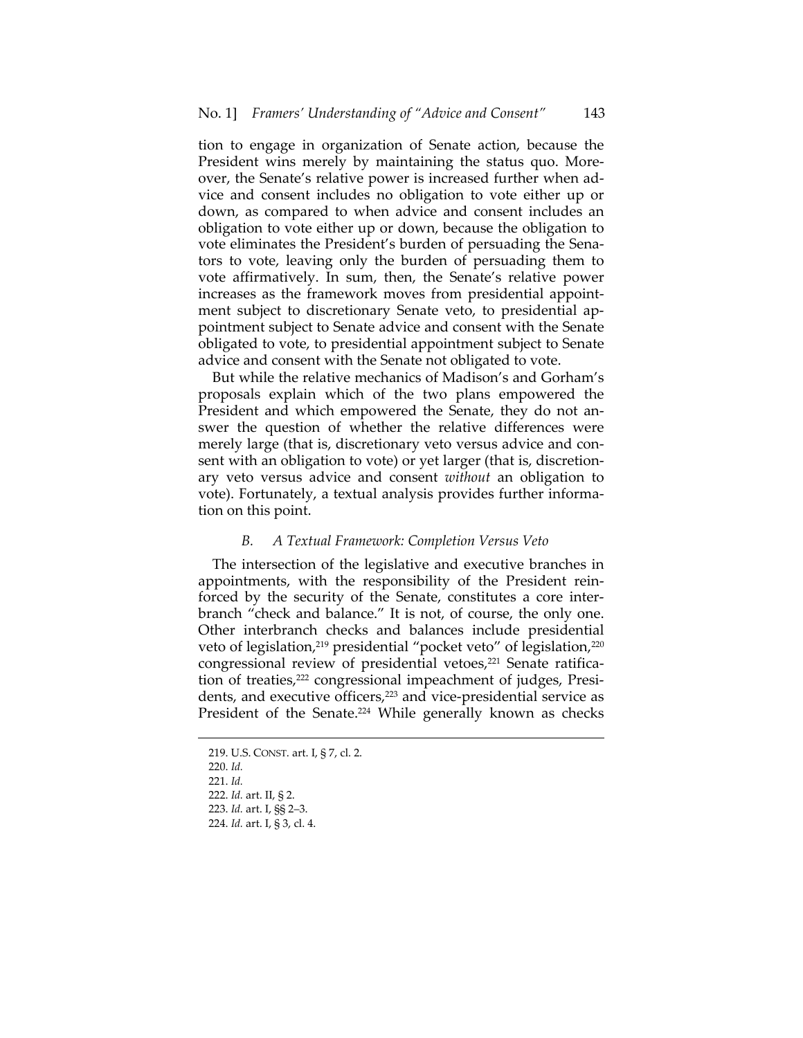tion to engage in organization of Senate action, because the President wins merely by maintaining the status quo. Moreover, the Senate's relative power is increased further when advice and consent includes no obligation to vote either up or down, as compared to when advice and consent includes an obligation to vote either up or down, because the obligation to vote eliminates the President's burden of persuading the Senators to vote, leaving only the burden of persuading them to vote affirmatively. In sum, then, the Senate's relative power increases as the framework moves from presidential appointment subject to discretionary Senate veto, to presidential appointment subject to Senate advice and consent with the Senate obligated to vote, to presidential appointment subject to Senate advice and consent with the Senate not obligated to vote.

But while the relative mechanics of Madison's and Gorham's proposals explain which of the two plans empowered the President and which empowered the Senate, they do not answer the question of whether the relative differences were merely large (that is, discretionary veto versus advice and consent with an obligation to vote) or yet larger (that is, discretionary veto versus advice and consent *without* an obligation to vote). Fortunately, a textual analysis provides further information on this point.

### *B. A Textual Framework: Completion Versus Veto*

The intersection of the legislative and executive branches in appointments, with the responsibility of the President reinforced by the security of the Senate, constitutes a core interbranch "check and balance." It is not, of course, the only one. Other interbranch checks and balances include presidential veto of legislation,[219] presidential "pocket veto" of legislation,[220] congressional review of presidential vetoes,[221] Senate ratification of treaties,[222] congressional impeachment of judges, Presidents, and executive officers,[223] and vice-presidential service as President of the Senate.[224] While generally known as checks

---

219. U.S. CONST. art. I, § 7, cl. 2.
220. *Id.*
221. *Id.*
222. *Id.* art. II, § 2.
223. *Id.* art. I, §§ 2–3.
224. *Id.* art. I, § 3, cl. 4.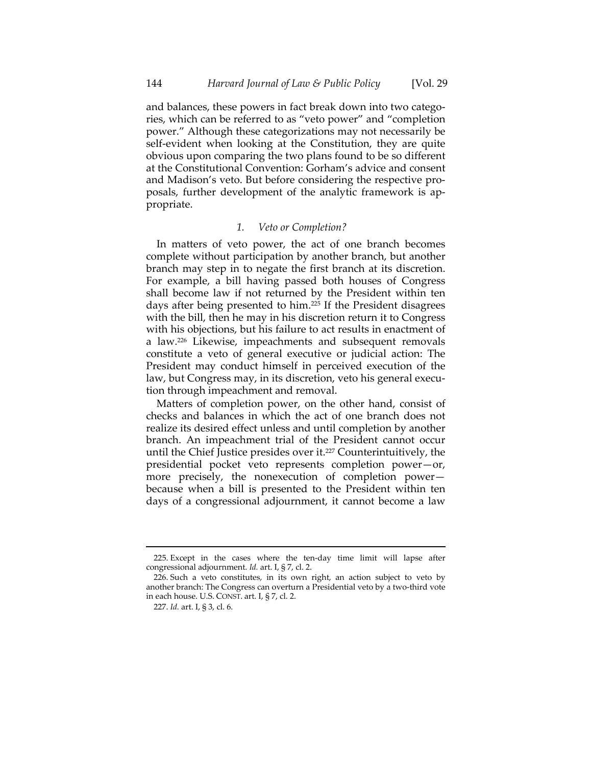and balances, these powers in fact break down into two categories, which can be referred to as "veto power" and "completion power." Although these categorizations may not necessarily be self-evident when looking at the Constitution, they are quite obvious upon comparing the two plans found to be so different at the Constitutional Convention: Gorham's advice and consent and Madison's veto. But before considering the respective proposals, further development of the analytic framework is appropriate.

### *1. Veto or Completion?*

In matters of veto power, the act of one branch becomes complete without participation by another branch, but another branch may step in to negate the first branch at its discretion. For example, a bill having passed both houses of Congress shall become law if not returned by the President within ten days after being presented to him.[225] If the President disagrees with the bill, then he may in his discretion return it to Congress with his objections, but his failure to act results in enactment of a law.[226] Likewise, impeachments and subsequent removals constitute a veto of general executive or judicial action: The President may conduct himself in perceived execution of the law, but Congress may, in its discretion, veto his general execution through impeachment and removal.

Matters of completion power, on the other hand, consist of checks and balances in which the act of one branch does not realize its desired effect unless and until completion by another branch. An impeachment trial of the President cannot occur until the Chief Justice presides over it.[227] Counterintuitively, the presidential pocket veto represents completion power—or, more precisely, the nonexecution of completion power—because when a bill is presented to the President within ten days of a congressional adjournment, it cannot become a law

---

225. Except in the cases where the ten-day time limit will lapse after congressional adjournment. *Id.* art. I, § 7, cl. 2.

226. Such a veto constitutes, in its own right, an action subject to veto by another branch: The Congress can overturn a Presidential veto by a two-third vote in each house. U.S. CONST. art. I, § 7, cl. 2.

227. *Id.* art. I, § 3, cl. 6.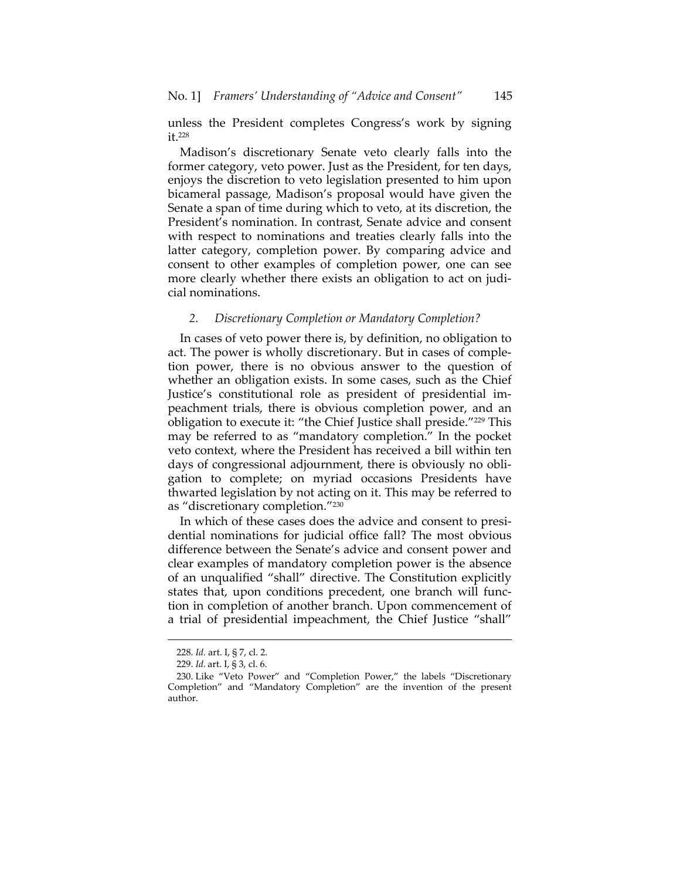unless the President completes Congress's work by signing it.[228]

Madison's discretionary Senate veto clearly falls into the former category, veto power. Just as the President, for ten days, enjoys the discretion to veto legislation presented to him upon bicameral passage, Madison's proposal would have given the Senate a span of time during which to veto, at its discretion, the President's nomination. In contrast, Senate advice and consent with respect to nominations and treaties clearly falls into the latter category, completion power. By comparing advice and consent to other examples of completion power, one can see more clearly whether there exists an obligation to act on judicial nominations.

### *2. Discretionary Completion or Mandatory Completion?*

In cases of veto power there is, by definition, no obligation to act. The power is wholly discretionary. But in cases of completion power, there is no obvious answer to the question of whether an obligation exists. In some cases, such as the Chief Justice's constitutional role as president of presidential impeachment trials, there is obvious completion power, and an obligation to execute it: "the Chief Justice shall preside."[229] This may be referred to as "mandatory completion." In the pocket veto context, where the President has received a bill within ten days of congressional adjournment, there is obviously no obligation to complete; on myriad occasions Presidents have thwarted legislation by not acting on it. This may be referred to as "discretionary completion."[230]

In which of these cases does the advice and consent to presidential nominations for judicial office fall? The most obvious difference between the Senate's advice and consent power and clear examples of mandatory completion power is the absence of an unqualified "shall" directive. The Constitution explicitly states that, upon conditions precedent, one branch will function in completion of another branch. Upon commencement of a trial of presidential impeachment, the Chief Justice "shall"

---

228. *Id.* art. I, § 7, cl. 2.

229. *Id.* art. I, § 3, cl. 6.

230. Like "Veto Power" and "Completion Power," the labels "Discretionary Completion" and "Mandatory Completion" are the invention of the present author.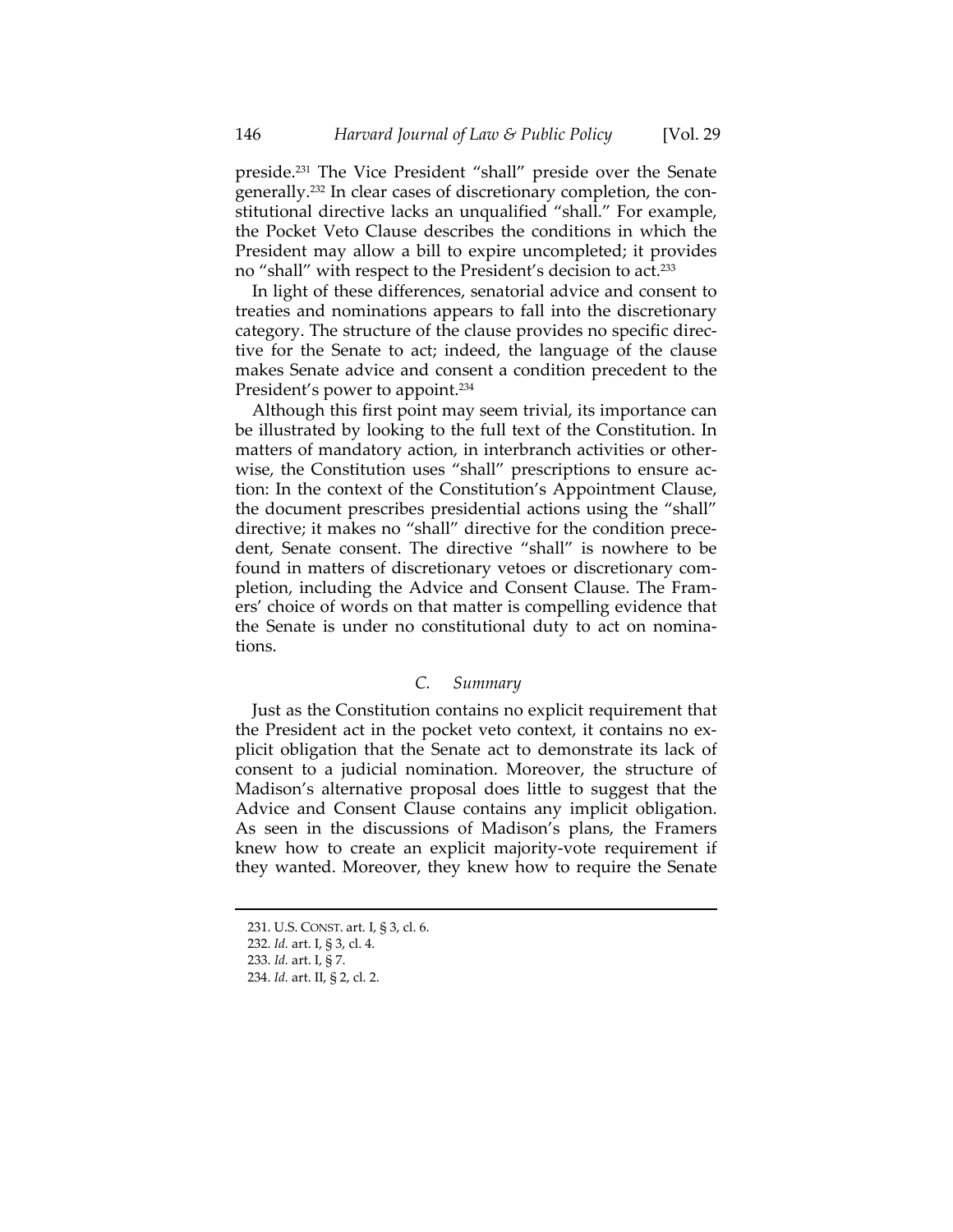preside.[231] The Vice President "shall" preside over the Senate generally.[232] In clear cases of discretionary completion, the constitutional directive lacks an unqualified "shall." For example, the Pocket Veto Clause describes the conditions in which the President may allow a bill to expire uncompleted; it provides no "shall" with respect to the President's decision to act.[233]

In light of these differences, senatorial advice and consent to treaties and nominations appears to fall into the discretionary category. The structure of the clause provides no specific directive for the Senate to act; indeed, the language of the clause makes Senate advice and consent a condition precedent to the President's power to appoint.[234]

Although this first point may seem trivial, its importance can be illustrated by looking to the full text of the Constitution. In matters of mandatory action, in interbranch activities or otherwise, the Constitution uses "shall" prescriptions to ensure action: In the context of the Constitution's Appointment Clause, the document prescribes presidential actions using the "shall" directive; it makes no "shall" directive for the condition precedent, Senate consent. The directive "shall" is nowhere to be found in matters of discretionary vetoes or discretionary completion, including the Advice and Consent Clause. The Framers' choice of words on that matter is compelling evidence that the Senate is under no constitutional duty to act on nominations.

### *C. Summary*

Just as the Constitution contains no explicit requirement that the President act in the pocket veto context, it contains no explicit obligation that the Senate act to demonstrate its lack of consent to a judicial nomination. Moreover, the structure of Madison's alternative proposal does little to suggest that the Advice and Consent Clause contains any implicit obligation. As seen in the discussions of Madison's plans, the Framers knew how to create an explicit majority-vote requirement if they wanted. Moreover, they knew how to require the Senate

---

231. U.S. CONST. art. I, § 3, cl. 6.

232. *Id.* art. I, § 3, cl. 4.

233. *Id.* art. I, § 7.

234. *Id.* art. II, § 2, cl. 2.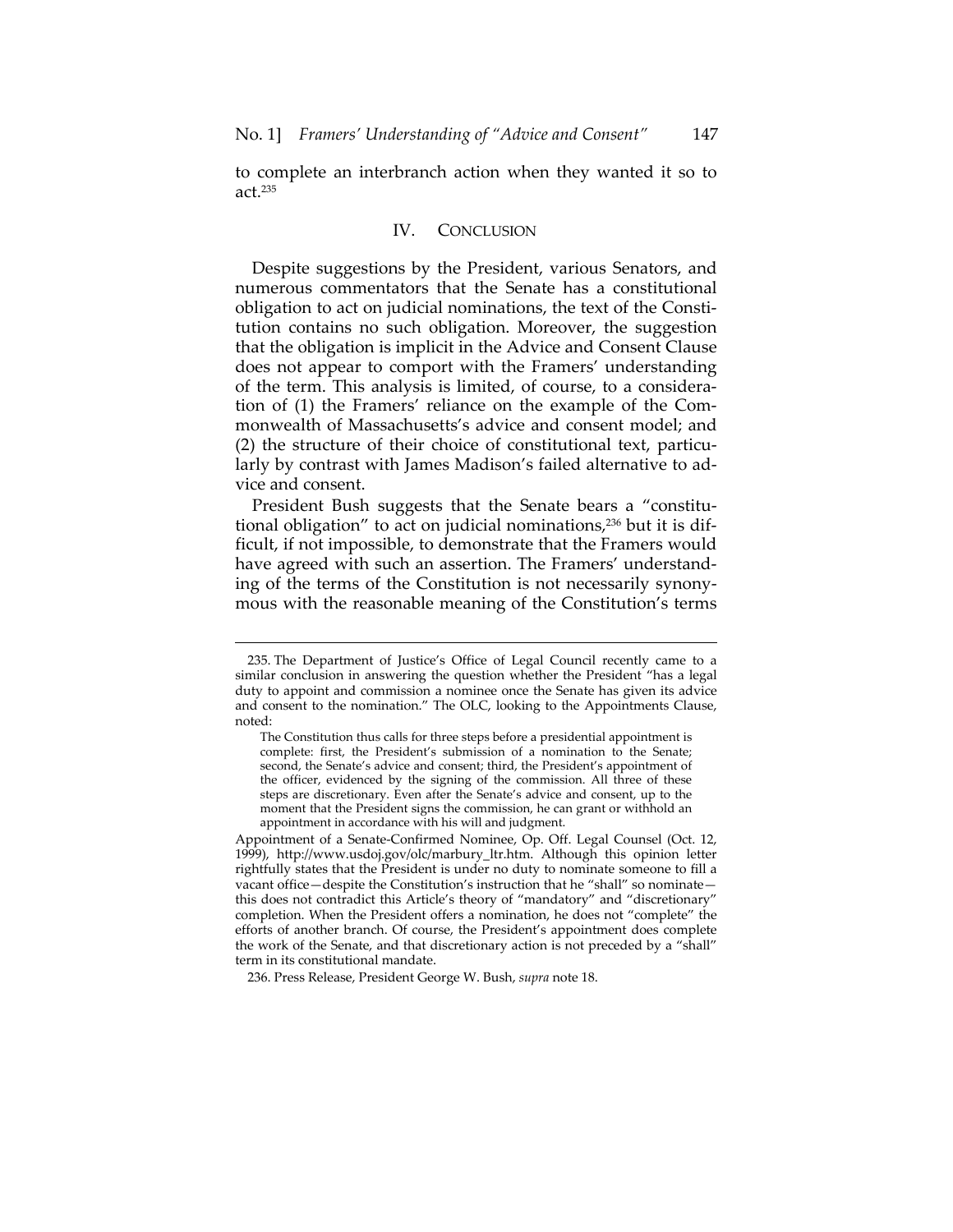to complete an interbranch action when they wanted it so to act.[235]

## IV. CONCLUSION

Despite suggestions by the President, various Senators, and numerous commentators that the Senate has a constitutional obligation to act on judicial nominations, the text of the Constitution contains no such obligation. Moreover, the suggestion that the obligation is implicit in the Advice and Consent Clause does not appear to comport with the Framers' understanding of the term. This analysis is limited, of course, to a consideration of (1) the Framers' reliance on the example of the Commonwealth of Massachusetts's advice and consent model; and (2) the structure of their choice of constitutional text, particularly by contrast with James Madison's failed alternative to advice and consent.

President Bush suggests that the Senate bears a "constitutional obligation" to act on judicial nominations,[236] but it is difficult, if not impossible, to demonstrate that the Framers would have agreed with such an assertion. The Framers' understanding of the terms of the Constitution is not necessarily synonymous with the reasonable meaning of the Constitution's terms

---

235. The Department of Justice's Office of Legal Council recently came to a similar conclusion in answering the question whether the President "has a legal duty to appoint and commission a nominee once the Senate has given its advice and consent to the nomination." The OLC, looking to the Appointments Clause, noted:

> The Constitution thus calls for three steps before a presidential appointment is complete: first, the President's submission of a nomination to the Senate; second, the Senate's advice and consent; third, the President's appointment of the officer, evidenced by the signing of the commission. All three of these steps are discretionary. Even after the Senate's advice and consent, up to the moment that the President signs the commission, he can grant or withhold an appointment in accordance with his will and judgment.

Appointment of a Senate-Confirmed Nominee, Op. Off. Legal Counsel (Oct. 12, 1999), http://www.usdoj.gov/olc/marbury_ltr.htm. Although this opinion letter rightfully states that the President is under no duty to nominate someone to fill a vacant office—despite the Constitution's instruction that he "shall" so nominate—this does not contradict this Article's theory of "mandatory" and "discretionary" completion. When the President offers a nomination, he does not "complete" the efforts of another branch. Of course, the President's appointment does complete the work of the Senate, and that discretionary action is not preceded by a "shall" term in its constitutional mandate.

236. Press Release, President George W. Bush, *supra* note 18.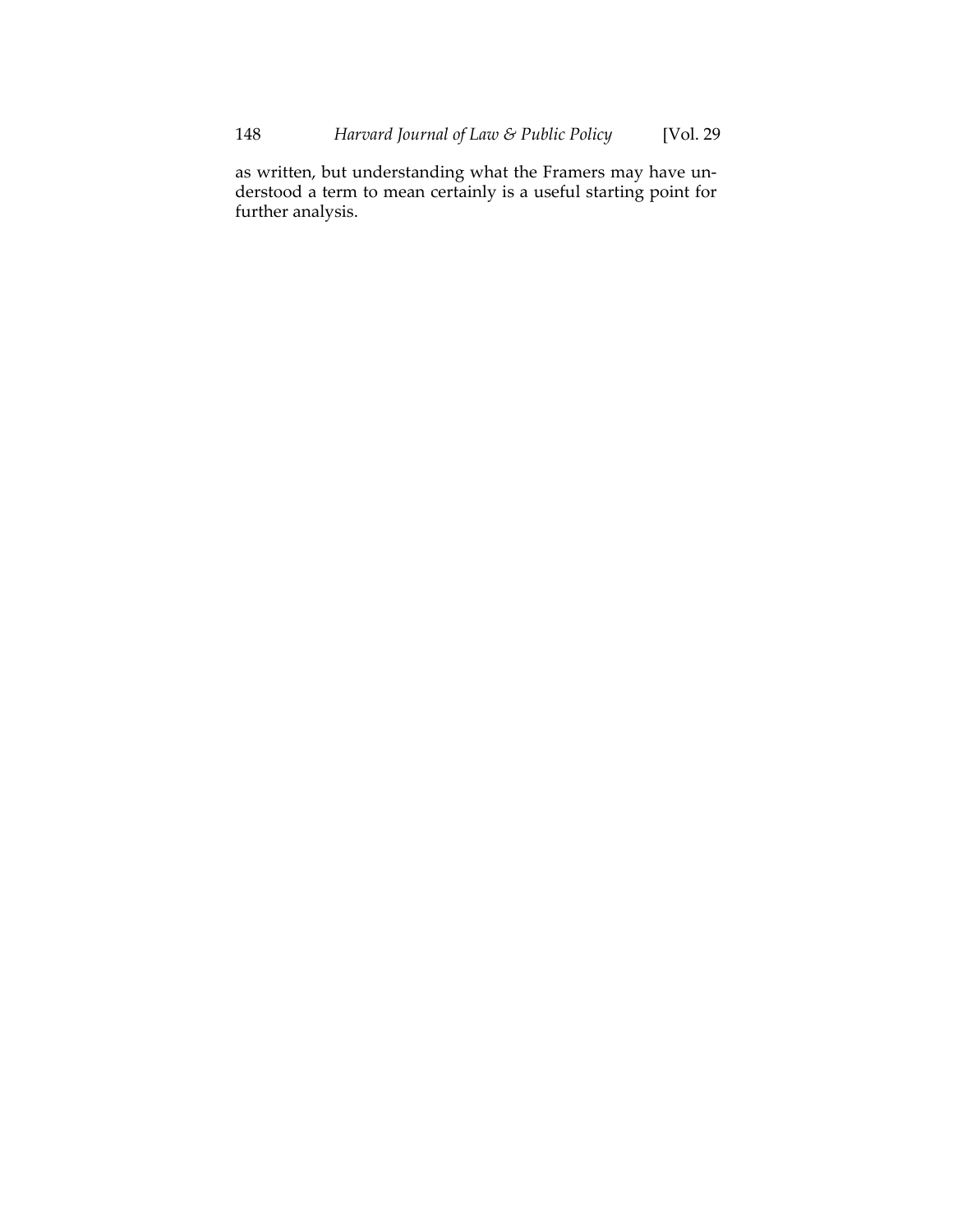as written, but understanding what the Framers may have understood a term to mean certainly is a useful starting point for further analysis.